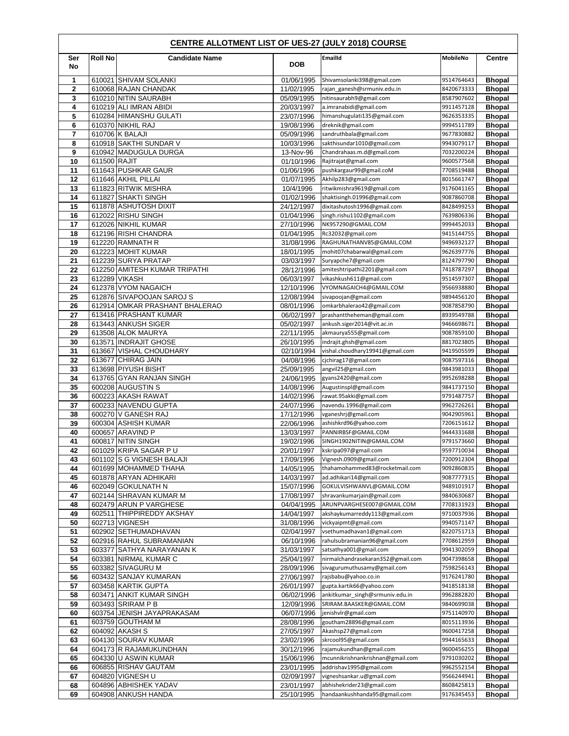## CENTRE ALLOTMENT LIST OF UES-27 (JULY 2018) COURSE

| Ser No | Roll No | Candidate Name | DOB | EmailId | MobileNo | Centre |
|---|---|---|---|---|---|---|
| 1 | 610021 | SHIVAM SOLANKI | 01/06/1995 | Shivamsolanki398@gmail.com | 9514764643 | Bhopal |
| 2 | 610068 | RAJAN CHANDAK | 11/02/1995 | rajan_ganesh@srmuniv.edu.in | 8420673333 | Bhopal |
| 3 | 610210 | NITIN SAURABH | 05/09/1995 | nitinsaurabh9@gmail.com | 8587907602 | Bhopal |
| 4 | 610219 | ALI IMRAN ABIDI | 20/03/1997 | a.imranabidi@gmail.com | 9911457128 | Bhopal |
| 5 | 610284 | HIMANSHU GULATI | 23/07/1996 | himanshugulati135@gmail.com | 9626353335 | Bhopal |
| 6 | 610370 | NIKHIL RAJ | 19/08/1996 | dreknik@gmail.com | 9994511789 | Bhopal |
| 7 | 610706 | K BALAJI | 05/09/1996 | sandruthbala@gmail.com | 9677830882 | Bhopal |
| 8 | 610918 | SAKTHI SUNDAR V | 10/03/1996 | sakthisundar1010@gmail.com | 9943079117 | Bhopal |
| 9 | 610942 | MADUGULA DURGA | 13-Nov-96 | Chandrahaas.m.d@gmail.com | 7032200224 | Bhopal |
| 10 | 611500 | RAJIT | 01/10/1996 | Rajitrajat@gmail.com | 9600577568 | Bhopal |
| 11 | 611643 | PUSHKAR GAUR | 01/06/1996 | pushkargaur99@gmail.coM | 7708519488 | Bhopal |
| 12 | 611646 | AKHIL PILLAI | 01/07/1995 | Akhilp283@gmail.com | 8015661747 | Bhopal |
| 13 | 611823 | RITWIK MISHRA | 10/4/1996 | ritwikmishra9619@gmail.com | 9176041165 | Bhopal |
| 14 | 611827 | SHAKTI SINGH | 01/02/1996 | shaktisingh.01996@gmail.com | 9087860708 | Bhopal |
| 15 | 611878 | ASHUTOSH DIXIT | 24/12/1997 | dixitashutosh1996@gmail.com | 8428499253 | Bhopal |
| 16 | 612022 | RISHU SINGH | 01/04/1996 | singh.rishu1102@gmail.com | 7639806336 | Bhopal |
| 17 | 612026 | NIKHIL KUMAR | 27/10/1996 | NK957290@GMAIL.COM | 9994452033 | Bhopal |
| 18 | 612196 | RISHI CHANDRA | 01/04/1995 | Rc32032@gmail.com | 9415144755 | Bhopal |
| 19 | 612220 | RAMNATH R | 31/08/1996 | RAGHUNATHANV85@GMAIL.COM | 9496932127 | Bhopal |
| 20 | 612223 | MOHIT KUMAR | 18/01/1995 | mohit07chabarwal@gmail.com | 9626397776 | Bhopal |
| 21 | 612239 | SURYA PRATAP | 03/03/1997 | Suryapche7@gmail.com | 8124797790 | Bhopal |
| 22 | 612250 | AMITESH KUMAR TRIPATHI | 28/12/1996 | amiteshtripathi2201@gmail.com | 7418787297 | Bhopal |
| 23 | 612289 | VIKASH | 06/03/1997 | vikashkush611@gmail.com | 9514597307 | Bhopal |
| 24 | 612378 | VYOM NAGAICH | 12/10/1996 | VYOMNAGAICH4@GMAIL.COM | 9566938880 | Bhopal |
| 25 | 612876 | SIVAPOOJAN SAROJ S | 12/08/1994 | sivapoojan@gmail.com | 9894456120 | Bhopal |
| 26 | 612914 | OMKAR PRASHANT BHALERAO | 08/01/1996 | omkarbhalerao42@gmail.com | 9087858790 | Bhopal |
| 27 | 613416 | PRASHANT KUMAR | 06/02/1997 | prashanttheheman@gmail.com | 8939549788 | Bhopal |
| 28 | 613443 | ANKUSH SIGER | 05/02/1997 | ankush.siger2014@vit.ac.in | 9466698671 | Bhopal |
| 29 | 613508 | ALOK MAURYA | 22/11/1995 | akmaurya555@gmail.com | 9087859100 | Bhopal |
| 30 | 613571 | INDRAJIT GHOSE | 26/10/1995 | indrajit.ghsh@gmail.com | 8817023805 | Bhopal |
| 31 | 613667 | VISHAL CHOUDHARY | 02/10/1994 | vishal.choudhary19941@gmail.com | 9419505599 | Bhopal |
| 32 | 613677 | CHIRAG JAIN | 04/08/1996 | cjchirag17@gmail.com | 9087597316 | Bhopal |
| 33 | 613698 | PIYUSH BISHT | 25/09/1995 | angvil25@gmail.com | 9843981033 | Bhopal |
| 34 | 613765 | GYAN RANJAN SINGH | 24/06/1995 | gyans2420@gmail.com | 9952698288 | Bhopal |
| 35 | 600208 | AUGUSTIN S | 14/08/1996 | Augustinspl@gmail.com | 9841737150 | Bhopal |
| 36 | 600223 | AKASH RAWAT | 14/02/1996 | rawat.95akki@gmail.com | 9791487757 | Bhopal |
| 37 | 600233 | NAVENDU GUPTA | 24/07/1996 | navendu.1996@gmail.com | 9962726261 | Bhopal |
| 38 | 600270 | V GANESH RAJ | 17/12/1996 | vganeshrj@gmail.com | 9042905961 | Bhopal |
| 39 | 600304 | ASHISH KUMAR | 22/06/1996 | ashishkrd96@yahoo.com | 7206151612 | Bhopal |
| 40 | 600657 | ARAVIND P | 13/03/1997 | PANNIRBSF@GMAIL.COM | 9444331688 | Bhopal |
| 41 | 600817 | NITIN SINGH | 19/02/1996 | SINGH1902NITIN@GMAIL.COM | 9791573660 | Bhopal |
| 42 | 601029 | KRIPA SAGAR P U | 20/01/1997 | kskripa097@gmail.com | 9597710034 | Bhopal |
| 43 | 601102 | S G VIGNESH BALAJI | 17/09/1996 | Vignesh.0909@gmail.com | 7200912304 | Bhopal |
| 44 | 601699 | MOHAMMED THAHA | 14/05/1995 | thahamohammed83@rocketmail.com | 9092860835 | Bhopal |
| 45 | 601878 | ARYAN ADHIKARI | 14/03/1997 | ad.adhikari14@gmail.com | 9087777315 | Bhopal |
| 46 | 602049 | GOKULNATH N | 15/07/1996 | GOKULVISHWANVL@GMAIL.COM | 9489101917 | Bhopal |
| 47 | 602144 | SHRAVAN KUMAR M | 17/08/1997 | shravankumarjain@gmail.com | 9840630687 | Bhopal |
| 48 | 602479 | ARUN P VARGHESE | 04/04/1995 | ARUNPVARGHESE007@GMAIL.COM | 7708131923 | Bhopal |
| 49 | 602511 | THIPPIREDDY AKSHAY | 14/04/1997 | akshaykumarreddy113@gmail.com | 9710037936 | Bhopal |
| 50 | 602713 | VIGNESH | 31/08/1996 | vickyaipmt@gmail.com | 9940571147 | Bhopal |
| 51 | 602902 | SETHUMADHAVAN | 02/04/1997 | vsethumadhavan1@gmail.com | 8220751713 | Bhopal |
| 52 | 602916 | RAHUL SUBRAMANIAN | 06/10/1996 | rahulsubramanian96@gmail.com | 7708612959 | Bhopal |
| 53 | 603377 | SATHYA NARAYANAN K | 31/03/1997 | satsathya001@gmail.com | 9941302059 | Bhopal |
| 54 | 603381 | NIRMAL KUMAR C | 25/04/1997 | nirmalchandrasekaran352@gmail.com | 9047398658 | Bhopal |
| 55 | 603382 | SIVAGURU M | 28/09/1996 | sivagurumuthusamy@gmail.com | 7598256143 | Bhopal |
| 56 | 603432 | SANJAY KUMARAN | 27/06/1997 | rajsbabu@yahoo.co.in | 9176241780 | Bhopal |
| 57 | 603458 | KARTIK GUPTA | 26/01/1997 | gupta.kartik66@yahoo.com | 9418518138 | Bhopal |
| 58 | 603471 | ANKIT KUMAR SINGH | 06/02/1996 | ankitkumar_singh@srmuniv.edu.in | 9962882820 | Bhopal |
| 59 | 603493 | SRIRAM P B | 12/09/1996 | SRIRAM.BAASKER@GMAIL.COM | 9840699038 | Bhopal |
| 60 | 603754 | JENISH JAYAPRAKASAM | 06/07/1996 | jenishvlr@gmail.com | 9751140970 | Bhopal |
| 61 | 603759 | GOUTHAM M | 28/08/1996 | goutham28896@gmail.com | 8015113936 | Bhopal |
| 62 | 604092 | AKASH S | 27/05/1997 | Akashsp27@gmail.com | 9600417258 | Bhopal |
| 63 | 604130 | SOURAV KUMAR | 23/02/1996 | skrcool95@gmail.com | 9944165633 | Bhopal |
| 64 | 604173 | R RAJAMUKUNDHAN | 30/12/1996 | rajamukundhan@gmail.com | 9600456255 | Bhopal |
| 65 | 604330 | U ASWIN KUMAR | 15/06/1996 | mcunnikrishnankrishnan@gmail.com | 9791030202 | Bhopal |
| 66 | 606855 | RISHAV GAUTAM | 23/01/1995 | addrishav1995@gmail.com | 9962552154 | Bhopal |
| 67 | 604820 | VIGNESH U | 02/09/1997 | vigneshsankar.u@gmail.com | 9566244941 | Bhopal |
| 68 | 604896 | ABHISHEK YADAV | 23/01/1997 | abhishekrider23@gmail.com | 8608425813 | Bhopal |
| 69 | 604908 | ANKUSH HANDA | 25/10/1995 | handaankushhanda95@gmail.com | 9176345453 | Bhopal |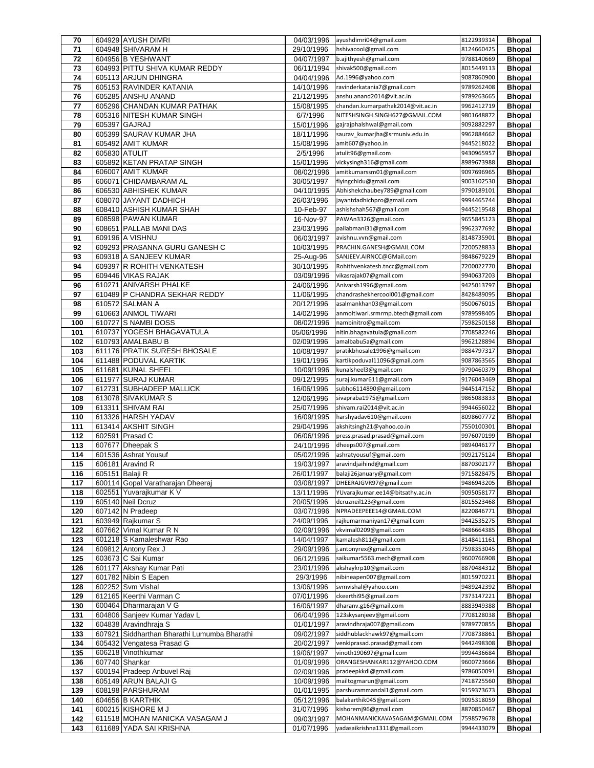| 70 | 604929 | AYUSH DIMRI | 04/03/1996 | ayushdimri04@gmail.com | 8122939314 | **Bhopal** |
|---|---|---|---|---|---|---|
| 71 | 604948 | SHIVARAM H | 29/10/1996 | hshivacool@gmail.com | 8124660425 | **Bhopal** |
| 72 | 604956 | B YESHWANT | 04/07/1997 | b.ajithyesh@gmail.com | 9788140669 | **Bhopal** |
| 73 | 604993 | PITTU SHIVA KUMAR REDDY | 06/11/1994 | shivak500@gmail.com | 8015449113 | **Bhopal** |
| 74 | 605113 | ARJUN DHINGRA | 04/04/1996 | Ad.1996@yahoo.com | 9087860900 | **Bhopal** |
| 75 | 605153 | RAVINDER KATANIA | 14/10/1996 | ravinderkatania7@gmail.com | 9789262408 | **Bhopal** |
| 76 | 605285 | ANSHU ANAND | 21/12/1995 | anshu.anand2014@vit.ac.in | 9789263665 | **Bhopal** |
| 77 | 605296 | CHANDAN KUMAR PATHAK | 15/08/1995 | chandan.kumarpathak2014@vit.ac.in | 9962412719 | **Bhopal** |
| 78 | 605316 | NITESH KUMAR SINGH | 6/7/1996 | NITESHSINGH.SINGH627@GMAIL.COM | 9801648872 | **Bhopal** |
| 79 | 605397 | GAJRAJ | 15/01/1996 | gajrajphalshwal@gmail.com | 9092882297 | **Bhopal** |
| 80 | 605399 | SAURAV KUMAR JHA | 18/11/1996 | saurav_kumarjha@srmuniv.edu.in | 9962884662 | **Bhopal** |
| 81 | 605492 | AMIT KUMAR | 15/08/1996 | amit607@yahoo.in | 9445218022 | **Bhopal** |
| 82 | 605830 | ATULIT | 2/5/1996 | atulit96@gmail.com | 9430965957 | **Bhopal** |
| 83 | 605892 | KETAN PRATAP SINGH | 15/01/1996 | vickysingh316@gmail.com | 8989673988 | **Bhopal** |
| 84 | 606007 | AMIT KUMAR | 08/02/1996 | amitkumarssm01@gmail.com | 9097696965 | **Bhopal** |
| 85 | 606071 | CHIDAMBARAM AL | 30/05/1997 | flyingchidu@gmail.com | 9003102530 | **Bhopal** |
| 86 | 606530 | ABHISHEK KUMAR | 04/10/1995 | Abhishekchaubey789@gmail.com | 9790189101 | **Bhopal** |
| 87 | 608070 | JAYANT DADHICH | 26/03/1996 | jayantdadhichpro@gmail.com | 9994465744 | **Bhopal** |
| 88 | 608410 | ASHISH KUMAR SHAH | 10-Feb-97 | ashishshah567@gmail.com | 9445219548 | **Bhopal** |
| 89 | 608598 | PAWAN KUMAR | 16-Nov-97 | PAWAn3326@gmail.com | 9655845123 | **Bhopal** |
| 90 | 608651 | PALLAB MANI DAS | 23/03/1996 | pallabmani31@gmail.com | 9962377692 | **Bhopal** |
| 91 | 609196 | A VISHNU | 06/03/1997 | avishnu.vvn@gmail.com | 8148735901 | **Bhopal** |
| 92 | 609293 | PRASANNA GURU GANESH C | 10/03/1995 | PRACHIN.GANESH@GMAIL.COM | 7200528833 | **Bhopal** |
| 93 | 609318 | A SANJEEV KUMAR | 25-Aug-96 | SANJEEV.AIRNCC@GMail.com | 9848679229 | **Bhopal** |
| 94 | 609397 | R ROHITH VENKATESH | 30/10/1995 | Rohithvenkatesh.tncc@gmail.com | 7200022770 | **Bhopal** |
| 95 | 609446 | VIKAS RAJAK | 03/09/1996 | vikasrajak07@gmail.com | 9940637203 | **Bhopal** |
| 96 | 610271 | ANIVARSH PHALKE | 24/06/1996 | Anivarsh1996@gmail.com | 9425013797 | **Bhopal** |
| 97 | 610489 | P CHANDRA SEKHAR REDDY | 11/06/1995 | chandrashekhercool001@gmail.com | 8428489095 | **Bhopal** |
| 98 | 610572 | SALMAN A | 20/12/1996 | asalmankhan03@gmail.com | 9500676015 | **Bhopal** |
| 99 | 610663 | ANMOL TIWARI | 14/02/1996 | anmoltiwari.srmrmp.btech@gmail.com | 9789598405 | **Bhopal** |
| 100 | 610727 | S NAMBI DOSS | 08/02/1996 | nambinitro@gmail.com | 7598250158 | **Bhopal** |
| 101 | 610737 | YOGESH BHAGAVATULA | 05/06/1996 | nitin.bhagavatula@gmail.com | 7708582246 | **Bhopal** |
| 102 | 610793 | AMALBABU B | 02/09/1996 | amalbabu5a@gmail.com | 9962128894 | **Bhopal** |
| 103 | 611176 | PRATIK SURESH BHOSALE | 10/08/1997 | pratikbhosale1996@gmail.com | 9884797317 | **Bhopal** |
| 104 | 611488 | PODUVAL KARTIK | 19/01/1996 | kartikpoduval11096@gmail.com | 9087863565 | **Bhopal** |
| 105 | 611681 | KUNAL SHEEL | 10/09/1996 | kunalsheel3@gmail.com | 9790460379 | **Bhopal** |
| 106 | 611977 | SURAJ KUMAR | 09/12/1995 | suraj.kumar611@gmail.com | 9176043469 | **Bhopal** |
| 107 | 612731 | SUBHADEEP MALLICK | 16/06/1996 | subho6114890@gmail.com | 9445147152 | **Bhopal** |
| 108 | 613078 | SIVAKUMAR S | 12/06/1996 | sivapraba1975@gmail.com | 9865083833 | **Bhopal** |
| 109 | 613311 | SHIVAM RAI | 25/07/1996 | shivam.rai2014@vit.ac.in | 9944656022 | **Bhopal** |
| 110 | 613326 | HARSH YADAV | 16/09/1995 | harshyadav610@gmail.com | 8098607772 | **Bhopal** |
| 111 | 613414 | AKSHIT SINGH | 29/04/1996 | akshitsingh21@yahoo.co.in | 7550100301 | **Bhopal** |
| 112 | 602591 | Prasad C | 06/06/1996 | press.prasad.prasad@gmail.com | 9976070199 | **Bhopal** |
| 113 | 607677 | Dheepak S | 24/10/1996 | dheeps007@gmail.com | 9894046177 | **Bhopal** |
| 114 | 601536 | Ashrat Yousuf | 05/02/1996 | ashratyousuf@gmail.com | 9092175124 | **Bhopal** |
| 115 | 606181 | Aravind R | 19/03/1997 | aravindjaihind@gmail.com | 8870302177 | **Bhopal** |
| 116 | 605151 | Balaji R | 26/01/1997 | balaji26january@gmail.com | 9715828475 | **Bhopal** |
| 117 | 600114 | Gopal Varatharajan Dheeraj | 03/08/1997 | DHEERAJGVR97@gmail.com | 9486943205 | **Bhopal** |
| 118 | 602551 | Yuvarajkumar K V | 13/11/1996 | YUvarajkumar.ee14@bitsathy.ac.in | 9095058177 | **Bhopal** |
| 119 | 605140 | Neil Dcruz | 20/05/1996 | dcruzneil123@gmail.com | 8015523468 | **Bhopal** |
| 120 | 607142 | N Pradeep | 03/07/1996 | NPRADEEPEEE14@GMAIL.COM | 8220846771 | **Bhopal** |
| 121 | 603949 | Rajkumar S | 24/09/1996 | rajkumarmaniyan17@gmail.com | 9442535275 | **Bhopal** |
| 122 | 607662 | Vimal Kumar R N | 02/09/1996 | vkvimal0209@gmail.com | 9486664385 | **Bhopal** |
| 123 | 601218 | S Kamaleshwar Rao | 14/04/1997 | kamalesh811@gmail.com | 8148411161 | **Bhopal** |
| 124 | 609812 | Antony Rex J | 29/09/1996 | j.antonyrex@gmail.com | 7598353045 | **Bhopal** |
| 125 | 603673 | C Sai Kumar | 06/12/1996 | saikumar5563.mech@gmail.com | 9600766908 | **Bhopal** |
| 126 | 601177 | Akshay Kumar Pati | 23/01/1996 | akshaykrp10@gmail.com | 8870484312 | **Bhopal** |
| 127 | 601782 | Nibin S Eapen | 29/3/1996 | nibineapen007@gmail.com | 8015970221 | **Bhopal** |
| 128 | 602252 | Svm Vishal | 13/06/1996 | svmvishal@yahoo.com | 9489242392 | **Bhopal** |
| 129 | 612165 | Keerthi Varman C | 07/01/1996 | ckeerthi95@gmail.com | 7373147221 | **Bhopal** |
| 130 | 600464 | Dharmarajan V G | 16/06/1997 | dharanv.g16@gmail.com | 8883949388 | **Bhopal** |
| 131 | 604806 | Sanjeev Kumar Yadav L | 06/04/1996 | 123skysanjeev@gmail.com | 7708128038 | **Bhopal** |
| 132 | 604838 | Aravindhraja S | 01/01/1997 | aravindhraja007@gmail.com | 9789770855 | **Bhopal** |
| 133 | 607921 | Siddharthan Bharathi Lumumba Bharathi | 09/02/1997 | siddhublackhawk97@gmail.com | 7708738861 | **Bhopal** |
| 134 | 605432 | Vengatesa Prasad G | 20/02/1997 | venkiprasad.prasad@gmail.com | 9442498308 | **Bhopal** |
| 135 | 606218 | Vinothkumar | 19/06/1997 | vinoth190697@gmail.com | 9994436684 | **Bhopal** |
| 136 | 607740 | Shankar | 01/09/1996 | ORANGESHANKAR112@YAHOO.COM | 9600723666 | **Bhopal** |
| 137 | 600194 | Pradeep Anbuvel Raj | 02/09/1996 | pradeepkkdi@gmail.com | 9786050091 | **Bhopal** |
| 138 | 605149 | ARUN BALAJI G | 10/09/1996 | mailtogmarun@gmail.com | 7418725560 | **Bhopal** |
| 139 | 608198 | PARSHURAM | 01/01/1995 | parshurammandal1@gmail.com | 9159373673 | **Bhopal** |
| 140 | 604656 | B KARTHIK | 05/12/1996 | balakarthik045@gmail.com | 9095318059 | **Bhopal** |
| 141 | 600215 | KISHORE M J | 31/07/1996 | kishoremj96@gmail.com | 8870850467 | **Bhopal** |
| 142 | 611518 | MOHAN MANICKA VASAGAM J | 09/03/1997 | MOHANMANICKAVASAGAM@GMAIL.COM | 7598579678 | **Bhopal** |
| 143 | 611689 | YADA SAI KRISHNA | 01/07/1996 | yadasaikrishna1311@gmail.com | 9944433079 | **Bhopal** |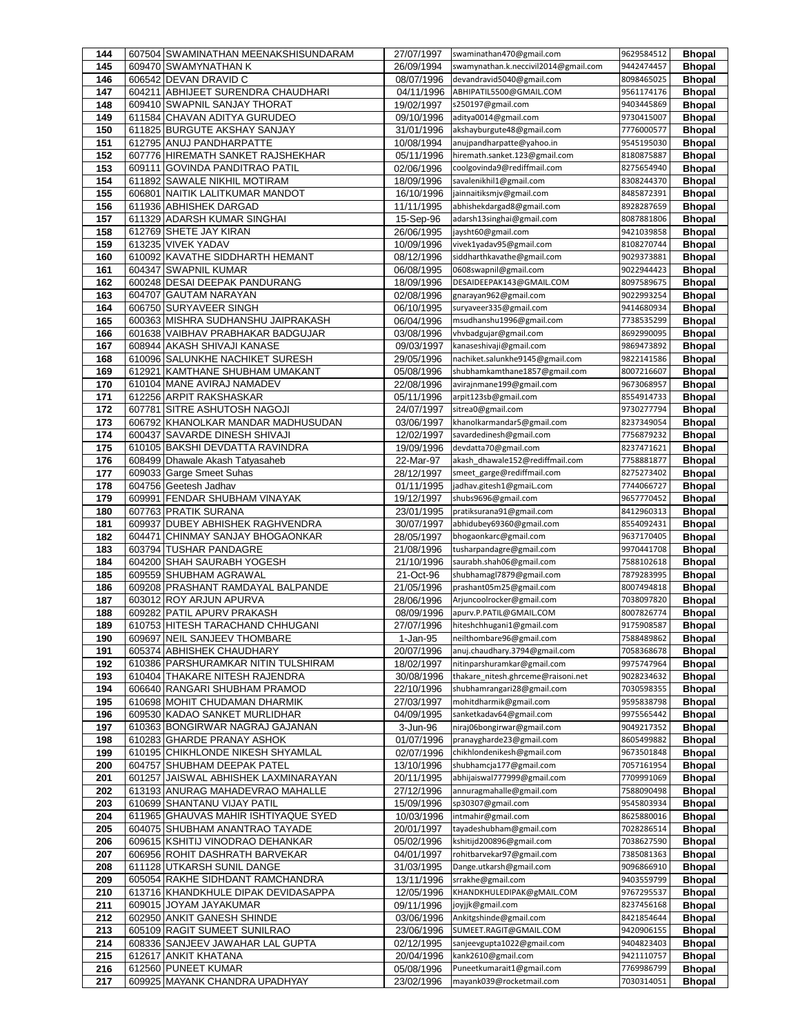| 144 | 607504 | SWAMINATHAN MEENAKSHISUNDARAM | 27/07/1997 | swaminathan470@gmail.com | 9629584512 | **Bhopal** |
|---|---|---|---|---|---|---|
| 145 | 609470 | SWAMYNATHAN K | 26/09/1994 | swamynathan.k.neccivil2014@gmail.com | 9442474457 | **Bhopal** |
| 146 | 606542 | DEVAN DRAVID C | 08/07/1996 | devandravid5040@gmail.com | 8098465025 | **Bhopal** |
| 147 | 604211 | ABHIJEET SURENDRA CHAUDHARI | 04/11/1996 | ABHIPATIL5500@GMAIL.COM | 9561174176 | **Bhopal** |
| 148 | 609410 | SWAPNIL SANJAY THORAT | 19/02/1997 | s250197@gmail.com | 9403445869 | **Bhopal** |
| 149 | 611584 | CHAVAN ADITYA GURUDEO | 09/10/1996 | aditya0014@gmail.com | 9730415007 | **Bhopal** |
| 150 | 611825 | BURGUTE AKSHAY SANJAY | 31/01/1996 | akshayburgute48@gmail.com | 7776000577 | **Bhopal** |
| 151 | 612795 | ANUJ PANDHARPATTE | 10/08/1994 | anujpandharpatte@yahoo.in | 9545195030 | **Bhopal** |
| 152 | 607776 | HIREMATH SANKET RAJSHEKHAR | 05/11/1996 | hiremath.sanket.123@gmail.com | 8180875887 | **Bhopal** |
| 153 | 609111 | GOVINDA PANDITRAO PATIL | 02/06/1996 | coolgovinda9@rediffmail.com | 8275654940 | **Bhopal** |
| 154 | 611892 | SAWALE NIKHIL MOTIRAM | 18/09/1996 | savalenikhil1@gmail.com | 8308244370 | **Bhopal** |
| 155 | 606801 | NAITIK LALITKUMAR MANDOT | 16/10/1996 | jainnaitiksmjv@gmail.com | 8485872391 | **Bhopal** |
| 156 | 611936 | ABHISHEK DARGAD | 11/11/1995 | abhishekdargad8@gmail.com | 8928287659 | **Bhopal** |
| 157 | 611329 | ADARSH KUMAR SINGHAI | 15-Sep-96 | adarsh13singhai@gmail.com | 8087881806 | **Bhopal** |
| 158 | 612769 | SHETE JAY KIRAN | 26/06/1995 | jaysht60@gmail.com | 9421039858 | **Bhopal** |
| 159 | 613235 | VIVEK YADAV | 10/09/1996 | vivek1yadav95@gmail.com | 8108270744 | **Bhopal** |
| 160 | 610092 | KAVATHE SIDDHARTH HEMANT | 08/12/1996 | siddharthkavathe@gmail.com | 9029373881 | **Bhopal** |
| 161 | 604347 | SWAPNIL KUMAR | 06/08/1995 | 0608swapnil@gmail.com | 9022944423 | **Bhopal** |
| 162 | 600248 | DESAI DEEPAK PANDURANG | 18/09/1996 | DESAIDEEPAK143@GMAIL.COM | 8097589675 | **Bhopal** |
| 163 | 604707 | GAUTAM NARAYAN | 02/08/1996 | gnarayan962@gmail.com | 9022993254 | **Bhopal** |
| 164 | 606750 | SURYAVEER SINGH | 06/10/1995 | suryaveer335@gmail.com | 9414680934 | **Bhopal** |
| 165 | 600363 | MISHRA SUDHANSHU JAIPRAKASH | 06/04/1996 | msudhanshu1996@gmail.com | 7738535299 | **Bhopal** |
| 166 | 601638 | VAIBHAV PRABHAKAR BADGUJAR | 03/08/1996 | vhvbadgujar@gmail.com | 8692990095 | **Bhopal** |
| 167 | 608944 | AKASH SHIVAJI KANASE | 09/03/1997 | kanaseshivaji@gmail.com | 9869473892 | **Bhopal** |
| 168 | 610096 | SALUNKHE NACHIKET SURESH | 29/05/1996 | nachiket.salunkhe9145@gmail.com | 9822141586 | **Bhopal** |
| 169 | 612921 | KAMTHANE SHUBHAM UMAKANT | 05/08/1996 | shubhamkamthane1857@gmail.com | 8007216607 | **Bhopal** |
| 170 | 610104 | MANE AVIRAJ NAMADEV | 22/08/1996 | avirajnmane199@gmail.com | 9673068957 | **Bhopal** |
| 171 | 612256 | ARPIT RAKSHASKAR | 05/11/1996 | arpit123sb@gmail.com | 8554914733 | **Bhopal** |
| 172 | 607781 | SITRE ASHUTOSH NAGOJI | 24/07/1997 | sitrea0@gmail.com | 9730277794 | **Bhopal** |
| 173 | 606792 | KHANOLKAR MANDAR MADHUSUDAN | 03/06/1997 | khanolkarmandar5@gmail.com | 8237349054 | **Bhopal** |
| 174 | 600437 | SAVARDE DINESH SHIVAJI | 12/02/1997 | savardedinesh@gmail.com | 7756879232 | **Bhopal** |
| 175 | 610105 | BAKSHI DEVDATTA RAVINDRA | 19/09/1996 | devdatta70@gmail.com | 8237471621 | **Bhopal** |
| 176 | 608499 | Dhawale Akash Tatyasaheb | 22-Mar-97 | akash_dhawale152@rediffmail.com | 7758881877 | **Bhopal** |
| 177 | 609033 | Garge Smeet Suhas | 28/12/1997 | smeet_garge@rediffmail.com | 8275273402 | **Bhopal** |
| 178 | 604756 | Geetesh Jadhav | 01/11/1995 | jadhav.gitesh1@gmaiL.com | 7744066727 | **Bhopal** |
| 179 | 609991 | FENDAR SHUBHAM VINAYAK | 19/12/1997 | shubs9696@gmail.com | 9657770452 | **Bhopal** |
| 180 | 607763 | PRATIK SURANA | 23/01/1995 | pratiksurana91@gmail.com | 8412960313 | **Bhopal** |
| 181 | 609937 | DUBEY ABHISHEK RAGHVENDRA | 30/07/1997 | abhidubey69360@gmail.com | 8554092431 | **Bhopal** |
| 182 | 604471 | CHINMAY SANJAY BHOGAONKAR | 28/05/1997 | bhogaonkarc@gmail.com | 9637170405 | **Bhopal** |
| 183 | 603794 | TUSHAR PANDAGRE | 21/08/1996 | tusharpandagre@gmail.com | 9970441708 | **Bhopal** |
| 184 | 604200 | SHAH SAURABH YOGESH | 21/10/1996 | saurabh.shah06@gmail.com | 7588102618 | **Bhopal** |
| 185 | 609559 | SHUBHAM AGRAWAL | 21-Oct-96 | shubhamagl7879@gmail.com | 7879283995 | **Bhopal** |
| 186 | 609208 | PRASHANT RAMDAYAL BALPANDE | 21/05/1996 | prashant05m25@gmail.com | 8007494818 | **Bhopal** |
| 187 | 603012 | ROY ARJUN APURVA | 28/06/1996 | Arjuncoolrocker@gmail.com | 7038097820 | **Bhopal** |
| 188 | 609282 | PATIL APURV PRAKASH | 08/09/1996 | apurv.P.PATIL@GMAIL.COM | 8007826774 | **Bhopal** |
| 189 | 610753 | HITESH TARACHAND CHHUGANI | 27/07/1996 | hiteshchhugani1@gmail.com | 9175908587 | **Bhopal** |
| 190 | 609697 | NEIL SANJEEV THOMBARE | 1-Jan-95 | neilthombare96@gmail.com | 7588489862 | **Bhopal** |
| 191 | 605374 | ABHISHEK CHAUDHARY | 20/07/1996 | anuj.chaudhary.3794@gmail.com | 7058368678 | **Bhopal** |
| 192 | 610386 | PARSHURAMKAR NITIN TULSHIRAM | 18/02/1997 | nitinparshuramkar@gmail.com | 9975747964 | **Bhopal** |
| 193 | 610404 | THAKARE NITESH RAJENDRA | 30/08/1996 | thakare_nitesh.ghrceme@raisoni.net | 9028234632 | **Bhopal** |
| 194 | 606640 | RANGARI SHUBHAM PRAMOD | 22/10/1996 | shubhamrangari28@gmail.com | 7030598355 | **Bhopal** |
| 195 | 610698 | MOHIT CHUDAMAN DHARMIK | 27/03/1997 | mohitdharmik@gmail.com | 9595838798 | **Bhopal** |
| 196 | 609530 | KADAO SANKET MURLIDHAR | 04/09/1995 | sanketkadav64@gmail.com | 9975565442 | **Bhopal** |
| 197 | 610363 | BONGIRWAR NAGRAJ GAJANAN | 3-Jun-96 | niraj06bongirwar@gmail.com | 9049217352 | **Bhopal** |
| 198 | 610283 | GHARDE PRANAY ASHOK | 01/07/1996 | pranaygharde23@gmail.com | 8605499882 | **Bhopal** |
| 199 | 610195 | CHIKHLONDE NIKESH SHYAMLAL | 02/07/1996 | chikhlondenikesh@gmail.com | 9673501848 | **Bhopal** |
| 200 | 604757 | SHUBHAM DEEPAK PATEL | 13/10/1996 | shubhamcja177@gmail.com | 7057161954 | **Bhopal** |
| 201 | 601257 | JAISWAL ABHISHEK LAXMINARAYAN | 20/11/1995 | abhijaiswal777999@gmail.com | 7709991069 | **Bhopal** |
| 202 | 613193 | ANURAG MAHADEVRAO MAHALLE | 27/12/1996 | annuragmahalle@gmail.com | 7588090498 | **Bhopal** |
| 203 | 610699 | SHANTANU VIJAY PATIL | 15/09/1996 | sp30307@gmail.com | 9545803934 | **Bhopal** |
| 204 | 611965 | GHAUVAS MAHIR ISHTIYAQUE SYED | 10/03/1996 | intmahir@gmail.com | 8625880016 | **Bhopal** |
| 205 | 604075 | SHUBHAM ANANTRAO TAYADE | 20/01/1997 | tayadeshubham@gmail.com | 7028286514 | **Bhopal** |
| 206 | 609615 | KSHITIJ VINODRAO DEHANKAR | 05/02/1996 | kshitijd200896@gmail.com | 7038627590 | **Bhopal** |
| 207 | 606956 | ROHIT DASHRATH BARVEKAR | 04/01/1997 | rohitbarvekar97@gmail.com | 7385081363 | **Bhopal** |
| 208 | 611128 | UTKARSH SUNIL DANGE | 31/03/1995 | Dange.utkarsh@gmail.com | 9096866910 | **Bhopal** |
| 209 | 605054 | RAKHE SIDHDANT RAMCHANDRA | 13/11/1996 | srrakhe@gmail.com | 9403559799 | **Bhopal** |
| 210 | 613716 | KHANDKHULE DIPAK DEVIDASAPPA | 12/05/1996 | KHANDKHULEDIPAK@gMAIL.COM | 9767295537 | **Bhopal** |
| 211 | 609015 | JOYAM JAYAKUMAR | 09/11/1996 | joyjjk@gmail.com | 8237456168 | **Bhopal** |
| 212 | 602950 | ANKIT GANESH SHINDE | 03/06/1996 | Ankitgshinde@gmail.com | 8421854644 | **Bhopal** |
| 213 | 605109 | RAGIT SUMEET SUNILRAO | 23/06/1996 | SUMEET.RAGIT@GMAIL.COM | 9420906155 | **Bhopal** |
| 214 | 608336 | SANJEEV JAWAHAR LAL GUPTA | 02/12/1995 | sanjeevgupta1022@gmail.com | 9404823403 | **Bhopal** |
| 215 | 612617 | ANKIT KHATANA | 20/04/1996 | kank2610@gmail.com | 9421110757 | **Bhopal** |
| 216 | 612560 | PUNEET KUMAR | 05/08/1996 | Puneetkumarait1@gmail.com | 7769986799 | **Bhopal** |
| 217 | 609925 | MAYANK CHANDRA UPADHYAY | 23/02/1996 | mayank039@rocketmail.com | 7030314051 | **Bhopal** |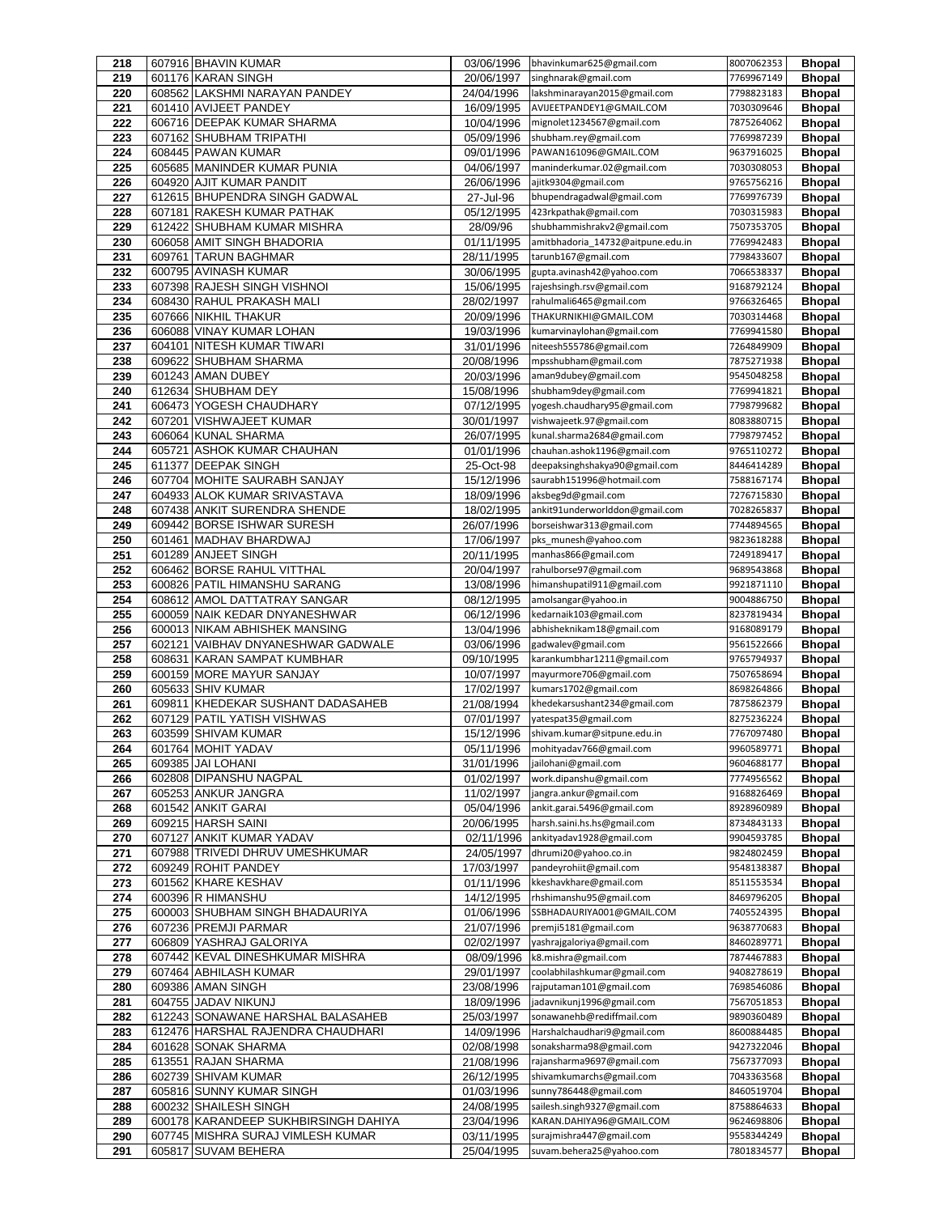| 218 | 607916 | BHAVIN KUMAR | 03/06/1996 | bhavinkumar625@gmail.com | 8007062353 | **Bhopal** |
|---|---|---|---|---|---|---|
| 219 | 601176 | KARAN SINGH | 20/06/1997 | singhnarak@gmail.com | 7769967149 | **Bhopal** |
| 220 | 608562 | LAKSHMI NARAYAN PANDEY | 24/04/1996 | lakshminarayan2015@gmail.com | 7798823183 | **Bhopal** |
| 221 | 601410 | AVIJEET PANDEY | 16/09/1995 | AVIJEETPANDEY1@GMAIL.COM | 7030309646 | **Bhopal** |
| 222 | 606716 | DEEPAK KUMAR SHARMA | 10/04/1996 | mignolet1234567@gmail.com | 7875264062 | **Bhopal** |
| 223 | 607162 | SHUBHAM TRIPATHI | 05/09/1996 | shubham.rey@gmail.com | 7769987239 | **Bhopal** |
| 224 | 608445 | PAWAN KUMAR | 09/01/1996 | PAWAN161096@GMAIL.COM | 9637916025 | **Bhopal** |
| 225 | 605685 | MANINDER KUMAR PUNIA | 04/06/1997 | maninderkumar.02@gmail.com | 7030308053 | **Bhopal** |
| 226 | 604920 | AJIT KUMAR PANDIT | 26/06/1996 | ajitk9304@gmail.com | 9765756216 | **Bhopal** |
| 227 | 612615 | BHUPENDRA SINGH GADWAL | 27-Jul-96 | bhupendragadwal@gmail.com | 7769976739 | **Bhopal** |
| 228 | 607181 | RAKESH KUMAR PATHAK | 05/12/1995 | 423rkpathak@gmail.com | 7030315983 | **Bhopal** |
| 229 | 612422 | SHUBHAM KUMAR MISHRA | 28/09/96 | shubhammishrakv2@gmail.com | 7507353705 | **Bhopal** |
| 230 | 606058 | AMIT SINGH BHADORIA | 01/11/1995 | amitbhadoria_14732@aitpune.edu.in | 7769942483 | **Bhopal** |
| 231 | 609761 | TARUN BAGHMAR | 28/11/1995 | tarunb167@gmail.com | 7798433607 | **Bhopal** |
| 232 | 600795 | AVINASH KUMAR | 30/06/1995 | gupta.avinash42@yahoo.com | 7066538337 | **Bhopal** |
| 233 | 607398 | RAJESH SINGH VISHNOI | 15/06/1995 | rajeshsingh.rsv@gmail.com | 9168792124 | **Bhopal** |
| 234 | 608430 | RAHUL PRAKASH MALI | 28/02/1997 | rahulmali6465@gmail.com | 9766326465 | **Bhopal** |
| 235 | 607666 | NIKHIL THAKUR | 20/09/1996 | THAKURNIKHI@GMAIL.COM | 7030314468 | **Bhopal** |
| 236 | 606088 | VINAY KUMAR LOHAN | 19/03/1996 | kumarvinaylohan@gmail.com | 7769941580 | **Bhopal** |
| 237 | 604101 | NITESH KUMAR TIWARI | 31/01/1996 | niteesh555786@gmail.com | 7264849909 | **Bhopal** |
| 238 | 609622 | SHUBHAM SHARMA | 20/08/1996 | mpsshubham@gmail.com | 7875271938 | **Bhopal** |
| 239 | 601243 | AMAN DUBEY | 20/03/1996 | aman9dubey@gmail.com | 9545048258 | **Bhopal** |
| 240 | 612634 | SHUBHAM DEY | 15/08/1996 | shubham9dey@gmail.com | 7769941821 | **Bhopal** |
| 241 | 606473 | YOGESH CHAUDHARY | 07/12/1995 | yogesh.chaudhary95@gmail.com | 7798799682 | **Bhopal** |
| 242 | 607201 | VISHWAJEET KUMAR | 30/01/1997 | vishwajeetk.97@gmail.com | 8083880715 | **Bhopal** |
| 243 | 606064 | KUNAL SHARMA | 26/07/1995 | kunal.sharma2684@gmail.com | 7798797452 | **Bhopal** |
| 244 | 605721 | ASHOK KUMAR CHAUHAN | 01/01/1996 | chauhan.ashok1196@gmail.com | 9765110272 | **Bhopal** |
| 245 | 611377 | DEEPAK SINGH | 25-Oct-98 | deepaksinghshakya90@gmail.com | 8446414289 | **Bhopal** |
| 246 | 607704 | MOHITE SAURABH SANJAY | 15/12/1996 | saurabh151996@hotmail.com | 7588167174 | **Bhopal** |
| 247 | 604933 | ALOK KUMAR SRIVASTAVA | 18/09/1996 | aksbeg9d@gmail.com | 7276715830 | **Bhopal** |
| 248 | 607438 | ANKIT SURENDRA SHENDE | 18/02/1995 | ankit91underworlddon@gmail.com | 7028265837 | **Bhopal** |
| 249 | 609442 | BORSE ISHWAR SURESH | 26/07/1996 | borseishwar313@gmail.com | 7744894565 | **Bhopal** |
| 250 | 601461 | MADHAV BHARDWAJ | 17/06/1997 | pks_munesh@yahoo.com | 9823618288 | **Bhopal** |
| 251 | 601289 | ANJEET SINGH | 20/11/1995 | manhas866@gmail.com | 7249189417 | **Bhopal** |
| 252 | 606462 | BORSE RAHUL VITTHAL | 20/04/1997 | rahulborse97@gmail.com | 9689543868 | **Bhopal** |
| 253 | 600826 | PATIL HIMANSHU SARANG | 13/08/1996 | himanshupatil911@gmail.com | 9921871110 | **Bhopal** |
| 254 | 608612 | AMOL DATTATRAY SANGAR | 08/12/1995 | amolsangar@yahoo.in | 9004886750 | **Bhopal** |
| 255 | 600059 | NAIK KEDAR DNYANESHWAR | 06/12/1996 | kedarnaik103@gmail.com | 8237819434 | **Bhopal** |
| 256 | 600013 | NIKAM ABHISHEK MANSING | 13/04/1996 | abhisheknikam18@gmail.com | 9168089179 | **Bhopal** |
| 257 | 602121 | VAIBHAV DNYANESHWAR GADWALE | 03/06/1996 | gadwalev@gmail.com | 9561522666 | **Bhopal** |
| 258 | 608631 | KARAN SAMPAT KUMBHAR | 09/10/1995 | karankumbhar1211@gmail.com | 9765794937 | **Bhopal** |
| 259 | 600159 | MORE MAYUR SANJAY | 10/07/1997 | mayurmore706@gmail.com | 7507658694 | **Bhopal** |
| 260 | 605633 | SHIV KUMAR | 17/02/1997 | kumars1702@gmail.com | 8698264866 | **Bhopal** |
| 261 | 609811 | KHEDEKAR SUSHANT DADASAHEB | 21/08/1994 | khedekarsushant234@gmail.com | 7875862379 | **Bhopal** |
| 262 | 607129 | PATIL YATISH VISHWAS | 07/01/1997 | yatespat35@gmail.com | 8275236224 | **Bhopal** |
| 263 | 603599 | SHIVAM KUMAR | 15/12/1996 | shivam.kumar@sitpune.edu.in | 7767097480 | **Bhopal** |
| 264 | 601764 | MOHIT YADAV | 05/11/1996 | mohityadav766@gmail.com | 9960589771 | **Bhopal** |
| 265 | 609385 | JAI LOHANI | 31/01/1996 | jailohani@gmail.com | 9604688177 | **Bhopal** |
| 266 | 602808 | DIPANSHU NAGPAL | 01/02/1997 | work.dipanshu@gmail.com | 7774956562 | **Bhopal** |
| 267 | 605253 | ANKUR JANGRA | 11/02/1997 | jangra.ankur@gmail.com | 9168826469 | **Bhopal** |
| 268 | 601542 | ANKIT GARAI | 05/04/1996 | ankit.garai.5496@gmail.com | 8928960989 | **Bhopal** |
| 269 | 609215 | HARSH SAINI | 20/06/1995 | harsh.saini.hs.hs@gmail.com | 8734843133 | **Bhopal** |
| 270 | 607127 | ANKIT KUMAR YADAV | 02/11/1996 | ankityadav1928@gmail.com | 9904593785 | **Bhopal** |
| 271 | 607988 | TRIVEDI DHRUV UMESHKUMAR | 24/05/1997 | dhrumi20@yahoo.co.in | 9824802459 | **Bhopal** |
| 272 | 609249 | ROHIT PANDEY | 17/03/1997 | pandeyrohiit@gmail.com | 9548138387 | **Bhopal** |
| 273 | 601562 | KHARE KESHAV | 01/11/1996 | kkeshavkhare@gmail.com | 8511553534 | **Bhopal** |
| 274 | 600396 | R HIMANSHU | 14/12/1995 | rhshimanshu95@gmail.com | 8469796205 | **Bhopal** |
| 275 | 600003 | SHUBHAM SINGH BHADAURIYA | 01/06/1996 | SSBHADAURIYA001@GMAIL.COM | 7405524395 | **Bhopal** |
| 276 | 607236 | PREMJI PARMAR | 21/07/1996 | premji5181@gmail.com | 9638770683 | **Bhopal** |
| 277 | 606809 | YASHRAJ GALORIYA | 02/02/1997 | yashrajgaloriya@gmail.com | 8460289771 | **Bhopal** |
| 278 | 607442 | KEVAL DINESHKUMAR MISHRA | 08/09/1996 | k8.mishra@gmail.com | 7874467883 | **Bhopal** |
| 279 | 607464 | ABHILASH KUMAR | 29/01/1997 | coolabhilashkumar@gmail.com | 9408278619 | **Bhopal** |
| 280 | 609386 | AMAN SINGH | 23/08/1996 | rajputaman101@gmail.com | 7698546086 | **Bhopal** |
| 281 | 604755 | JADAV NIKUNJ | 18/09/1996 | jadavnikunj1996@gmail.com | 7567051853 | **Bhopal** |
| 282 | 612243 | SONAWANE HARSHAL BALASAHEB | 25/03/1997 | sonawanehb@rediffmail.com | 9890360489 | **Bhopal** |
| 283 | 612476 | HARSHAL RAJENDRA CHAUDHARI | 14/09/1996 | Harshalchaudhari9@gmail.com | 8600884485 | **Bhopal** |
| 284 | 601628 | SONAK SHARMA | 02/08/1998 | sonaksharma98@gmail.com | 9427322046 | **Bhopal** |
| 285 | 613551 | RAJAN SHARMA | 21/08/1996 | rajansharma9697@gmail.com | 7567377093 | **Bhopal** |
| 286 | 602739 | SHIVAM KUMAR | 26/12/1995 | shivamkumarchs@gmail.com | 7043363568 | **Bhopal** |
| 287 | 605816 | SUNNY KUMAR SINGH | 01/03/1996 | sunny786448@gmail.com | 8460519704 | **Bhopal** |
| 288 | 600232 | SHAILESH SINGH | 24/08/1995 | sailesh.singh9327@gmail.com | 8758864633 | **Bhopal** |
| 289 | 600178 | KARANDEEP SUKHBIRSINGH DAHIYA | 23/04/1996 | KARAN.DAHIYA96@GMAIL.COM | 9624698806 | **Bhopal** |
| 290 | 607745 | MISHRA SURAJ VIMLESH KUMAR | 03/11/1995 | surajmishra447@gmail.com | 9558344249 | **Bhopal** |
| 291 | 605817 | SUVAM BEHERA | 25/04/1995 | suvam.behera25@yahoo.com | 7801834577 | **Bhopal** |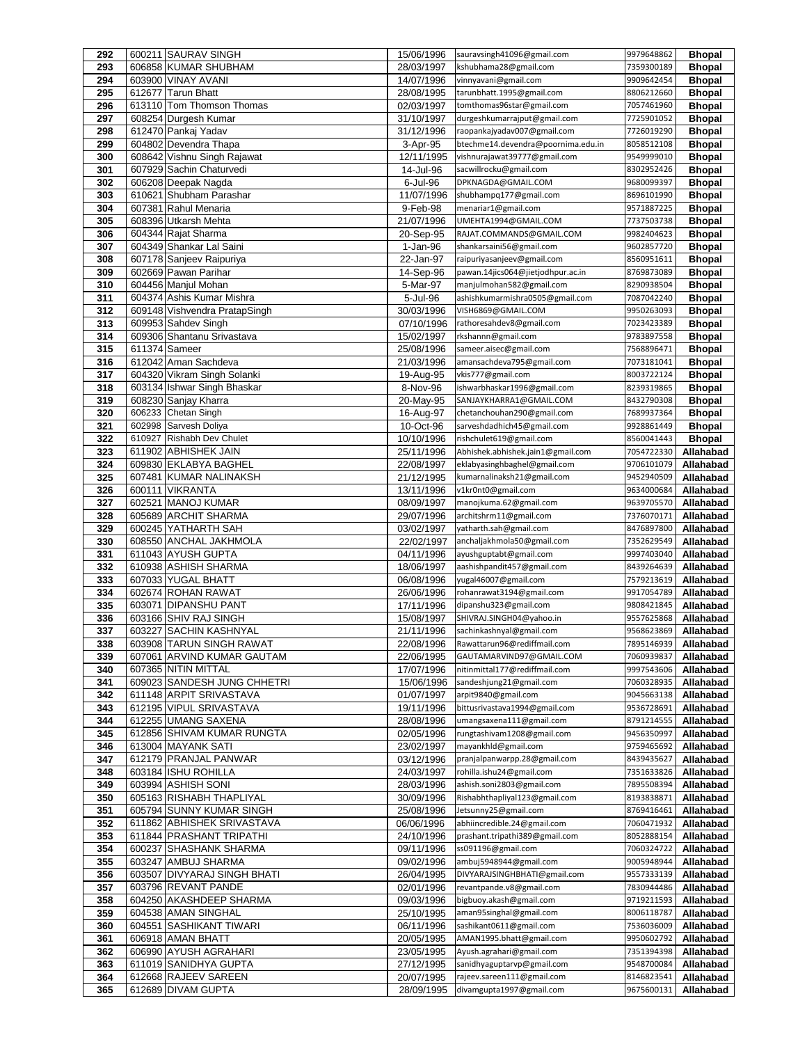| 292 | 600211 | SAURAV SINGH | 15/06/1996 | sauravsingh41096@gmail.com | 9779648862 | Bhopal |
|---|---|---|---|---|---|---|
| 293 | 606858 | KUMAR SHUBHAM | 28/03/1997 | kshubhama28@gmail.com | 7359300189 | Bhopal |
| 294 | 603900 | VINAY AVANI | 14/07/1996 | vinnyavani@gmail.com | 9909642454 | Bhopal |
| 295 | 612677 | Tarun Bhatt | 28/08/1995 | tarunbhatt.1995@gmail.com | 8806212660 | Bhopal |
| 296 | 613110 | Tom Thomson Thomas | 02/03/1997 | tomthomas96star@gmail.com | 7057461960 | Bhopal |
| 297 | 608254 | Durgesh Kumar | 31/10/1997 | durgeshkumarrajput@gmail.com | 7725901052 | Bhopal |
| 298 | 612470 | Pankaj Yadav | 31/12/1996 | raopankajyadav007@gmail.com | 7726019290 | Bhopal |
| 299 | 604802 | Devendra Thapa | 3-Apr-95 | btechme14.devendra@poornima.edu.in | 8058512108 | Bhopal |
| 300 | 608642 | Vishnu Singh Rajawat | 12/11/1995 | vishnurajawat39777@gmail.com | 9549999010 | Bhopal |
| 301 | 607929 | Sachin Chaturvedi | 14-Jul-96 | sacwillrocku@gmail.com | 8302952426 | Bhopal |
| 302 | 606208 | Deepak Nagda | 6-Jul-96 | DPKNAGDA@GMAIL.COM | 9680099397 | Bhopal |
| 303 | 610621 | Shubham Parashar | 11/07/1996 | shubhampq177@gmail.com | 8696101990 | Bhopal |
| 304 | 607381 | Rahul Menaria | 9-Feb-98 | menariar1@gmail.com | 9571887225 | Bhopal |
| 305 | 608396 | Utkarsh Mehta | 21/07/1996 | UMEHTA1994@GMAIL.COM | 7737503738 | Bhopal |
| 306 | 604344 | Rajat Sharma | 20-Sep-95 | RAJAT.COMMANDS@GMAIL.COM | 9982404623 | Bhopal |
| 307 | 604349 | Shankar Lal Saini | 1-Jan-96 | shankarsaini56@gmail.com | 9602857720 | Bhopal |
| 308 | 607178 | Sanjeev Raipuriya | 22-Jan-97 | raipuriyasanjeev@gmail.com | 8560951611 | Bhopal |
| 309 | 602669 | Pawan Parihar | 14-Sep-96 | pawan.14jics064@jietjodhpur.ac.in | 8769873089 | Bhopal |
| 310 | 604456 | Manjul Mohan | 5-Mar-97 | manjulmohan582@gmail.com | 8290938504 | Bhopal |
| 311 | 604374 | Ashis Kumar Mishra | 5-Jul-96 | ashishkumarmishra0505@gmail.com | 7087042240 | Bhopal |
| 312 | 609148 | Vishvendra PratapSingh | 30/03/1996 | VISH6869@GMAIL.COM | 9950263093 | Bhopal |
| 313 | 609953 | Sahdev Singh | 07/10/1996 | rathoresahdev8@gmail.com | 7023423389 | Bhopal |
| 314 | 609306 | Shantanu Srivastava | 15/02/1997 | rkshannn@gmail.com | 9783897558 | Bhopal |
| 315 | 611374 | Sameer | 25/08/1996 | sameer.aisec@gmail.com | 7568896471 | Bhopal |
| 316 | 612042 | Aman Sachdeva | 21/03/1996 | amansachdeva795@gmail.com | 7073181041 | Bhopal |
| 317 | 604320 | Vikram Singh Solanki | 19-Aug-95 | vkis777@gmail.com | 8003722124 | Bhopal |
| 318 | 603134 | Ishwar Singh Bhaskar | 8-Nov-96 | ishwarbhaskar1996@gmail.com | 8239319865 | Bhopal |
| 319 | 608230 | Sanjay Kharra | 20-May-95 | SANJAYKHARRA1@GMAIL.COM | 8432790308 | Bhopal |
| 320 | 606233 | Chetan Singh | 16-Aug-97 | chetanchouhan290@gmail.com | 7689937364 | Bhopal |
| 321 | 602998 | Sarvesh Doliya | 10-Oct-96 | sarveshdadhich45@gmail.com | 9928861449 | Bhopal |
| 322 | 610927 | Rishabh Dev Chulet | 10/10/1996 | rishchulet619@gmail.com | 8560041443 | Bhopal |
| 323 | 611902 | ABHISHEK JAIN | 25/11/1996 | Abhishek.abhishek.jain1@gmail.com | 7054722330 | Allahabad |
| 324 | 609830 | EKLABYA BAGHEL | 22/08/1997 | eklabyasinghbaghel@gmail.com | 9706101079 | Allahabad |
| 325 | 607481 | KUMAR NALINAKSH | 21/12/1995 | kumarnalinaksh21@gmail.com | 9452940509 | Allahabad |
| 326 | 600111 | VIKRANTA | 13/11/1996 | v1kr0nt0@gmail.com | 9634000684 | Allahabad |
| 327 | 602521 | MANOJ KUMAR | 08/09/1997 | manojkuma.62@gmail.com | 9639705570 | Allahabad |
| 328 | 605689 | ARCHIT SHARMA | 29/07/1996 | architshrm11@gmail.com | 7376070171 | Allahabad |
| 329 | 600245 | YATHARTH SAH | 03/02/1997 | yatharth.sah@gmail.com | 8476897800 | Allahabad |
| 330 | 608550 | ANCHAL JAKHMOLA | 22/02/1997 | anchaljakhmola50@gmail.com | 7352629549 | Allahabad |
| 331 | 611043 | AYUSH GUPTA | 04/11/1996 | ayushguptabt@gmail.com | 9997403040 | Allahabad |
| 332 | 610938 | ASHISH SHARMA | 18/06/1997 | aashishpandit457@gmail.com | 8439264639 | Allahabad |
| 333 | 607033 | YUGAL BHATT | 06/08/1996 | yugal46007@gmail.com | 7579213619 | Allahabad |
| 334 | 602674 | ROHAN RAWAT | 26/06/1996 | rohanrawat3194@gmail.com | 9917054789 | Allahabad |
| 335 | 603071 | DIPANSHU PANT | 17/11/1996 | dipanshu323@gmail.com | 9808421845 | Allahabad |
| 336 | 603166 | SHIV RAJ SINGH | 15/08/1997 | SHIVRAJ.SINGH04@yahoo.in | 9557625868 | Allahabad |
| 337 | 603227 | SACHIN KASHNYAL | 21/11/1996 | sachinkashnyal@gmail.com | 9568623869 | Allahabad |
| 338 | 603908 | TARUN SINGH RAWAT | 22/08/1996 | Rawattarun96@rediffmail.com | 7895146939 | Allahabad |
| 339 | 607061 | ARVIND KUMAR GAUTAM | 22/06/1995 | GAUTAMARVIND97@GMAIL.COM | 7060939837 | Allahabad |
| 340 | 607365 | NITIN MITTAL | 17/07/1996 | nitinmittal177@rediffmail.com | 9997543606 | Allahabad |
| 341 | 609023 | SANDESH JUNG CHHETRI | 15/06/1996 | sandeshjung21@gmail.com | 7060328935 | Allahabad |
| 342 | 611148 | ARPIT SRIVASTAVA | 01/07/1997 | arpit9840@gmail.com | 9045663138 | Allahabad |
| 343 | 612195 | VIPUL SRIVASTAVA | 19/11/1996 | bittusrivastava1994@gmail.com | 9536728691 | Allahabad |
| 344 | 612255 | UMANG SAXENA | 28/08/1996 | umangsaxena111@gmail.com | 8791214555 | Allahabad |
| 345 | 612856 | SHIVAM KUMAR RUNGTA | 02/05/1996 | rungtashivam1208@gmail.com | 9456350997 | Allahabad |
| 346 | 613004 | MAYANK SATI | 23/02/1997 | mayankhld@gmail.com | 9759465692 | Allahabad |
| 347 | 612179 | PRANJAL PANWAR | 03/12/1996 | pranjalpanwarpp.28@gmail.com | 8439435627 | Allahabad |
| 348 | 603184 | ISHU ROHILLA | 24/03/1997 | rohilla.ishu24@gmail.com | 7351633826 | Allahabad |
| 349 | 603994 | ASHISH SONI | 28/03/1996 | ashish.soni2803@gmail.com | 7895508394 | Allahabad |
| 350 | 605163 | RISHABH THAPLIYAL | 30/09/1996 | Rishabhthapliyal123@gmail.com | 8193838871 | Allahabad |
| 351 | 605794 | SUNNY KUMAR SINGH | 25/08/1996 | Jetsunny25@gmail.com | 8769416461 | Allahabad |
| 352 | 611862 | ABHISHEK SRIVASTAVA | 06/06/1996 | abhiincredible.24@gmail.com | 7060471932 | Allahabad |
| 353 | 611844 | PRASHANT TRIPATHI | 24/10/1996 | prashant.tripathi389@gmail.com | 8052888154 | Allahabad |
| 354 | 600237 | SHASHANK SHARMA | 09/11/1996 | ss091196@gmail.com | 7060324722 | Allahabad |
| 355 | 603247 | AMBUJ SHARMA | 09/02/1996 | ambuj5948944@gmail.com | 9005948944 | Allahabad |
| 356 | 603507 | DIVYARAJ SINGH BHATI | 26/04/1995 | DIVYARAJSINGHBHATI@gmail.com | 9557333139 | Allahabad |
| 357 | 603796 | REVANT PANDE | 02/01/1996 | revantpande.v8@gmail.com | 7830944486 | Allahabad |
| 358 | 604250 | AKASHDEEP SHARMA | 09/03/1996 | bigbuoy.akash@gmail.com | 9719211593 | Allahabad |
| 359 | 604538 | AMAN SINGHAL | 25/10/1995 | aman95singhal@gmail.com | 8006118787 | Allahabad |
| 360 | 604551 | SASHIKANT TIWARI | 06/11/1996 | sashikant0611@gmail.com | 7536036009 | Allahabad |
| 361 | 606918 | AMAN BHATT | 20/05/1995 | AMAN1995.bhatt@gmail.com | 9950602792 | Allahabad |
| 362 | 606990 | AYUSH AGRAHARI | 23/05/1995 | Ayush.agrahari@gmail.com | 7351394398 | Allahabad |
| 363 | 611019 | SANIDHYA GUPTA | 27/12/1995 | sanidhyaguptarvp@gmail.com | 9548700084 | Allahabad |
| 364 | 612668 | RAJEEV SAREEN | 20/07/1995 | rajeev.sareen111@gmail.com | 8146823541 | Allahabad |
| 365 | 612689 | DIVAM GUPTA | 28/09/1995 | divamgupta1997@gmail.com | 9675600131 | Allahabad |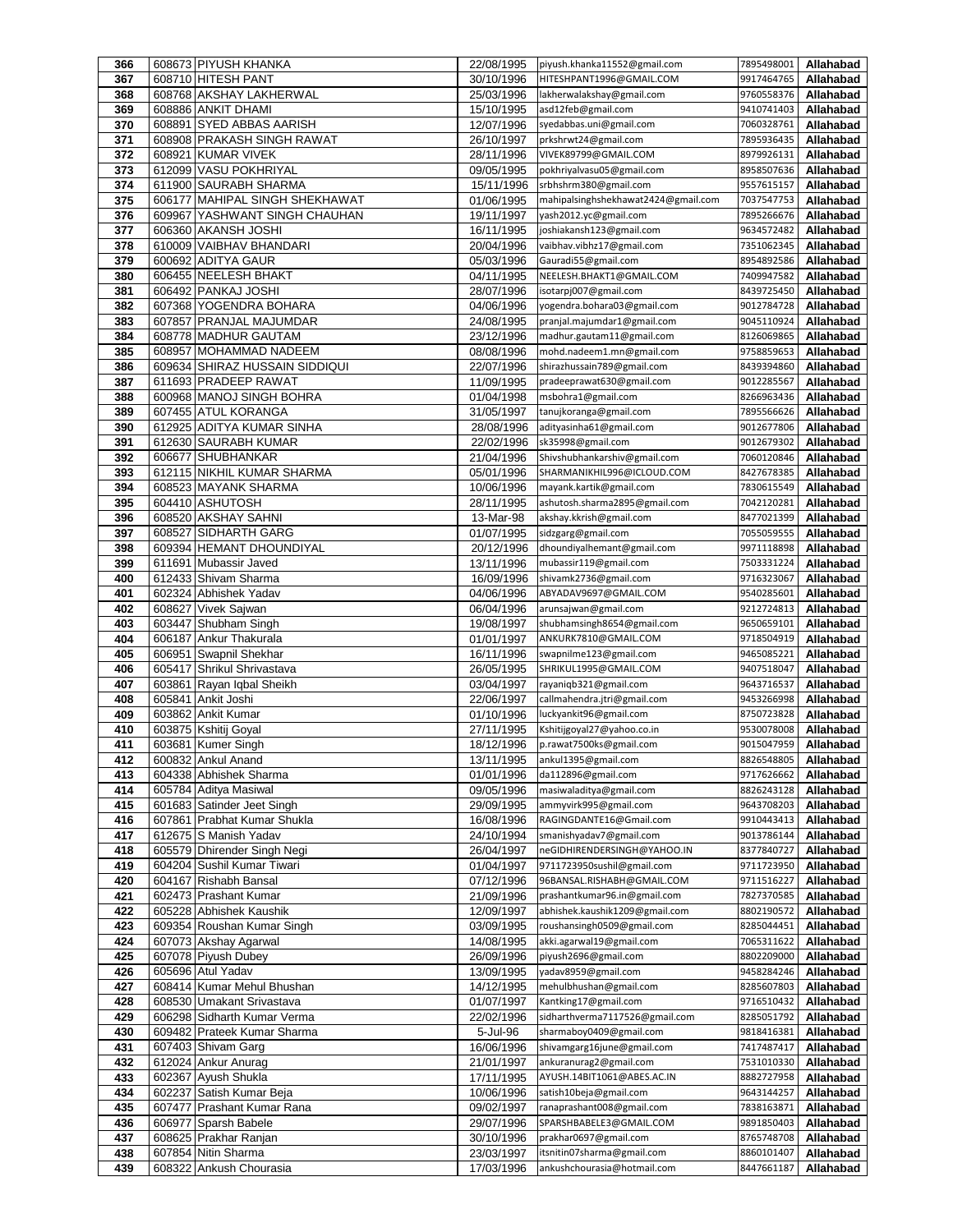| 366 | 608673 | PIYUSH KHANKA | 22/08/1995 | piyush.khanka11552@gmail.com | 7895498001 | Allahabad |
|---|---|---|---|---|---|---|
| 367 | 608710 | HITESH PANT | 30/10/1996 | HITESHPANT1996@GMAIL.COM | 9917464765 | Allahabad |
| 368 | 608768 | AKSHAY LAKHERWAL | 25/03/1996 | lakherwalakshay@gmail.com | 9760558376 | Allahabad |
| 369 | 608886 | ANKIT DHAMI | 15/10/1995 | asd12feb@gmail.com | 9410741403 | Allahabad |
| 370 | 608891 | SYED ABBAS AARISH | 12/07/1996 | syedabbas.uni@gmail.com | 7060328761 | Allahabad |
| 371 | 608908 | PRAKASH SINGH RAWAT | 26/10/1997 | prkshrwt24@gmail.com | 7895936435 | Allahabad |
| 372 | 608921 | KUMAR VIVEK | 28/11/1996 | VIVEK89799@GMAIL.COM | 8979926131 | Allahabad |
| 373 | 612099 | VASU POKHRIYAL | 09/05/1995 | pokhriyalvasu05@gmail.com | 8958507636 | Allahabad |
| 374 | 611900 | SAURABH SHARMA | 15/11/1996 | srbhshrm380@gmail.com | 9557615157 | Allahabad |
| 375 | 606177 | MAHIPAL SINGH SHEKHAWAT | 01/06/1995 | mahipalsinghshekhawat2424@gmail.com | 7037547753 | Allahabad |
| 376 | 609967 | YASHWANT SINGH CHAUHAN | 19/11/1997 | yash2012.yc@gmail.com | 7895266676 | Allahabad |
| 377 | 606360 | AKANSH JOSHI | 16/11/1995 | joshiakansh123@gmail.com | 9634572482 | Allahabad |
| 378 | 610009 | VAIBHAV BHANDARI | 20/04/1996 | vaibhav.vibhz17@gmail.com | 7351062345 | Allahabad |
| 379 | 600692 | ADITYA GAUR | 05/03/1996 | Gauradi55@gmail.com | 8954892586 | Allahabad |
| 380 | 606455 | NEELESH BHAKT | 04/11/1995 | NEELESH.BHAKT1@GMAIL.COM | 7409947582 | Allahabad |
| 381 | 606492 | PANKAJ JOSHI | 28/07/1996 | isotarpj007@gmail.com | 8439725450 | Allahabad |
| 382 | 607368 | YOGENDRA BOHARA | 04/06/1996 | yogendra.bohara03@gmail.com | 9012784728 | Allahabad |
| 383 | 607857 | PRANJAL MAJUMDAR | 24/08/1995 | pranjal.majumdar1@gmail.com | 9045110924 | Allahabad |
| 384 | 608778 | MADHUR GAUTAM | 23/12/1996 | madhur.gautam11@gmail.com | 8126069865 | Allahabad |
| 385 | 608957 | MOHAMMAD NADEEM | 08/08/1996 | mohd.nadeem1.mn@gmail.com | 9758859653 | Allahabad |
| 386 | 609634 | SHIRAZ HUSSAIN SIDDIQUI | 22/07/1996 | shirazhussain789@gmail.com | 8439394860 | Allahabad |
| 387 | 611693 | PRADEEP RAWAT | 11/09/1995 | pradeeprawat630@gmail.com | 9012285567 | Allahabad |
| 388 | 600968 | MANOJ SINGH BOHRA | 01/04/1998 | msbohra1@gmail.com | 8266963436 | Allahabad |
| 389 | 607455 | ATUL KORANGA | 31/05/1997 | tanujkoranga@gmail.com | 7895566626 | Allahabad |
| 390 | 612925 | ADITYA KUMAR SINHA | 28/08/1996 | adityasinha61@gmail.com | 9012677806 | Allahabad |
| 391 | 612630 | SAURABH KUMAR | 22/02/1996 | sk35998@gmail.com | 9012679302 | Allahabad |
| 392 | 606677 | SHUBHANKAR | 21/04/1996 | Shivshubhankarshiv@gmail.com | 7060120846 | Allahabad |
| 393 | 612115 | NIKHIL KUMAR SHARMA | 05/01/1996 | SHARMANIKHIL996@ICLOUD.COM | 8427678385 | Allahabad |
| 394 | 608523 | MAYANK SHARMA | 10/06/1996 | mayank.kartik@gmail.com | 7830615549 | Allahabad |
| 395 | 604410 | ASHUTOSH | 28/11/1995 | ashutosh.sharma2895@gmail.com | 7042120281 | Allahabad |
| 396 | 608520 | AKSHAY SAHNI | 13-Mar-98 | akshay.kkrish@gmail.com | 8477021399 | Allahabad |
| 397 | 608527 | SIDHARTH GARG | 01/07/1995 | sidzgarg@gmail.com | 7055059555 | Allahabad |
| 398 | 609394 | HEMANT DHOUNDIYAL | 20/12/1996 | dhoundiyalhemant@gmail.com | 9971118898 | Allahabad |
| 399 | 611691 | Mubassir Javed | 13/11/1996 | mubassir119@gmail.com | 7503331224 | Allahabad |
| 400 | 612433 | Shivam Sharma | 16/09/1996 | shivamk2736@gmail.com | 9716323067 | Allahabad |
| 401 | 602324 | Abhishek Yadav | 04/06/1996 | ABYADAV9697@GMAIL.COM | 9540285601 | Allahabad |
| 402 | 608627 | Vivek Sajwan | 06/04/1996 | arunsajwan@gmail.com | 9212724813 | Allahabad |
| 403 | 603447 | Shubham Singh | 19/08/1997 | shubhamsingh8654@gmail.com | 9650659101 | Allahabad |
| 404 | 606187 | Ankur Thakurala | 01/01/1997 | ANKURK7810@GMAIL.COM | 9718504919 | Allahabad |
| 405 | 606951 | Swapnil Shekhar | 16/11/1996 | swapnilme123@gmail.com | 9465085221 | Allahabad |
| 406 | 605417 | Shrikul Shrivastava | 26/05/1995 | SHRIKUL1995@GMAIL.COM | 9407518047 | Allahabad |
| 407 | 603861 | Rayan Iqbal Sheikh | 03/04/1997 | rayaniqb321@gmail.com | 9643716537 | Allahabad |
| 408 | 605841 | Ankit Joshi | 22/06/1997 | callmahendra.jtri@gmail.com | 9453266998 | Allahabad |
| 409 | 603862 | Ankit Kumar | 01/10/1996 | luckyankit96@gmail.com | 8750723828 | Allahabad |
| 410 | 603875 | Kshitij Goyal | 27/11/1995 | Kshitijgoyal27@yahoo.co.in | 9530078008 | Allahabad |
| 411 | 603681 | Kumer Singh | 18/12/1996 | p.rawat7500ks@gmail.com | 9015047959 | Allahabad |
| 412 | 600832 | Ankul Anand | 13/11/1995 | ankul1395@gmail.com | 8826548805 | Allahabad |
| 413 | 604338 | Abhishek Sharma | 01/01/1996 | da112896@gmail.com | 9717626662 | Allahabad |
| 414 | 605784 | Aditya Masiwal | 09/05/1996 | masiwaladitya@gmail.com | 8826243128 | Allahabad |
| 415 | 601683 | Satinder Jeet Singh | 29/09/1995 | ammyvirk995@gmail.com | 9643708203 | Allahabad |
| 416 | 607861 | Prabhat Kumar Shukla | 16/08/1996 | RAGINGDANTE16@Gmail.com | 9910443413 | Allahabad |
| 417 | 612675 | S Manish Yadav | 24/10/1994 | smanishyadav7@gmail.com | 9013786144 | Allahabad |
| 418 | 605579 | Dhirender Singh Negi | 26/04/1997 | neGIDHIRENDERSINGH@YAHOO.IN | 8377840727 | Allahabad |
| 419 | 604204 | Sushil Kumar Tiwari | 01/04/1997 | 9711723950sushil@gmail.com | 9711723950 | Allahabad |
| 420 | 604167 | Rishabh Bansal | 07/12/1996 | 96BANSAL.RISHABH@GMAIL.COM | 9711516227 | Allahabad |
| 421 | 602473 | Prashant Kumar | 21/09/1996 | prashantkumar96.in@gmail.com | 7827370585 | Allahabad |
| 422 | 605228 | Abhishek Kaushik | 12/09/1997 | abhishek.kaushik1209@gmail.com | 8802190572 | Allahabad |
| 423 | 609354 | Roushan Kumar Singh | 03/09/1995 | roushansingh0509@gmail.com | 8285044451 | Allahabad |
| 424 | 607073 | Akshay Agarwal | 14/08/1995 | akki.agarwal19@gmail.com | 7065311622 | Allahabad |
| 425 | 607078 | Piyush Dubey | 26/09/1996 | piyush2696@gmail.com | 8802209000 | Allahabad |
| 426 | 605696 | Atul Yadav | 13/09/1995 | yadav8959@gmail.com | 9458284246 | Allahabad |
| 427 | 608414 | Kumar Mehul Bhushan | 14/12/1995 | mehulbhushan@gmail.com | 8285607803 | Allahabad |
| 428 | 608530 | Umakant Srivastava | 01/07/1997 | Kantking17@gmail.com | 9716510432 | Allahabad |
| 429 | 606298 | Sidharth Kumar Verma | 22/02/1996 | sidharthverma7117526@gmail.com | 8285051792 | Allahabad |
| 430 | 609482 | Prateek Kumar Sharma | 5-Jul-96 | sharmaboy0409@gmail.com | 9818416381 | Allahabad |
| 431 | 607403 | Shivam Garg | 16/06/1996 | shivamgarg16june@gmail.com | 7417487417 | Allahabad |
| 432 | 612024 | Ankur Anurag | 21/01/1997 | ankuranurag2@gmail.com | 7531010330 | Allahabad |
| 433 | 602367 | Ayush Shukla | 17/11/1995 | AYUSH.14BIT1061@ABES.AC.IN | 8882727958 | Allahabad |
| 434 | 602237 | Satish Kumar Beja | 10/06/1996 | satish10beja@gmail.com | 9643144257 | Allahabad |
| 435 | 607477 | Prashant Kumar Rana | 09/02/1997 | ranaprashant008@gmail.com | 7838163871 | Allahabad |
| 436 | 606977 | Sparsh Babele | 29/07/1996 | SPARSHBABELE3@GMAIL.COM | 9891850403 | Allahabad |
| 437 | 608625 | Prakhar Ranjan | 30/10/1996 | prakhar0697@gmail.com | 8765748708 | Allahabad |
| 438 | 607854 | Nitin Sharma | 23/03/1997 | itsnitin07sharma@gmail.com | 8860101407 | Allahabad |
| 439 | 608322 | Ankush Chourasia | 17/03/1996 | ankushchourasia@hotmail.com | 8447661187 | Allahabad |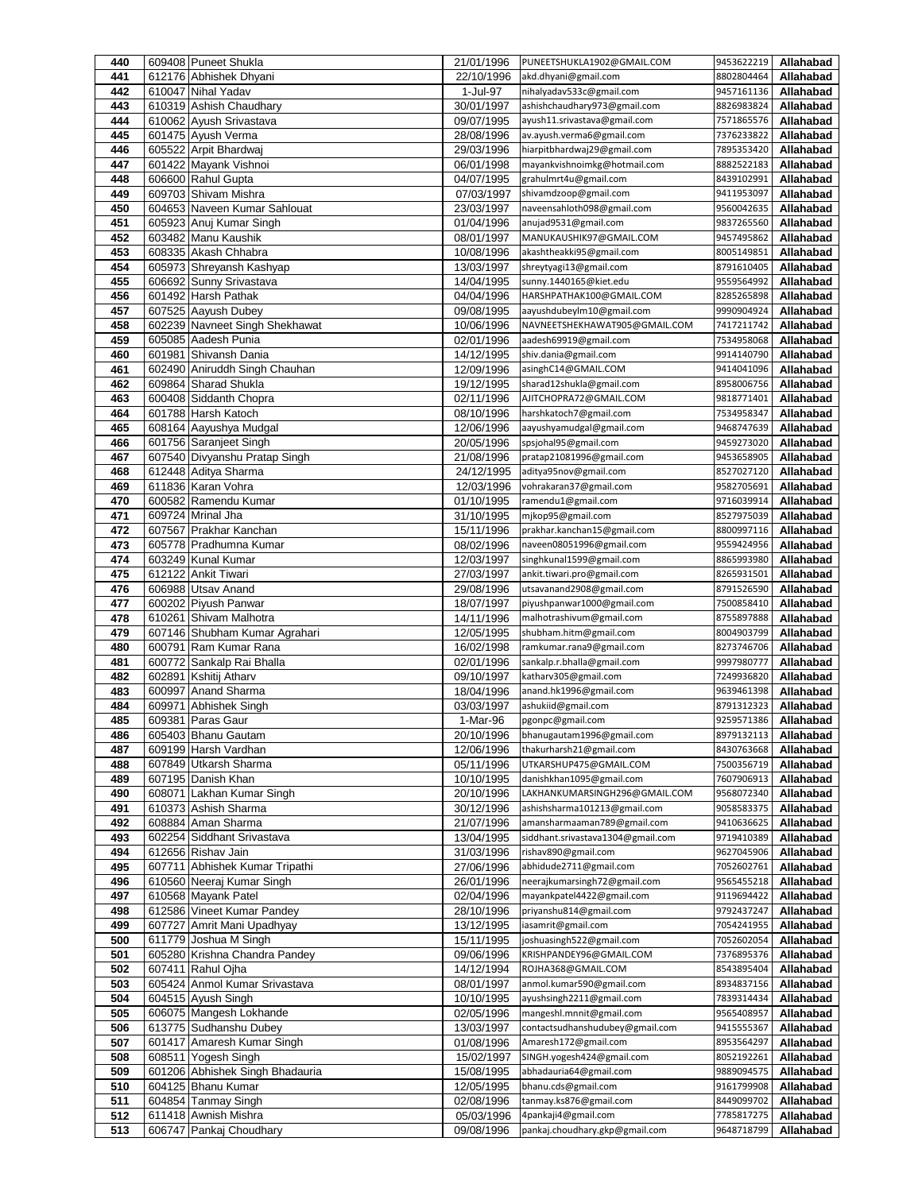| 440 | 609408 | Puneet Shukla | 21/01/1996 | PUNEETSHUKLA1902@GMAIL.COM | 9453622219 | Allahabad |
|---|---|---|---|---|---|---|
| 441 | 612176 | Abhishek Dhyani | 22/10/1996 | akd.dhyani@gmail.com | 8802804464 | Allahabad |
| 442 | 610047 | Nihal Yadav | 1-Jul-97 | nihalyadav533c@gmail.com | 9457161136 | Allahabad |
| 443 | 610319 | Ashish Chaudhary | 30/01/1997 | ashishchaudhary973@gmail.com | 8826983824 | Allahabad |
| 444 | 610062 | Ayush Srivastava | 09/07/1995 | ayush11.srivastava@gmail.com | 7571865576 | Allahabad |
| 445 | 601475 | Ayush Verma | 28/08/1996 | av.ayush.verma6@gmail.com | 7376233822 | Allahabad |
| 446 | 605522 | Arpit Bhardwaj | 29/03/1996 | hiarpitbhardwaj29@gmail.com | 7895353420 | Allahabad |
| 447 | 601422 | Mayank Vishnoi | 06/01/1998 | mayankvishnoimkg@hotmail.com | 8882522183 | Allahabad |
| 448 | 606600 | Rahul Gupta | 04/07/1995 | grahulmrt4u@gmail.com | 8439102991 | Allahabad |
| 449 | 609703 | Shivam Mishra | 07/03/1997 | shivamdzoop@gmail.com | 9411953097 | Allahabad |
| 450 | 604653 | Naveen Kumar Sahlouat | 23/03/1997 | naveensahloth098@gmail.com | 9560042635 | Allahabad |
| 451 | 605923 | Anuj Kumar Singh | 01/04/1996 | anujad9531@gmail.com | 9837265560 | Allahabad |
| 452 | 603482 | Manu Kaushik | 08/01/1997 | MANUKAUSHIK97@GMAIL.COM | 9457495862 | Allahabad |
| 453 | 608335 | Akash Chhabra | 10/08/1996 | akashtheakki95@gmail.com | 8005149851 | Allahabad |
| 454 | 605973 | Shreyansh Kashyap | 13/03/1997 | shreytyagi13@gmail.com | 8791610405 | Allahabad |
| 455 | 606692 | Sunny Srivastava | 14/04/1995 | sunny.1440165@kiet.edu | 9559564992 | Allahabad |
| 456 | 601492 | Harsh Pathak | 04/04/1996 | HARSHPATHAK100@GMAIL.COM | 8285265898 | Allahabad |
| 457 | 607525 | Aayush Dubey | 09/08/1995 | aayushdubeylm10@gmail.com | 9990904924 | Allahabad |
| 458 | 602239 | Navneet Singh Shekhawat | 10/06/1996 | NAVNEETSHEKHAWAT905@GMAIL.COM | 7417211742 | Allahabad |
| 459 | 605085 | Aadesh Punia | 02/01/1996 | aadesh69919@gmail.com | 7534958068 | Allahabad |
| 460 | 601981 | Shivansh Dania | 14/12/1995 | shiv.dania@gmail.com | 9914140790 | Allahabad |
| 461 | 602490 | Aniruddh Singh Chauhan | 12/09/1996 | asinghC14@GMAIL.COM | 9414041096 | Allahabad |
| 462 | 609864 | Sharad Shukla | 19/12/1995 | sharad12shukla@gmail.com | 8958006756 | Allahabad |
| 463 | 600408 | Siddanth Chopra | 02/11/1996 | AJITCHOPRA72@GMAIL.COM | 9818771401 | Allahabad |
| 464 | 601788 | Harsh Katoch | 08/10/1996 | harshkatoch7@gmail.com | 7534958347 | Allahabad |
| 465 | 608164 | Aayushya Mudgal | 12/06/1996 | aayushyamudgal@gmail.com | 9468747639 | Allahabad |
| 466 | 601756 | Saranjeet Singh | 20/05/1996 | spsjohal95@gmail.com | 9459273020 | Allahabad |
| 467 | 607540 | Divyanshu Pratap Singh | 21/08/1996 | pratap21081996@gmail.com | 9453658905 | Allahabad |
| 468 | 612448 | Aditya Sharma | 24/12/1995 | aditya95nov@gmail.com | 8527027120 | Allahabad |
| 469 | 611836 | Karan Vohra | 12/03/1996 | vohrakaran37@gmail.com | 9582705691 | Allahabad |
| 470 | 600582 | Ramendu Kumar | 01/10/1995 | ramendu1@gmail.com | 9716039914 | Allahabad |
| 471 | 609724 | Mrinal Jha | 31/10/1995 | mjkop95@gmail.com | 8527975039 | Allahabad |
| 472 | 607567 | Prakhar Kanchan | 15/11/1996 | prakhar.kanchan15@gmail.com | 8800997116 | Allahabad |
| 473 | 605778 | Pradhumna Kumar | 08/02/1996 | naveen08051996@gmail.com | 9559424956 | Allahabad |
| 474 | 603249 | Kunal Kumar | 12/03/1997 | singhkunal1599@gmail.com | 8865993980 | Allahabad |
| 475 | 612122 | Ankit Tiwari | 27/03/1997 | ankit.tiwari.pro@gmail.com | 8265931501 | Allahabad |
| 476 | 606988 | Utsav Anand | 29/08/1996 | utsavanand2908@gmail.com | 8791526590 | Allahabad |
| 477 | 600202 | Piyush Panwar | 18/07/1997 | piyushpanwar1000@gmail.com | 7500858410 | Allahabad |
| 478 | 610261 | Shivam Malhotra | 14/11/1996 | malhotrashivum@gmail.com | 8755897888 | Allahabad |
| 479 | 607146 | Shubham Kumar Agrahari | 12/05/1995 | shubham.hitm@gmail.com | 8004903799 | Allahabad |
| 480 | 600791 | Ram Kumar Rana | 16/02/1998 | ramkumar.rana9@gmail.com | 8273746706 | Allahabad |
| 481 | 600772 | Sankalp Rai Bhalla | 02/01/1996 | sankalp.r.bhalla@gmail.com | 9997980777 | Allahabad |
| 482 | 602891 | Kshitij Atharv | 09/10/1997 | katharv305@gmail.com | 7249936820 | Allahabad |
| 483 | 600997 | Anand Sharma | 18/04/1996 | anand.hk1996@gmail.com | 9639461398 | Allahabad |
| 484 | 609971 | Abhishek Singh | 03/03/1997 | ashukiid@gmail.com | 8791312323 | Allahabad |
| 485 | 609381 | Paras Gaur | 1-Mar-96 | pgonpc@gmail.com | 9259571386 | Allahabad |
| 486 | 605403 | Bhanu Gautam | 20/10/1996 | bhanugautam1996@gmail.com | 8979132113 | Allahabad |
| 487 | 609199 | Harsh Vardhan | 12/06/1996 | thakurharsh21@gmail.com | 8430763668 | Allahabad |
| 488 | 607849 | Utkarsh Sharma | 05/11/1996 | UTKARSHUP475@GMAIL.COM | 7500356719 | Allahabad |
| 489 | 607195 | Danish Khan | 10/10/1995 | danishkhan1095@gmail.com | 7607906913 | Allahabad |
| 490 | 608071 | Lakhan Kumar Singh | 20/10/1996 | LAKHANKUMARSINGH296@GMAIL.COM | 9568072340 | Allahabad |
| 491 | 610373 | Ashish Sharma | 30/12/1996 | ashishsharma101213@gmail.com | 9058583375 | Allahabad |
| 492 | 608884 | Aman Sharma | 21/07/1996 | amansharmaaman789@gmail.com | 9410636625 | Allahabad |
| 493 | 602254 | Siddhant Srivastava | 13/04/1995 | siddhant.srivastava1304@gmail.com | 9719410389 | Allahabad |
| 494 | 612656 | Rishav Jain | 31/03/1996 | rishav890@gmail.com | 9627045906 | Allahabad |
| 495 | 607711 | Abhishek Kumar Tripathi | 27/06/1996 | abhidude2711@gmail.com | 7052602761 | Allahabad |
| 496 | 610560 | Neeraj Kumar Singh | 26/01/1996 | neerajkumarsingh72@gmail.com | 9565455218 | Allahabad |
| 497 | 610568 | Mayank Patel | 02/04/1996 | mayankpatel4422@gmail.com | 9119694422 | Allahabad |
| 498 | 612586 | Vineet Kumar Pandey | 28/10/1996 | priyanshu814@gmail.com | 9792437247 | Allahabad |
| 499 | 607727 | Amrit Mani Upadhyay | 13/12/1995 | iasamrit@gmail.com | 7054241955 | Allahabad |
| 500 | 611779 | Joshua M Singh | 15/11/1995 | joshuasingh522@gmail.com | 7052602054 | Allahabad |
| 501 | 605280 | Krishna Chandra Pandey | 09/06/1996 | KRISHPANDEY96@GMAIL.COM | 7376895376 | Allahabad |
| 502 | 607411 | Rahul Ojha | 14/12/1994 | ROJHA368@GMAIL.COM | 8543895404 | Allahabad |
| 503 | 605424 | Anmol Kumar Srivastava | 08/01/1997 | anmol.kumar590@gmail.com | 8934837156 | Allahabad |
| 504 | 604515 | Ayush Singh | 10/10/1995 | ayushsingh2211@gmail.com | 7839314434 | Allahabad |
| 505 | 606075 | Mangesh Lokhande | 02/05/1996 | mangeshl.mnnit@gmail.com | 9565408957 | Allahabad |
| 506 | 613775 | Sudhanshu Dubey | 13/03/1997 | contactsudhanshudubey@gmail.com | 9415555367 | Allahabad |
| 507 | 601417 | Amaresh Kumar Singh | 01/08/1996 | Amaresh172@gmail.com | 8953564297 | Allahabad |
| 508 | 608511 | Yogesh Singh | 15/02/1997 | SINGH.yogesh424@gmail.com | 8052192261 | Allahabad |
| 509 | 601206 | Abhishek Singh Bhadauria | 15/08/1995 | abhadauria64@gmail.com | 9889094575 | Allahabad |
| 510 | 604125 | Bhanu Kumar | 12/05/1995 | bhanu.cds@gmail.com | 9161799908 | Allahabad |
| 511 | 604854 | Tanmay Singh | 02/08/1996 | tanmay.ks876@gmail.com | 8449099702 | Allahabad |
| 512 | 611418 | Awnish Mishra | 05/03/1996 | 4pankaji4@gmail.com | 7785817275 | Allahabad |
| 513 | 606747 | Pankaj Choudhary | 09/08/1996 | pankaj.choudhary.gkp@gmail.com | 9648718799 | Allahabad |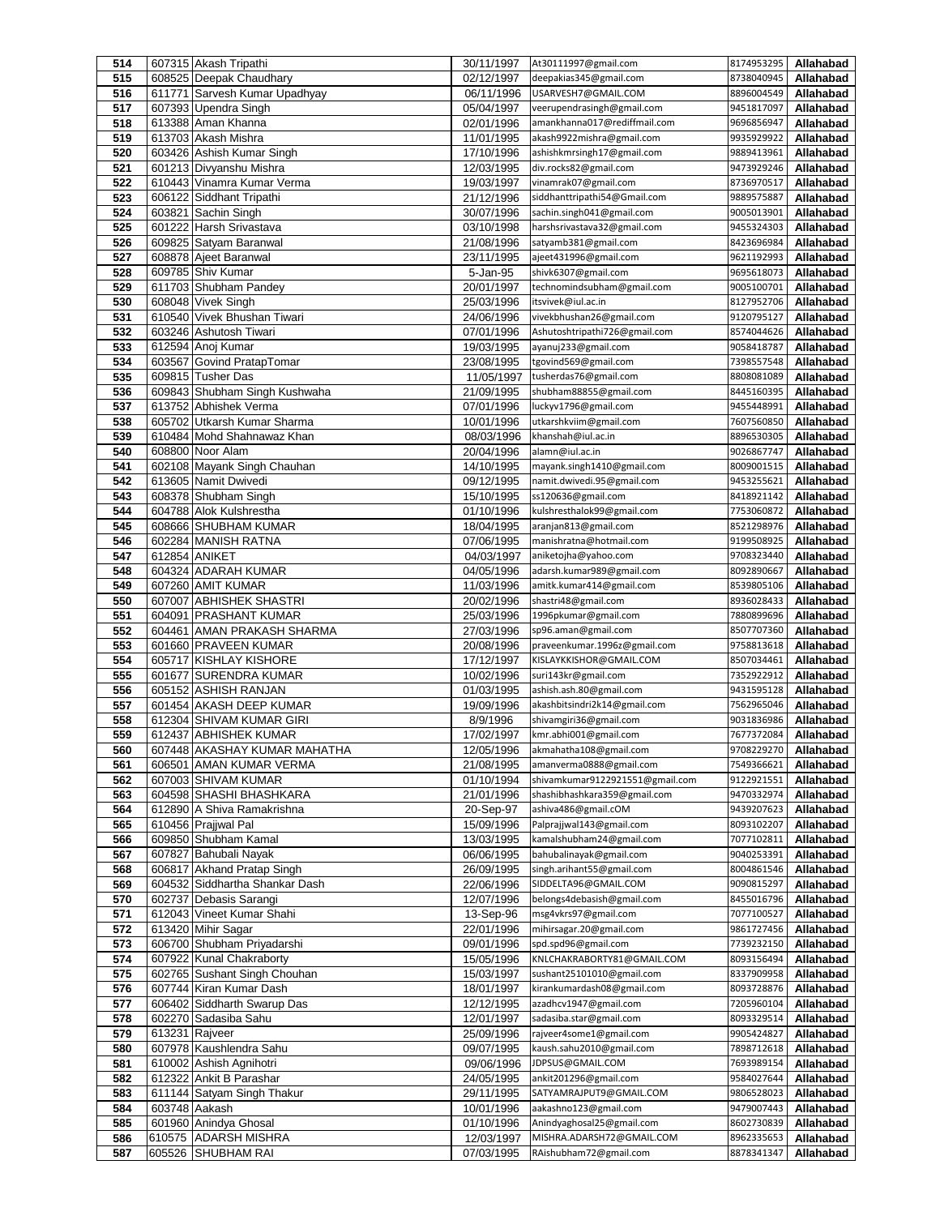| 514 | 607315 | Akash Tripathi | 30/11/1997 | At30111997@gmail.com | 8174953295 | Allahabad |
|---|---|---|---|---|---|---|
| 515 | 608525 | Deepak Chaudhary | 02/12/1997 | deepakias345@gmail.com | 8738040945 | Allahabad |
| 516 | 611771 | Sarvesh Kumar Upadhyay | 06/11/1996 | USARVESH7@GMAIL.COM | 8896004549 | Allahabad |
| 517 | 607393 | Upendra Singh | 05/04/1997 | veerupendrasingh@gmail.com | 9451817097 | Allahabad |
| 518 | 613388 | Aman Khanna | 02/01/1996 | amankhanna017@rediffmail.com | 9696856947 | Allahabad |
| 519 | 613703 | Akash Mishra | 11/01/1995 | akash9922mishra@gmail.com | 9935929922 | Allahabad |
| 520 | 603426 | Ashish Kumar Singh | 17/10/1996 | ashishkmrsingh17@gmail.com | 9889413961 | Allahabad |
| 521 | 601213 | Divyanshu Mishra | 12/03/1995 | div.rocks82@gmail.com | 9473929246 | Allahabad |
| 522 | 610443 | Vinamra Kumar Verma | 19/03/1997 | vinamrak07@gmail.com | 8736970517 | Allahabad |
| 523 | 606122 | Siddhant Tripathi | 21/12/1996 | siddhanttripathi54@Gmail.com | 9889575887 | Allahabad |
| 524 | 603821 | Sachin Singh | 30/07/1996 | sachin.singh041@gmail.com | 9005013901 | Allahabad |
| 525 | 601222 | Harsh Srivastava | 03/10/1998 | harshsrivastava32@gmail.com | 9455324303 | Allahabad |
| 526 | 609825 | Satyam Baranwal | 21/08/1996 | satyamb381@gmail.com | 8423696984 | Allahabad |
| 527 | 608878 | Ajeet Baranwal | 23/11/1995 | ajeet431996@gmail.com | 9621192993 | Allahabad |
| 528 | 609785 | Shiv Kumar | 5-Jan-95 | shivk6307@gmail.com | 9695618073 | Allahabad |
| 529 | 611703 | Shubham Pandey | 20/01/1997 | technomindsubham@gmail.com | 9005100701 | Allahabad |
| 530 | 608048 | Vivek Singh | 25/03/1996 | itsvivek@iul.ac.in | 8127952706 | Allahabad |
| 531 | 610540 | Vivek Bhushan Tiwari | 24/06/1996 | vivekbhushan26@gmail.com | 9120795127 | Allahabad |
| 532 | 603246 | Ashutosh Tiwari | 07/01/1996 | Ashutoshtripathi726@gmail.com | 8574044626 | Allahabad |
| 533 | 612594 | Anoj Kumar | 19/03/1995 | ayanuj233@gmail.com | 9058418787 | Allahabad |
| 534 | 603567 | Govind PratapTomar | 23/08/1995 | tgovind569@gmail.com | 7398557548 | Allahabad |
| 535 | 609815 | Tusher Das | 11/05/1997 | tusherdas76@gmail.com | 8808081089 | Allahabad |
| 536 | 609843 | Shubham Singh Kushwaha | 21/09/1995 | shubham88855@gmail.com | 8445160395 | Allahabad |
| 537 | 613752 | Abhishek Verma | 07/01/1996 | luckyv1796@gmail.com | 9455448991 | Allahabad |
| 538 | 605702 | Utkarsh Kumar Sharma | 10/01/1996 | utkarshkviim@gmail.com | 7607560850 | Allahabad |
| 539 | 610484 | Mohd Shahnawaz Khan | 08/03/1996 | khanshah@iul.ac.in | 8896530305 | Allahabad |
| 540 | 608800 | Noor Alam | 20/04/1996 | alamn@iul.ac.in | 9026867747 | Allahabad |
| 541 | 602108 | Mayank Singh Chauhan | 14/10/1995 | mayank.singh1410@gmail.com | 8009001515 | Allahabad |
| 542 | 613605 | Namit Dwivedi | 09/12/1995 | namit.dwivedi.95@gmail.com | 9453255621 | Allahabad |
| 543 | 608378 | Shubham Singh | 15/10/1995 | ss120636@gmail.com | 8418921142 | Allahabad |
| 544 | 604788 | Alok Kulshrestha | 01/10/1996 | kulshresthalok99@gmail.com | 7753060872 | Allahabad |
| 545 | 608666 | SHUBHAM KUMAR | 18/04/1995 | aranjan813@gmail.com | 8521298976 | Allahabad |
| 546 | 602284 | MANISH RATNA | 07/06/1995 | manishratna@hotmail.com | 9199508925 | Allahabad |
| 547 | 612854 | ANIKET | 04/03/1997 | aniketojha@yahoo.com | 9708323440 | Allahabad |
| 548 | 604324 | ADARAH KUMAR | 04/05/1996 | adarsh.kumar989@gmail.com | 8092890667 | Allahabad |
| 549 | 607260 | AMIT KUMAR | 11/03/1996 | amitk.kumar414@gmail.com | 8539805106 | Allahabad |
| 550 | 607007 | ABHISHEK SHASTRI | 20/02/1996 | shastri48@gmail.com | 8936028433 | Allahabad |
| 551 | 604091 | PRASHANT KUMAR | 25/03/1996 | 1996pkumar@gmail.com | 7880899696 | Allahabad |
| 552 | 604461 | AMAN PRAKASH SHARMA | 27/03/1996 | sp96.aman@gmail.com | 8507707360 | Allahabad |
| 553 | 601660 | PRAVEEN KUMAR | 20/08/1996 | praveenkumar.1996z@gmail.com | 9758813618 | Allahabad |
| 554 | 605717 | KISHLAY KISHORE | 17/12/1997 | KISLAYKKISHOR@GMAIL.COM | 8507034461 | Allahabad |
| 555 | 601677 | SURENDRA KUMAR | 10/02/1996 | suri143kr@gmail.com | 7352922912 | Allahabad |
| 556 | 605152 | ASHISH RANJAN | 01/03/1995 | ashish.ash.80@gmail.com | 9431595128 | Allahabad |
| 557 | 601454 | AKASH DEEP KUMAR | 19/09/1996 | akashbitsindri2k14@gmail.com | 7562965046 | Allahabad |
| 558 | 612304 | SHIVAM KUMAR GIRI | 8/9/1996 | shivamgiri36@gmail.com | 9031836986 | Allahabad |
| 559 | 612437 | ABHISHEK KUMAR | 17/02/1997 | kmr.abhi001@gmail.com | 7677372084 | Allahabad |
| 560 | 607448 | AKASHAY KUMAR MAHATHA | 12/05/1996 | akmahatha108@gmail.com | 9708229270 | Allahabad |
| 561 | 606501 | AMAN KUMAR VERMA | 21/08/1995 | amanverma0888@gmail.com | 7549366621 | Allahabad |
| 562 | 607003 | SHIVAM KUMAR | 01/10/1994 | shivamkumar9122921551@gmail.com | 9122921551 | Allahabad |
| 563 | 604598 | SHASHI BHASHKARA | 21/01/1996 | shashibhashkara359@gmail.com | 9470332974 | Allahabad |
| 564 | 612890 | A Shiva Ramakrishna | 20-Sep-97 | ashiva486@gmail.cOM | 9439207623 | Allahabad |
| 565 | 610456 | Prajjwal Pal | 15/09/1996 | Palprajjwal143@gmail.com | 8093102207 | Allahabad |
| 566 | 609850 | Shubham Kamal | 13/03/1995 | kamalshubham24@gmail.com | 7077102811 | Allahabad |
| 567 | 607827 | Bahubali Nayak | 06/06/1995 | bahubalinayak@gmail.com | 9040253391 | Allahabad |
| 568 | 606817 | Akhand Pratap Singh | 26/09/1995 | singh.arihant55@gmail.com | 8004861546 | Allahabad |
| 569 | 604532 | Siddhartha Shankar Dash | 22/06/1996 | SIDDELTA96@GMAIL.COM | 9090815297 | Allahabad |
| 570 | 602737 | Debasis Sarangi | 12/07/1996 | belongs4debasish@gmail.com | 8455016796 | Allahabad |
| 571 | 612043 | Vineet Kumar Shahi | 13-Sep-96 | msg4vkrs97@gmail.com | 7077100527 | Allahabad |
| 572 | 613420 | Mihir Sagar | 22/01/1996 | mihirsagar.20@gmail.com | 9861727456 | Allahabad |
| 573 | 606700 | Shubham Priyadarshi | 09/01/1996 | spd.spd96@gmail.com | 7739232150 | Allahabad |
| 574 | 607922 | Kunal Chakraborty | 15/05/1996 | KNLCHAKRABORTY81@GMAIL.COM | 8093156494 | Allahabad |
| 575 | 602765 | Sushant Singh Chouhan | 15/03/1997 | sushant25101010@gmail.com | 8337909958 | Allahabad |
| 576 | 607744 | Kiran Kumar Dash | 18/01/1997 | kirankumardash08@gmail.com | 8093728876 | Allahabad |
| 577 | 606402 | Siddharth Swarup Das | 12/12/1995 | azadhcv1947@gmail.com | 7205960104 | Allahabad |
| 578 | 602270 | Sadasiba Sahu | 12/01/1997 | sadasiba.star@gmail.com | 8093329514 | Allahabad |
| 579 | 613231 | Rajveer | 25/09/1996 | rajveer4some1@gmail.com | 9905424827 | Allahabad |
| 580 | 607978 | Kaushlendra Sahu | 09/07/1995 | kaush.sahu2010@gmail.com | 7898712618 | Allahabad |
| 581 | 610002 | Ashish Agnihotri | 09/06/1996 | JDPSUS@GMAIL.COM | 7693989154 | Allahabad |
| 582 | 612322 | Ankit B Parashar | 24/05/1995 | ankit201296@gmail.com | 9584027644 | Allahabad |
| 583 | 611144 | Satyam Singh Thakur | 29/11/1995 | SATYAMRAJPUT9@GMAIL.COM | 9806528023 | Allahabad |
| 584 | 603748 | Aakash | 10/01/1996 | aakashno123@gmail.com | 9479007443 | Allahabad |
| 585 | 601960 | Anindya Ghosal | 01/10/1996 | Anindyaghosal25@gmail.com | 8602730839 | Allahabad |
| 586 | 610575 | ADARSH MISHRA | 12/03/1997 | MISHRA.ADARSH72@GMAIL.COM | 8962335653 | Allahabad |
| 587 | 605526 | SHUBHAM RAI | 07/03/1995 | RAishubham72@gmail.com | 8878341347 | Allahabad |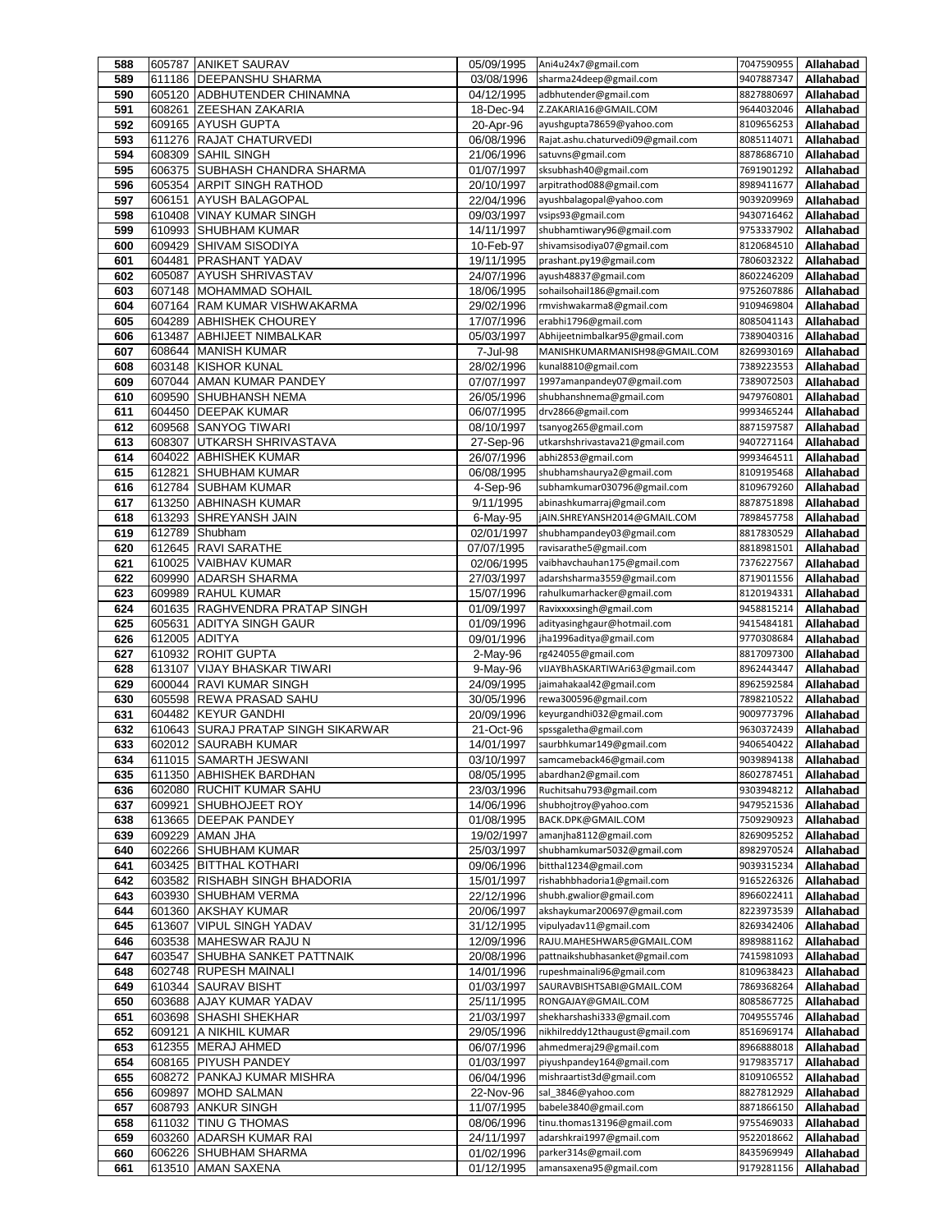| | | | | | | |
|---|---|---|---|---|---|---|
| 588 | 605787 | ANIKET SAURAV | 05/09/1995 | Ani4u24x7@gmail.com | 7047590955 | Allahabad |
| 589 | 611186 | DEEPANSHU SHARMA | 03/08/1996 | sharma24deep@gmail.com | 9407887347 | Allahabad |
| 590 | 605120 | ADBHUTENDER CHINAMNA | 04/12/1995 | adbhutender@gmail.com | 8827880697 | Allahabad |
| 591 | 608261 | ZEESHAN ZAKARIA | 18-Dec-94 | Z.ZAKARIA16@GMAIL.COM | 9644032046 | Allahabad |
| 592 | 609165 | AYUSH GUPTA | 20-Apr-96 | ayushgupta78659@yahoo.com | 8109656253 | Allahabad |
| 593 | 611276 | RAJAT CHATURVEDI | 06/08/1996 | Rajat.ashu.chaturvedi09@gmail.com | 8085114071 | Allahabad |
| 594 | 608309 | SAHIL SINGH | 21/06/1996 | satuvns@gmail.com | 8878686710 | Allahabad |
| 595 | 606375 | SUBHASH CHANDRA SHARMA | 01/07/1997 | sksubhash40@gmail.com | 7691901292 | Allahabad |
| 596 | 605354 | ARPIT SINGH RATHOD | 20/10/1997 | arpitrathod088@gmail.com | 8989411677 | Allahabad |
| 597 | 606151 | AYUSH BALAGOPAL | 22/04/1996 | ayushbalagopal@yahoo.com | 9039209969 | Allahabad |
| 598 | 610408 | VINAY KUMAR SINGH | 09/03/1997 | vsips93@gmail.com | 9430716462 | Allahabad |
| 599 | 610993 | SHUBHAM KUMAR | 14/11/1997 | shubhamtiwary96@gmail.com | 9753337902 | Allahabad |
| 600 | 609429 | SHIVAM SISODIYA | 10-Feb-97 | shivamsisodiya07@gmail.com | 8120684510 | Allahabad |
| 601 | 604481 | PRASHANT YADAV | 19/11/1995 | prashant.py19@gmail.com | 7806032322 | Allahabad |
| 602 | 605087 | AYUSH SHRIVASTAV | 24/07/1996 | ayush48837@gmail.com | 8602246209 | Allahabad |
| 603 | 607148 | MOHAMMAD SOHAIL | 18/06/1995 | sohailsohail186@gmail.com | 9752607886 | Allahabad |
| 604 | 607164 | RAM KUMAR VISHWAKARMA | 29/02/1996 | rmvishwakarma8@gmail.com | 9109469804 | Allahabad |
| 605 | 604289 | ABHISHEK CHOUREY | 17/07/1996 | erabhi1796@gmail.com | 8085041143 | Allahabad |
| 606 | 613487 | ABHIJEET NIMBALKAR | 05/03/1997 | Abhijeetnimbalkar95@gmail.com | 7389040316 | Allahabad |
| 607 | 608644 | MANISH KUMAR | 7-Jul-98 | MANISHKUMARMANISH98@GMAIL.COM | 8269930169 | Allahabad |
| 608 | 603148 | KISHOR KUNAL | 28/02/1996 | kunal8810@gmail.com | 7389223553 | Allahabad |
| 609 | 607044 | AMAN KUMAR PANDEY | 07/07/1997 | 1997amanpandey07@gmail.com | 7389072503 | Allahabad |
| 610 | 609590 | SHUBHANSH NEMA | 26/05/1996 | shubhanshnema@gmail.com | 9479760801 | Allahabad |
| 611 | 604450 | DEEPAK KUMAR | 06/07/1995 | drv2866@gmail.com | 9993465244 | Allahabad |
| 612 | 609568 | SANYOG TIWARI | 08/10/1997 | tsanyog265@gmail.com | 8871597587 | Allahabad |
| 613 | 608307 | UTKARSH SHRIVASTAVA | 27-Sep-96 | utkarshshrivastava21@gmail.com | 9407271164 | Allahabad |
| 614 | 604022 | ABHISHEK KUMAR | 26/07/1996 | abhi2853@gmail.com | 9993464511 | Allahabad |
| 615 | 612821 | SHUBHAM KUMAR | 06/08/1995 | shubhamshaurya2@gmail.com | 8109195468 | Allahabad |
| 616 | 612784 | SUBHAM KUMAR | 4-Sep-96 | subhamkumar030796@gmail.com | 8109679260 | Allahabad |
| 617 | 613250 | ABHINASH KUMAR | 9/11/1995 | abinashkumarraj@gmail.com | 8878751898 | Allahabad |
| 618 | 613293 | SHREYANSH JAIN | 6-May-95 | jAIN.SHREYANSH2014@GMAIL.COM | 7898457758 | Allahabad |
| 619 | 612789 | Shubham | 02/01/1997 | shubhampandey03@gmail.com | 8817830529 | Allahabad |
| 620 | 612645 | RAVI SARATHE | 07/07/1995 | ravisarathe5@gmail.com | 8818981501 | Allahabad |
| 621 | 610025 | VAIBHAV KUMAR | 02/06/1995 | vaibhavchauhan175@gmail.com | 7376227567 | Allahabad |
| 622 | 609990 | ADARSH SHARMA | 27/03/1997 | adarshsharma3559@gmail.com | 8719011556 | Allahabad |
| 623 | 609989 | RAHUL KUMAR | 15/07/1996 | rahulkumarhacker@gmail.com | 8120194331 | Allahabad |
| 624 | 601635 | RAGHVENDRA PRATAP SINGH | 01/09/1997 | Ravixxxxsingh@gmail.com | 9458815214 | Allahabad |
| 625 | 605631 | ADITYA SINGH GAUR | 01/09/1996 | adityasinghgaur@hotmail.com | 9415484181 | Allahabad |
| 626 | 612005 | ADITYA | 09/01/1996 | jha1996aditya@gmail.com | 9770308684 | Allahabad |
| 627 | 610932 | ROHIT GUPTA | 2-May-96 | rg424055@gmail.com | 8817097300 | Allahabad |
| 628 | 613107 | VIJAY BHASKAR TIWARI | 9-May-96 | vIJAYBhASKARTIWAri63@gmail.com | 8962443447 | Allahabad |
| 629 | 600044 | RAVI KUMAR SINGH | 24/09/1995 | jaimahakaal42@gmail.com | 8962592584 | Allahabad |
| 630 | 605598 | REWA PRASAD SAHU | 30/05/1996 | rewa300596@gmail.com | 7898210522 | Allahabad |
| 631 | 604482 | KEYUR GANDHI | 20/09/1996 | keyurgandhi032@gmail.com | 9009773796 | Allahabad |
| 632 | 610643 | SURAJ PRATAP SINGH SIKARWAR | 21-Oct-96 | spssgaletha@gmail.com | 9630372439 | Allahabad |
| 633 | 602012 | SAURABH KUMAR | 14/01/1997 | saurbhkumar149@gmail.com | 9406540422 | Allahabad |
| 634 | 611015 | SAMARTH JESWANI | 03/10/1997 | samcameback46@gmail.com | 9039894138 | Allahabad |
| 635 | 611350 | ABHISHEK BARDHAN | 08/05/1995 | abardhan2@gmail.com | 8602787451 | Allahabad |
| 636 | 602080 | RUCHIT KUMAR SAHU | 23/03/1996 | Ruchitsahu793@gmail.com | 9303948212 | Allahabad |
| 637 | 609921 | SHUBHOJEET ROY | 14/06/1996 | shubhojtroy@yahoo.com | 9479521536 | Allahabad |
| 638 | 613665 | DEEPAK PANDEY | 01/08/1995 | BACK.DPK@GMAIL.COM | 7509290923 | Allahabad |
| 639 | 609229 | AMAN JHA | 19/02/1997 | amanjha8112@gmail.com | 8269095252 | Allahabad |
| 640 | 602266 | SHUBHAM KUMAR | 25/03/1997 | shubhamkumar5032@gmail.com | 8982970524 | Allahabad |
| 641 | 603425 | BITTHAL KOTHARI | 09/06/1996 | bitthal1234@gmail.com | 9039315234 | Allahabad |
| 642 | 603582 | RISHABH SINGH BHADORIA | 15/01/1997 | rishabhbhadoria1@gmail.com | 9165226326 | Allahabad |
| 643 | 603930 | SHUBHAM VERMA | 22/12/1996 | shubh.gwalior@gmail.com | 8966022411 | Allahabad |
| 644 | 601360 | AKSHAY KUMAR | 20/06/1997 | akshaykumar200697@gmail.com | 8223973539 | Allahabad |
| 645 | 613607 | VIPUL SINGH YADAV | 31/12/1995 | vipulyadav11@gmail.com | 8269342406 | Allahabad |
| 646 | 603538 | MAHESWAR RAJU N | 12/09/1996 | RAJU.MAHESHWAR5@GMAIL.COM | 8989881162 | Allahabad |
| 647 | 603547 | SHUBHA SANKET PATTNAIK | 20/08/1996 | pattnaikshubhasanket@gmail.com | 7415981093 | Allahabad |
| 648 | 602748 | RUPESH MAINALI | 14/01/1996 | rupeshmainali96@gmail.com | 8109638423 | Allahabad |
| 649 | 610344 | SAURAV BISHT | 01/03/1997 | SAURAVBISHTSABI@GMAIL.COM | 7869368264 | Allahabad |
| 650 | 603688 | AJAY KUMAR YADAV | 25/11/1995 | RONGAJAY@GMAIL.COM | 8085867725 | Allahabad |
| 651 | 603698 | SHASHI SHEKHAR | 21/03/1997 | shekharshashi333@gmail.com | 7049555746 | Allahabad |
| 652 | 609121 | A NIKHIL KUMAR | 29/05/1996 | nikhilreddy12thaugust@gmail.com | 8516969174 | Allahabad |
| 653 | 612355 | MERAJ AHMED | 06/07/1996 | ahmedmeraj29@gmail.com | 8966888018 | Allahabad |
| 654 | 608165 | PIYUSH PANDEY | 01/03/1997 | piyushpandey164@gmail.com | 9179835717 | Allahabad |
| 655 | 608272 | PANKAJ KUMAR MISHRA | 06/04/1996 | mishraartist3d@gmail.com | 8109106552 | Allahabad |
| 656 | 609897 | MOHD SALMAN | 22-Nov-96 | sal_3846@yahoo.com | 8827812929 | Allahabad |
| 657 | 608793 | ANKUR SINGH | 11/07/1995 | babele3840@gmail.com | 8871866150 | Allahabad |
| 658 | 611032 | TINU G THOMAS | 08/06/1996 | tinu.thomas13196@gmail.com | 9755469033 | Allahabad |
| 659 | 603260 | ADARSH KUMAR RAI | 24/11/1997 | adarshkrai1997@gmail.com | 9522018662 | Allahabad |
| 660 | 606226 | SHUBHAM SHARMA | 01/02/1996 | parker314s@gmail.com | 8435969949 | Allahabad |
| 661 | 613510 | AMAN SAXENA | 01/12/1995 | amansaxena95@gmail.com | 9179281156 | Allahabad |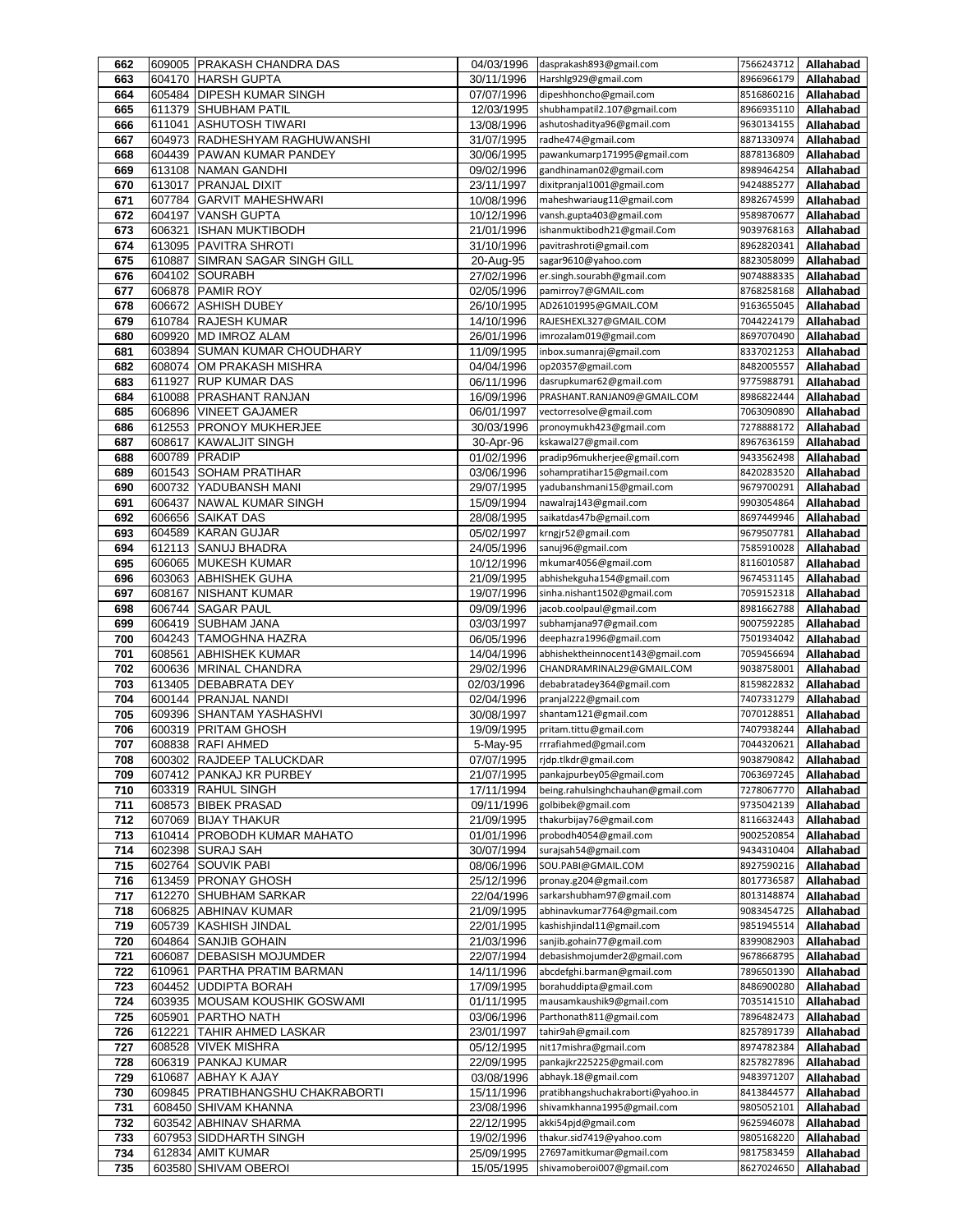| 662 | 609005 | PRAKASH CHANDRA DAS | 04/03/1996 | dasprakash893@gmail.com | 7566243712 | Allahabad |
|---|---|---|---|---|---|---|
| 663 | 604170 | HARSH GUPTA | 30/11/1996 | Harshlg929@gmail.com | 8966966179 | Allahabad |
| 664 | 605484 | DIPESH KUMAR SINGH | 07/07/1996 | dipeshhoncho@gmail.com | 8516860216 | Allahabad |
| 665 | 611379 | SHUBHAM PATIL | 12/03/1995 | shubhampatil2.107@gmail.com | 8966935110 | Allahabad |
| 666 | 611041 | ASHUTOSH TIWARI | 13/08/1996 | ashutoshaditya96@gmail.com | 9630134155 | Allahabad |
| 667 | 604973 | RADHESHYAM RAGHUWANSHI | 31/07/1995 | radhe474@gmail.com | 8871330974 | Allahabad |
| 668 | 604439 | PAWAN KUMAR PANDEY | 30/06/1995 | pawankumarp171995@gmail.com | 8878136809 | Allahabad |
| 669 | 613108 | NAMAN GANDHI | 09/02/1996 | gandhinaman02@gmail.com | 8989464254 | Allahabad |
| 670 | 613017 | PRANJAL DIXIT | 23/11/1997 | dixitpranjal1001@gmail.com | 9424885277 | Allahabad |
| 671 | 607784 | GARVIT MAHESHWARI | 10/08/1996 | maheshwariaug11@gmail.com | 8982674599 | Allahabad |
| 672 | 604197 | VANSH GUPTA | 10/12/1996 | vansh.gupta403@gmail.com | 9589870677 | Allahabad |
| 673 | 606321 | ISHAN MUKTIBODH | 21/01/1996 | ishanmuktibodh21@gmail.Com | 9039768163 | Allahabad |
| 674 | 613095 | PAVITRA SHROTI | 31/10/1996 | pavitrashroti@gmail.com | 8962820341 | Allahabad |
| 675 | 610887 | SIMRAN SAGAR SINGH GILL | 20-Aug-95 | sagar9610@yahoo.com | 8823058099 | Allahabad |
| 676 | 604102 | SOURABH | 27/02/1996 | er.singh.sourabh@gmail.com | 9074888335 | Allahabad |
| 677 | 606878 | PAMIR ROY | 02/05/1996 | pamirroy7@GMAIL.com | 8768258168 | Allahabad |
| 678 | 606672 | ASHISH DUBEY | 26/10/1995 | AD26101995@GMAIL.COM | 9163655045 | Allahabad |
| 679 | 610784 | RAJESH KUMAR | 14/10/1996 | RAJESHEXL327@GMAIL.COM | 7044224179 | Allahabad |
| 680 | 609920 | MD IMROZ ALAM | 26/01/1996 | imrozalam019@gmail.com | 8697070490 | Allahabad |
| 681 | 603894 | SUMAN KUMAR CHOUDHARY | 11/09/1995 | inbox.sumanraj@gmail.com | 8337021253 | Allahabad |
| 682 | 608074 | OM PRAKASH MISHRA | 04/04/1996 | op20357@gmail.com | 8482005557 | Allahabad |
| 683 | 611927 | RUP KUMAR DAS | 06/11/1996 | dasrupkumar62@gmail.com | 9775988791 | Allahabad |
| 684 | 610088 | PRASHANT RANJAN | 16/09/1996 | PRASHANT.RANJAN09@GMAIL.COM | 8986822444 | Allahabad |
| 685 | 606896 | VINEET GAJAMER | 06/01/1997 | vectorresolve@gmail.com | 7063090890 | Allahabad |
| 686 | 612553 | PRONOY MUKHERJEE | 30/03/1996 | pronoymukh423@gmail.com | 7278888172 | Allahabad |
| 687 | 608617 | KAWALJIT SINGH | 30-Apr-96 | kskawal27@gmail.com | 8967636159 | Allahabad |
| 688 | 600789 | PRADIP | 01/02/1996 | pradip96mukherjee@gmail.com | 9433562498 | Allahabad |
| 689 | 601543 | SOHAM PRATIHAR | 03/06/1996 | sohampratihar15@gmail.com | 8420283520 | Allahabad |
| 690 | 600732 | YADUBANSH MANI | 29/07/1995 | yadubanshmani15@gmail.com | 9679700291 | Allahabad |
| 691 | 606437 | NAWAL KUMAR SINGH | 15/09/1994 | nawalraj143@gmail.com | 9903054864 | Allahabad |
| 692 | 606656 | SAIKAT DAS | 28/08/1995 | saikatdas47b@gmail.com | 8697449946 | Allahabad |
| 693 | 604589 | KARAN GUJAR | 05/02/1997 | krngjr52@gmail.com | 9679507781 | Allahabad |
| 694 | 612113 | SANUJ BHADRA | 24/05/1996 | sanuj96@gmail.com | 7585910028 | Allahabad |
| 695 | 606065 | MUKESH KUMAR | 10/12/1996 | mkumar4056@gmail.com | 8116010587 | Allahabad |
| 696 | 603063 | ABHISHEK GUHA | 21/09/1995 | abhishekguha154@gmail.com | 9674531145 | Allahabad |
| 697 | 608167 | NISHANT KUMAR | 19/07/1996 | sinha.nishant1502@gmail.com | 7059152318 | Allahabad |
| 698 | 606744 | SAGAR PAUL | 09/09/1996 | jacob.coolpaul@gmail.com | 8981662788 | Allahabad |
| 699 | 606419 | SUBHAM JANA | 03/03/1997 | subhamjana97@gmail.com | 9007592285 | Allahabad |
| 700 | 604243 | TAMOGHNA HAZRA | 06/05/1996 | deephazra1996@gmail.com | 7501934042 | Allahabad |
| 701 | 608561 | ABHISHEK KUMAR | 14/04/1996 | abhishektheinnocent143@gmail.com | 7059456694 | Allahabad |
| 702 | 600636 | MRINAL CHANDRA | 29/02/1996 | CHANDRAMRINAL29@GMAIL.COM | 9038758001 | Allahabad |
| 703 | 613405 | DEBABRATA DEY | 02/03/1996 | debabratadey364@gmail.com | 8159822832 | Allahabad |
| 704 | 600144 | PRANJAL NANDI | 02/04/1996 | pranjal222@gmail.com | 7407331279 | Allahabad |
| 705 | 609396 | SHANTAM YASHASHVI | 30/08/1997 | shantam121@gmail.com | 7070128851 | Allahabad |
| 706 | 600319 | PRITAM GHOSH | 19/09/1995 | pritam.tittu@gmail.com | 7407938244 | Allahabad |
| 707 | 608838 | RAFI AHMED | 5-May-95 | rrrafiahmed@gmail.com | 7044320621 | Allahabad |
| 708 | 600302 | RAJDEEP TALUCKDAR | 07/07/1995 | rjdp.tlkdr@gmail.com | 9038790842 | Allahabad |
| 709 | 607412 | PANKAJ KR PURBEY | 21/07/1995 | pankajpurbey05@gmail.com | 7063697245 | Allahabad |
| 710 | 603319 | RAHUL SINGH | 17/11/1994 | being.rahulsinghchauhan@gmail.com | 7278067770 | Allahabad |
| 711 | 608573 | BIBEK PRASAD | 09/11/1996 | golbibek@gmail.com | 9735042139 | Allahabad |
| 712 | 607069 | BIJAY THAKUR | 21/09/1995 | thakurbijay76@gmail.com | 8116632443 | Allahabad |
| 713 | 610414 | PROBODH KUMAR MAHATO | 01/01/1996 | probodh4054@gmail.com | 9002520854 | Allahabad |
| 714 | 602398 | SURAJ SAH | 30/07/1994 | surajsah54@gmail.com | 9434310404 | Allahabad |
| 715 | 602764 | SOUVIK PABI | 08/06/1996 | SOU.PABI@GMAIL.COM | 8927590216 | Allahabad |
| 716 | 613459 | PRONAY GHOSH | 25/12/1996 | pronay.g204@gmail.com | 8017736587 | Allahabad |
| 717 | 612270 | SHUBHAM SARKAR | 22/04/1996 | sarkarshubham97@gmail.com | 8013148874 | Allahabad |
| 718 | 606825 | ABHINAV KUMAR | 21/09/1995 | abhinavkumar7764@gmail.com | 9083454725 | Allahabad |
| 719 | 605739 | KASHISH JINDAL | 22/01/1995 | kashishjindal11@gmail.com | 9851945514 | Allahabad |
| 720 | 604864 | SANJIB GOHAIN | 21/03/1996 | sanjib.gohain77@gmail.com | 8399082903 | Allahabad |
| 721 | 606087 | DEBASISH MOJUMDER | 22/07/1994 | debasishmojumder2@gmail.com | 9678668795 | Allahabad |
| 722 | 610961 | PARTHA PRATIM BARMAN | 14/11/1996 | abcdefghi.barman@gmail.com | 7896501390 | Allahabad |
| 723 | 604452 | UDDIPTA BORAH | 17/09/1995 | borahuddipta@gmail.com | 8486900280 | Allahabad |
| 724 | 603935 | MOUSAM KOUSHIK GOSWAMI | 01/11/1995 | mausamkaushik9@gmail.com | 7035141510 | Allahabad |
| 725 | 605901 | PARTHO NATH | 03/06/1996 | Parthonath811@gmail.com | 7896482473 | Allahabad |
| 726 | 612221 | TAHIR AHMED LASKAR | 23/01/1997 | tahir9ah@gmail.com | 8257891739 | Allahabad |
| 727 | 608528 | VIVEK MISHRA | 05/12/1995 | nit17mishra@gmail.com | 8974782384 | Allahabad |
| 728 | 606319 | PANKAJ KUMAR | 22/09/1995 | pankajkr225225@gmail.com | 8257827896 | Allahabad |
| 729 | 610687 | ABHAY K AJAY | 03/08/1996 | abhayk.18@gmail.com | 9483971207 | Allahabad |
| 730 | 609845 | PRATIBHANGSHU CHAKRABORTI | 15/11/1996 | pratibhangshuchakraborti@yahoo.in | 8413844577 | Allahabad |
| 731 | 608450 | SHIVAM KHANNA | 23/08/1996 | shivamkhanna1995@gmail.com | 9805052101 | Allahabad |
| 732 | 603542 | ABHINAV SHARMA | 22/12/1995 | akki54pjd@gmail.com | 9625946078 | Allahabad |
| 733 | 607953 | SIDDHARTH SINGH | 19/02/1996 | thakur.sid7419@yahoo.com | 9805168220 | Allahabad |
| 734 | 612834 | AMIT KUMAR | 25/09/1995 | 27697amitkumar@gmail.com | 9817583459 | Allahabad |
| 735 | 603580 | SHIVAM OBEROI | 15/05/1995 | shivamoberoi007@gmail.com | 8627024650 | Allahabad |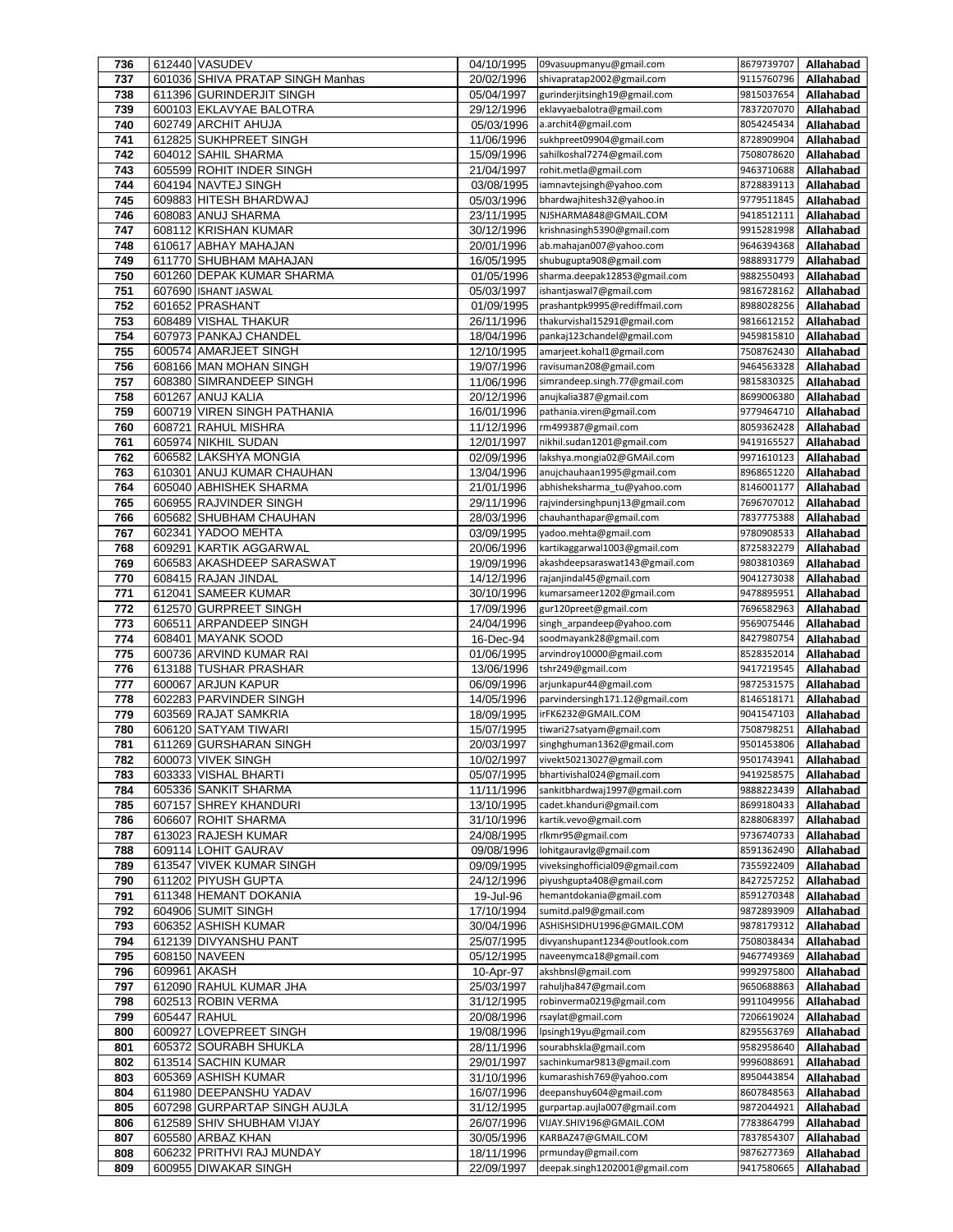| 736 | 612440 | VASUDEV | 04/10/1995 | 09vasuupmanyu@gmail.com | 8679739707 | Allahabad |
|---|---|---|---|---|---|---|
| 737 | 601036 | SHIVA PRATAP SINGH Manhas | 20/02/1996 | shivapratap2002@gmail.com | 9115760796 | Allahabad |
| 738 | 611396 | GURINDERJIT SINGH | 05/04/1997 | gurinderjitsingh19@gmail.com | 9815037654 | Allahabad |
| 739 | 600103 | EKLAVYAE BALOTRA | 29/12/1996 | eklavyaebalotra@gmail.com | 7837207070 | Allahabad |
| 740 | 602749 | ARCHIT AHUJA | 05/03/1996 | a.archit4@gmail.com | 8054245434 | Allahabad |
| 741 | 612825 | SUKHPREET SINGH | 11/06/1996 | sukhpreet09904@gmail.com | 8728909904 | Allahabad |
| 742 | 604012 | SAHIL SHARMA | 15/09/1996 | sahilkoshal7274@gmail.com | 7508078620 | Allahabad |
| 743 | 605599 | ROHIT INDER SINGH | 21/04/1997 | rohit.metla@gmail.com | 9463710688 | Allahabad |
| 744 | 604194 | NAVTEJ SINGH | 03/08/1995 | iamnavtejsingh@yahoo.com | 8728839113 | Allahabad |
| 745 | 609883 | HITESH BHARDWAJ | 05/03/1996 | bhardwajhitesh32@yahoo.in | 9779511845 | Allahabad |
| 746 | 608083 | ANUJ SHARMA | 23/11/1995 | NJSHARMA848@GMAIL.COM | 9418512111 | Allahabad |
| 747 | 608112 | KRISHAN KUMAR | 30/12/1996 | krishnasingh5390@gmail.com | 9915281998 | Allahabad |
| 748 | 610617 | ABHAY MAHAJAN | 20/01/1996 | ab.mahajan007@yahoo.com | 9646394368 | Allahabad |
| 749 | 611770 | SHUBHAM MAHAJAN | 16/05/1995 | shubugupta908@gmail.com | 9888931779 | Allahabad |
| 750 | 601260 | DEPAK KUMAR SHARMA | 01/05/1996 | sharma.deepak12853@gmail.com | 9882550493 | Allahabad |
| 751 | 607690 | ISHANT JASWAL | 05/03/1997 | ishantjaswal7@gmail.com | 9816728162 | Allahabad |
| 752 | 601652 | PRASHANT | 01/09/1995 | prashantpk9995@rediffmail.com | 8988028256 | Allahabad |
| 753 | 608489 | VISHAL THAKUR | 26/11/1996 | thakurvishal15291@gmail.com | 9816612152 | Allahabad |
| 754 | 607973 | PANKAJ CHANDEL | 18/04/1996 | pankaj123chandel@gmail.com | 9459815810 | Allahabad |
| 755 | 600574 | AMARJEET SINGH | 12/10/1995 | amarjeet.kohal1@gmail.com | 7508762430 | Allahabad |
| 756 | 608166 | MAN MOHAN SINGH | 19/07/1996 | ravisuman208@gmail.com | 9464563328 | Allahabad |
| 757 | 608380 | SIMRANDEEP SINGH | 11/06/1996 | simrandeep.singh.77@gmail.com | 9815830325 | Allahabad |
| 758 | 601267 | ANUJ KALIA | 20/12/1996 | anujkalia387@gmail.com | 8699006380 | Allahabad |
| 759 | 600719 | VIREN SINGH PATHANIA | 16/01/1996 | pathania.viren@gmail.com | 9779464710 | Allahabad |
| 760 | 608721 | RAHUL MISHRA | 11/12/1996 | rm499387@gmail.com | 8059362428 | Allahabad |
| 761 | 605974 | NIKHIL SUDAN | 12/01/1997 | nikhil.sudan1201@gmail.com | 9419165527 | Allahabad |
| 762 | 606582 | LAKSHYA MONGIA | 02/09/1996 | lakshya.mongia02@GMAil.com | 9971610123 | Allahabad |
| 763 | 610301 | ANUJ KUMAR CHAUHAN | 13/04/1996 | anujchauhaan1995@gmail.com | 8968651220 | Allahabad |
| 764 | 605040 | ABHISHEK SHARMA | 21/01/1996 | abhisheksharma_tu@yahoo.com | 8146001177 | Allahabad |
| 765 | 606955 | RAJVINDER SINGH | 29/11/1996 | rajvindersinghpunj13@gmail.com | 7696707012 | Allahabad |
| 766 | 605682 | SHUBHAM CHAUHAN | 28/03/1996 | chauhanthapar@gmail.com | 7837775388 | Allahabad |
| 767 | 602341 | YADOO MEHTA | 03/09/1995 | yadoo.mehta@gmail.com | 9780908533 | Allahabad |
| 768 | 609291 | KARTIK AGGARWAL | 20/06/1996 | kartikaggarwal1003@gmail.com | 8725832279 | Allahabad |
| 769 | 606583 | AKASHDEEP SARASWAT | 19/09/1996 | akashdeepsaraswat143@gmail.com | 9803810369 | Allahabad |
| 770 | 608415 | RAJAN JINDAL | 14/12/1996 | rajanjindal45@gmail.com | 9041273038 | Allahabad |
| 771 | 612041 | SAMEER KUMAR | 30/10/1996 | kumarsameer1202@gmail.com | 9478895951 | Allahabad |
| 772 | 612570 | GURPREET SINGH | 17/09/1996 | gur120preet@gmail.com | 7696582963 | Allahabad |
| 773 | 606511 | ARPANDEEP SINGH | 24/04/1996 | singh_arpandeep@yahoo.com | 9569075446 | Allahabad |
| 774 | 608401 | MAYANK SOOD | 16-Dec-94 | soodmayank28@gmail.com | 8427980754 | Allahabad |
| 775 | 600736 | ARVIND KUMAR RAI | 01/06/1995 | arvindroy10000@gmail.com | 8528352014 | Allahabad |
| 776 | 613188 | TUSHAR PRASHAR | 13/06/1996 | tshr249@gmail.com | 9417219545 | Allahabad |
| 777 | 600067 | ARJUN KAPUR | 06/09/1996 | arjunkapur44@gmail.com | 9872531575 | Allahabad |
| 778 | 602283 | PARVINDER SINGH | 14/05/1996 | parvindersingh171.12@gmail.com | 8146518171 | Allahabad |
| 779 | 603569 | RAJAT SAMKRIA | 18/09/1995 | irFK6232@GMAIL.COM | 9041547103 | Allahabad |
| 780 | 606120 | SATYAM TIWARI | 15/07/1995 | tiwari27satyam@gmail.com | 7508798251 | Allahabad |
| 781 | 611269 | GURSHARAN SINGH | 20/03/1997 | singhghuman1362@gmail.com | 9501453806 | Allahabad |
| 782 | 600073 | VIVEK SINGH | 10/02/1997 | vivekt50213027@gmail.com | 9501743941 | Allahabad |
| 783 | 603333 | VISHAL BHARTI | 05/07/1995 | bhartivishal024@gmail.com | 9419258575 | Allahabad |
| 784 | 605336 | SANKIT SHARMA | 11/11/1996 | sankitbhardwaj1997@gmail.com | 9888223439 | Allahabad |
| 785 | 607157 | SHREY KHANDURI | 13/10/1995 | cadet.khanduri@gmail.com | 8699180433 | Allahabad |
| 786 | 606607 | ROHIT SHARMA | 31/10/1996 | kartik.vevo@gmail.com | 8288068397 | Allahabad |
| 787 | 613023 | RAJESH KUMAR | 24/08/1995 | rlkmr95@gmail.com | 9736740733 | Allahabad |
| 788 | 609114 | LOHIT GAURAV | 09/08/1996 | lohitgauravlg@gmail.com | 8591362490 | Allahabad |
| 789 | 613547 | VIVEK KUMAR SINGH | 09/09/1995 | viveksinghofficial09@gmail.com | 7355922409 | Allahabad |
| 790 | 611202 | PIYUSH GUPTA | 24/12/1996 | piyushgupta408@gmail.com | 8427257252 | Allahabad |
| 791 | 611348 | HEMANT DOKANIA | 19-Jul-96 | hemantdokania@gmail.com | 8591270348 | Allahabad |
| 792 | 604906 | SUMIT SINGH | 17/10/1994 | sumitd.pal9@gmail.com | 9872893909 | Allahabad |
| 793 | 606352 | ASHISH KUMAR | 30/04/1996 | ASHISHSIDHU1996@GMAIL.COM | 9878179312 | Allahabad |
| 794 | 612139 | DIVYANSHU PANT | 25/07/1995 | divyanshupant1234@outlook.com | 7508038434 | Allahabad |
| 795 | 608150 | NAVEEN | 05/12/1995 | naveenymca18@gmail.com | 9467749369 | Allahabad |
| 796 | 609961 | AKASH | 10-Apr-97 | akshbnsl@gmail.com | 9992975800 | Allahabad |
| 797 | 612090 | RAHUL KUMAR JHA | 25/03/1997 | rahuljha847@gmail.com | 9650688863 | Allahabad |
| 798 | 602513 | ROBIN VERMA | 31/12/1995 | robinverma0219@gmail.com | 9911049956 | Allahabad |
| 799 | 605447 | RAHUL | 20/08/1996 | rsaylat@gmail.com | 7206619024 | Allahabad |
| 800 | 600927 | LOVEPREET SINGH | 19/08/1996 | lpsingh19yu@gmail.com | 8295563769 | Allahabad |
| 801 | 605372 | SOURABH SHUKLA | 28/11/1996 | sourabhskla@gmail.com | 9582958640 | Allahabad |
| 802 | 613514 | SACHIN KUMAR | 29/01/1997 | sachinkumar9813@gmail.com | 9996088691 | Allahabad |
| 803 | 605369 | ASHISH KUMAR | 31/10/1996 | kumarashish769@yahoo.com | 8950443854 | Allahabad |
| 804 | 611980 | DEEPANSHU YADAV | 16/07/1996 | deepanshuy604@gmail.com | 8607848563 | Allahabad |
| 805 | 607298 | GURPARTAP SINGH AUJLA | 31/12/1995 | gurpartap.aujla007@gmail.com | 9872044921 | Allahabad |
| 806 | 612589 | SHIV SHUBHAM VIJAY | 26/07/1996 | VIJAY.SHIV196@GMAIL.COM | 7783864799 | Allahabad |
| 807 | 605580 | ARBAZ KHAN | 30/05/1996 | KARBAZ47@GMAIL.COM | 7837854307 | Allahabad |
| 808 | 606232 | PRITHVI RAJ MUNDAY | 18/11/1996 | prmunday@gmail.com | 9876277369 | Allahabad |
| 809 | 600955 | DIWAKAR SINGH | 22/09/1997 | deepak.singh1202001@gmail.com | 9417580665 | Allahabad |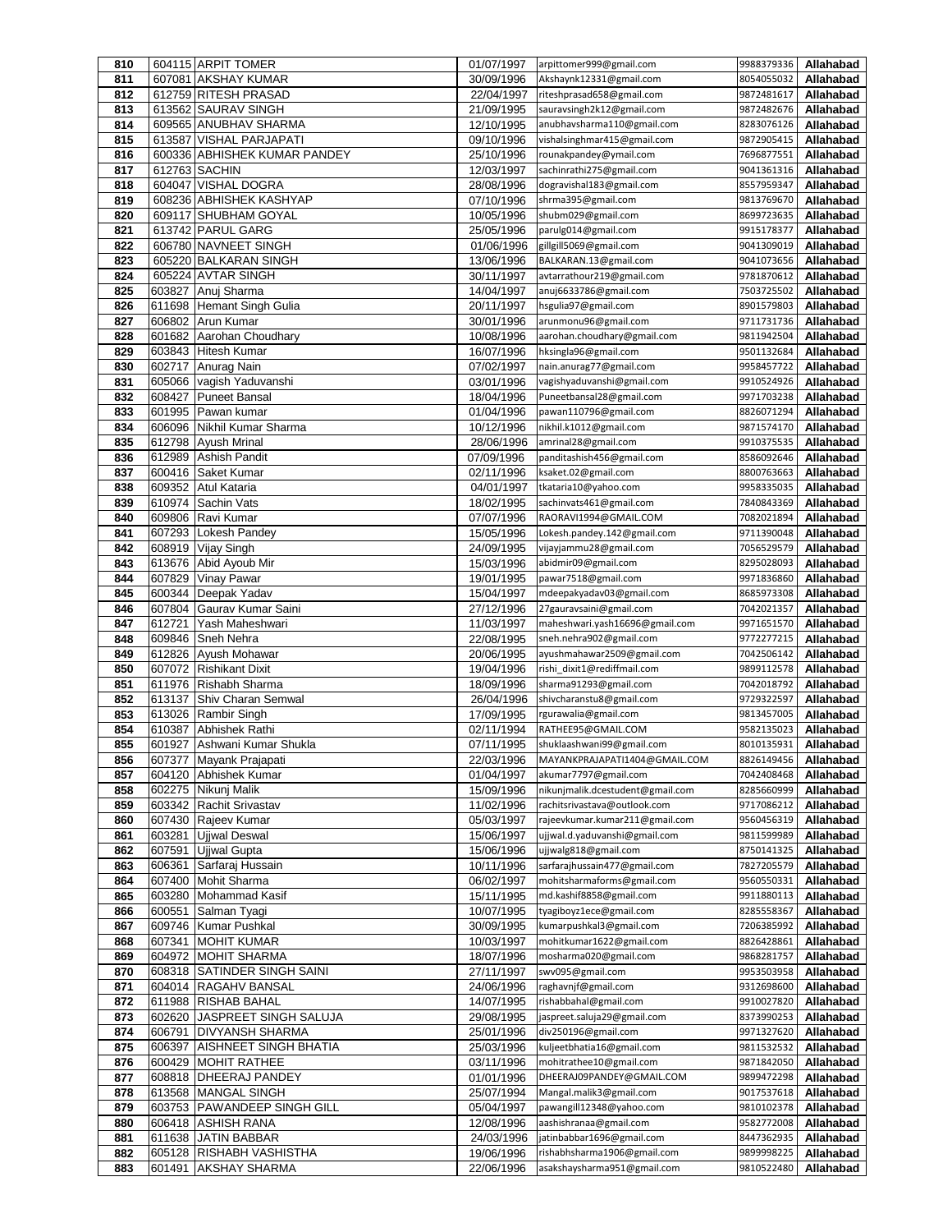| 810 | 604115 | ARPIT TOMER | 01/07/1997 | arpittomer999@gmail.com | 9988379336 | Allahabad |
|---|---|---|---|---|---|---|
| 811 | 607081 | AKSHAY KUMAR | 30/09/1996 | Akshaynk12331@gmail.com | 8054055032 | Allahabad |
| 812 | 612759 | RITESH PRASAD | 22/04/1997 | riteshprasad658@gmail.com | 9872481617 | Allahabad |
| 813 | 613562 | SAURAV SINGH | 21/09/1995 | sauravsingh2k12@gmail.com | 9872482676 | Allahabad |
| 814 | 609565 | ANUBHAV SHARMA | 12/10/1995 | anubhavsharma110@gmail.com | 8283076126 | Allahabad |
| 815 | 613587 | VISHAL PARJAPATI | 09/10/1996 | vishalsinghmar415@gmail.com | 9872905415 | Allahabad |
| 816 | 600336 | ABHISHEK KUMAR PANDEY | 25/10/1996 | rounakpandey@ymail.com | 7696877551 | Allahabad |
| 817 | 612763 | SACHIN | 12/03/1997 | sachinrathi275@gmail.com | 9041361316 | Allahabad |
| 818 | 604047 | VISHAL DOGRA | 28/08/1996 | dogravishal183@gmail.com | 8557959347 | Allahabad |
| 819 | 608236 | ABHISHEK KASHYAP | 07/10/1996 | shrma395@gmail.com | 9813769670 | Allahabad |
| 820 | 609117 | SHUBHAM GOYAL | 10/05/1996 | shubm029@gmail.com | 8699723635 | Allahabad |
| 821 | 613742 | PARUL GARG | 25/05/1996 | parulg014@gmail.com | 9915178377 | Allahabad |
| 822 | 606780 | NAVNEET SINGH | 01/06/1996 | gillgill5069@gmail.com | 9041309019 | Allahabad |
| 823 | 605220 | BALKARAN SINGH | 13/06/1996 | BALKARAN.13@gmail.com | 9041073656 | Allahabad |
| 824 | 605224 | AVTAR SINGH | 30/11/1997 | avtarrathour219@gmail.com | 9781870612 | Allahabad |
| 825 | 603827 | Anuj Sharma | 14/04/1997 | anuj6633786@gmail.com | 7503725502 | Allahabad |
| 826 | 611698 | Hemant Singh Gulia | 20/11/1997 | hsgulia97@gmail.com | 8901579803 | Allahabad |
| 827 | 606802 | Arun Kumar | 30/01/1996 | arunmonu96@gmail.com | 9711731736 | Allahabad |
| 828 | 601682 | Aarohan Choudhary | 10/08/1996 | aarohan.choudhary@gmail.com | 9811942504 | Allahabad |
| 829 | 603843 | Hitesh Kumar | 16/07/1996 | hksingla96@gmail.com | 9501132684 | Allahabad |
| 830 | 602717 | Anurag Nain | 07/02/1997 | nain.anurag77@gmail.com | 9958457722 | Allahabad |
| 831 | 605066 | vagish Yaduvanshi | 03/01/1996 | vagishyaduvanshi@gmail.com | 9910524926 | Allahabad |
| 832 | 608427 | Puneet Bansal | 18/04/1996 | Puneetbansal28@gmail.com | 9971703238 | Allahabad |
| 833 | 601995 | Pawan kumar | 01/04/1996 | pawan110796@gmail.com | 8826071294 | Allahabad |
| 834 | 606096 | Nikhil Kumar Sharma | 10/12/1996 | nikhil.k1012@gmail.com | 9871574170 | Allahabad |
| 835 | 612798 | Ayush Mrinal | 28/06/1996 | amrinal28@gmail.com | 9910375535 | Allahabad |
| 836 | 612989 | Ashish Pandit | 07/09/1996 | panditashish456@gmail.com | 8586092646 | Allahabad |
| 837 | 600416 | Saket Kumar | 02/11/1996 | ksaket.02@gmail.com | 8800763663 | Allahabad |
| 838 | 609352 | Atul Kataria | 04/01/1997 | tkataria10@yahoo.com | 9958335035 | Allahabad |
| 839 | 610974 | Sachin Vats | 18/02/1995 | sachinvats461@gmail.com | 7840843369 | Allahabad |
| 840 | 609806 | Ravi Kumar | 07/07/1996 | RAORAVI1994@GMAIL.COM | 7082021894 | Allahabad |
| 841 | 607293 | Lokesh Pandey | 15/05/1996 | Lokesh.pandey.142@gmail.com | 9711390048 | Allahabad |
| 842 | 608919 | Vijay Singh | 24/09/1995 | vijayjammu28@gmail.com | 7056529579 | Allahabad |
| 843 | 613676 | Abid Ayoub Mir | 15/03/1996 | abidmir09@gmail.com | 8295028093 | Allahabad |
| 844 | 607829 | Vinay Pawar | 19/01/1995 | pawar7518@gmail.com | 9971836860 | Allahabad |
| 845 | 600344 | Deepak Yadav | 15/04/1997 | mdeepakyadav03@gmail.com | 8685973308 | Allahabad |
| 846 | 607804 | Gaurav Kumar Saini | 27/12/1996 | 27gauravsaini@gmail.com | 7042021357 | Allahabad |
| 847 | 612721 | Yash Maheshwari | 11/03/1997 | maheshwari.yash16696@gmail.com | 9971651570 | Allahabad |
| 848 | 609846 | Sneh Nehra | 22/08/1995 | sneh.nehra902@gmail.com | 9772277215 | Allahabad |
| 849 | 612826 | Ayush Mohawar | 20/06/1995 | ayushmahawar2509@gmail.com | 7042506142 | Allahabad |
| 850 | 607072 | Rishikant Dixit | 19/04/1996 | rishi_dixit1@rediffmail.com | 9899112578 | Allahabad |
| 851 | 611976 | Rishabh Sharma | 18/09/1996 | sharma91293@gmail.com | 7042018792 | Allahabad |
| 852 | 613137 | Shiv Charan Semwal | 26/04/1996 | shivcharanstu8@gmail.com | 9729322597 | Allahabad |
| 853 | 613026 | Rambir Singh | 17/09/1995 | rgurawalia@gmail.com | 9813457005 | Allahabad |
| 854 | 610387 | Abhishek Rathi | 02/11/1994 | RATHEE95@GMAIL.COM | 9582135023 | Allahabad |
| 855 | 601927 | Ashwani Kumar Shukla | 07/11/1995 | shuklaashwani99@gmail.com | 8010135931 | Allahabad |
| 856 | 607377 | Mayank Prajapati | 22/03/1996 | MAYANKPRAJAPATI1404@GMAIL.COM | 8826149456 | Allahabad |
| 857 | 604120 | Abhishek Kumar | 01/04/1997 | akumar7797@gmail.com | 7042408468 | Allahabad |
| 858 | 602275 | Nikunj Malik | 15/09/1996 | nikunjmalik.dcestudent@gmail.com | 8285660999 | Allahabad |
| 859 | 603342 | Rachit Srivastav | 11/02/1996 | rachitsrivastava@outlook.com | 9717086212 | Allahabad |
| 860 | 607430 | Rajeev Kumar | 05/03/1997 | rajeevkumar.kumar211@gmail.com | 9560456319 | Allahabad |
| 861 | 603281 | Ujjwal Deswal | 15/06/1997 | ujjwal.d.yaduvanshi@gmail.com | 9811599989 | Allahabad |
| 862 | 607591 | Ujjwal Gupta | 15/06/1996 | ujjwalg818@gmail.com | 8750141325 | Allahabad |
| 863 | 606361 | Sarfaraj Hussain | 10/11/1996 | sarfarajhussain477@gmail.com | 7827205579 | Allahabad |
| 864 | 607400 | Mohit Sharma | 06/02/1997 | mohitsharmaforms@gmail.com | 9560550331 | Allahabad |
| 865 | 603280 | Mohammad Kasif | 15/11/1995 | md.kashif8858@gmail.com | 9911880113 | Allahabad |
| 866 | 600551 | Salman Tyagi | 10/07/1995 | tyagiboyz1ece@gmail.com | 8285558367 | Allahabad |
| 867 | 609746 | Kumar Pushkal | 30/09/1995 | kumarpushkal3@gmail.com | 7206385992 | Allahabad |
| 868 | 607341 | MOHIT KUMAR | 10/03/1997 | mohitkumar1622@gmail.com | 8826428861 | Allahabad |
| 869 | 604972 | MOHIT SHARMA | 18/07/1996 | mosharma020@gmail.com | 9868281757 | Allahabad |
| 870 | 608318 | SATINDER SINGH SAINI | 27/11/1997 | swv095@gmail.com | 9953503958 | Allahabad |
| 871 | 604014 | RAGAHV BANSAL | 24/06/1996 | raghavnjf@gmail.com | 9312698600 | Allahabad |
| 872 | 611988 | RISHAB BAHAL | 14/07/1995 | rishabbahal@gmail.com | 9910027820 | Allahabad |
| 873 | 602620 | JASPREET SINGH SALUJA | 29/08/1995 | jaspreet.saluja29@gmail.com | 8373990253 | Allahabad |
| 874 | 606791 | DIVYANSH SHARMA | 25/01/1996 | div250196@gmail.com | 9971327620 | Allahabad |
| 875 | 606397 | AISHNEET SINGH BHATIA | 25/03/1996 | kuljeetbhatia16@gmail.com | 9811532532 | Allahabad |
| 876 | 600429 | MOHIT RATHEE | 03/11/1996 | mohitrathee10@gmail.com | 9871842050 | Allahabad |
| 877 | 608818 | DHEERAJ PANDEY | 01/01/1996 | DHEERAJ09PANDEY@GMAIL.COM | 9899472298 | Allahabad |
| 878 | 613568 | MANGAL SINGH | 25/07/1994 | Mangal.malik3@gmail.com | 9017537618 | Allahabad |
| 879 | 603753 | PAWANDEEP SINGH GILL | 05/04/1997 | pawangill12348@yahoo.com | 9810102378 | Allahabad |
| 880 | 606418 | ASHISH RANA | 12/08/1996 | aashishranaa@gmail.com | 9582772008 | Allahabad |
| 881 | 611638 | JATIN BABBAR | 24/03/1996 | jatinbabbar1696@gmail.com | 8447362935 | Allahabad |
| 882 | 605128 | RISHABH VASHISTHA | 19/06/1996 | rishabhsharma1906@gmail.com | 9899998225 | Allahabad |
| 883 | 601491 | AKSHAY SHARMA | 22/06/1996 | asakshaysharma951@gmail.com | 9810522480 | Allahabad |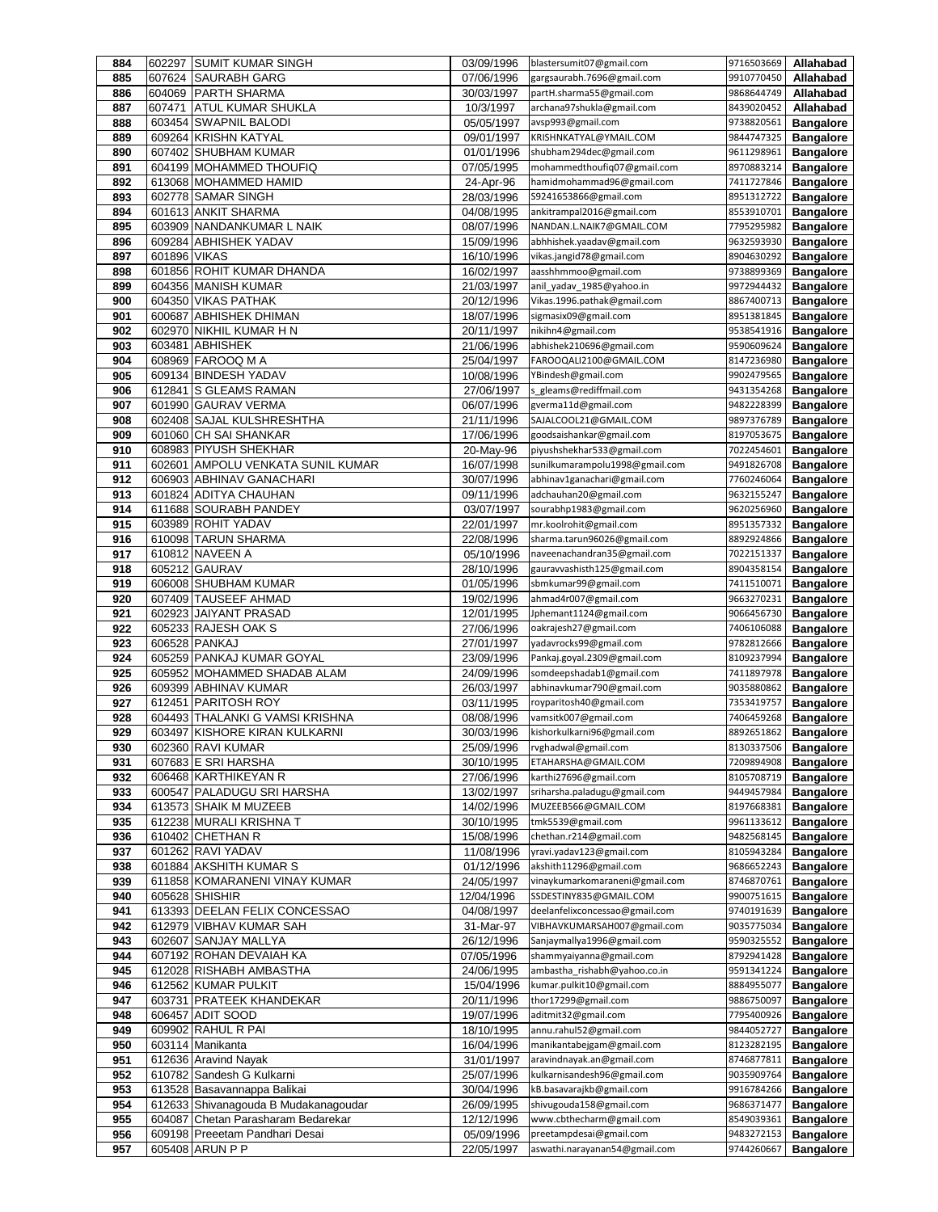| 884 | 602297 | SUMIT KUMAR SINGH | 03/09/1996 | blastersumit07@gmail.com | 9716503669 | Allahabad |
|---|---|---|---|---|---|---|
| 885 | 607624 | SAURABH GARG | 07/06/1996 | gargsaurabh.7696@gmail.com | 9910770450 | Allahabad |
| 886 | 604069 | PARTH SHARMA | 30/03/1997 | partH.sharma55@gmail.com | 9868644749 | Allahabad |
| 887 | 607471 | ATUL KUMAR SHUKLA | 10/3/1997 | archana97shukla@gmail.com | 8439020452 | Allahabad |
| 888 | 603454 | SWAPNIL BALODI | 05/05/1997 | avsp993@gmail.com | 9738820561 | Bangalore |
| 889 | 609264 | KRISHN KATYAL | 09/01/1997 | KRISHNKATYAL@YMAIL.COM | 9844747325 | Bangalore |
| 890 | 607402 | SHUBHAM KUMAR | 01/01/1996 | shubham294dec@gmail.com | 9611298961 | Bangalore |
| 891 | 604199 | MOHAMMED THOUFIQ | 07/05/1995 | mohammedthoufiq07@gmail.com | 8970883214 | Bangalore |
| 892 | 613068 | MOHAMMED HAMID | 24-Apr-96 | hamidmohammad96@gmail.com | 7411727846 | Bangalore |
| 893 | 602778 | SAMAR SINGH | 28/03/1996 | S9241653866@gmail.com | 8951312722 | Bangalore |
| 894 | 601613 | ANKIT SHARMA | 04/08/1995 | ankitrampal2016@gmail.com | 8553910701 | Bangalore |
| 895 | 603909 | NANDANKUMAR L NAIK | 08/07/1996 | NANDAN.L.NAIK7@GMAIL.COM | 7795295982 | Bangalore |
| 896 | 609284 | ABHISHEK YADAV | 15/09/1996 | abhhishek.yaadav@gmail.com | 9632593930 | Bangalore |
| 897 | 601896 | VIKAS | 16/10/1996 | vikas.jangid78@gmail.com | 8904630292 | Bangalore |
| 898 | 601856 | ROHIT KUMAR DHANDA | 16/02/1997 | aasshhmmoo@gmail.com | 9738899369 | Bangalore |
| 899 | 604356 | MANISH KUMAR | 21/03/1997 | anil_yadav_1985@yahoo.in | 9972944432 | Bangalore |
| 900 | 604350 | VIKAS PATHAK | 20/12/1996 | Vikas.1996.pathak@gmail.com | 8867400713 | Bangalore |
| 901 | 600687 | ABHISHEK DHIMAN | 18/07/1996 | sigmasix09@gmail.com | 8951381845 | Bangalore |
| 902 | 602970 | NIKHIL KUMAR H N | 20/11/1997 | nikihn4@gmail.com | 9538541916 | Bangalore |
| 903 | 603481 | ABHISHEK | 21/06/1996 | abhishek210696@gmail.com | 9590609624 | Bangalore |
| 904 | 608969 | FAROOQ M A | 25/04/1997 | FAROOQALI2100@GMAIL.COM | 8147236980 | Bangalore |
| 905 | 609134 | BINDESH YADAV | 10/08/1996 | YBindesh@gmail.com | 9902479565 | Bangalore |
| 906 | 612841 | S GLEAMS RAMAN | 27/06/1997 | s_gleams@rediffmail.com | 9431354268 | Bangalore |
| 907 | 601990 | GAURAV VERMA | 06/07/1996 | gverma11d@gmail.com | 9482228399 | Bangalore |
| 908 | 602408 | SAJAL KULSHRESHTHA | 21/11/1996 | SAJALCOOL21@GMAIL.COM | 9897376789 | Bangalore |
| 909 | 601060 | CH SAI SHANKAR | 17/06/1996 | goodsaishankar@gmail.com | 8197053675 | Bangalore |
| 910 | 608983 | PIYUSH SHEKHAR | 20-May-96 | piyushshekhar533@gmail.com | 7022454601 | Bangalore |
| 911 | 602601 | AMPOLU VENKATA SUNIL KUMAR | 16/07/1998 | sunilkumarampolu1998@gmail.com | 9491826708 | Bangalore |
| 912 | 606903 | ABHINAV GANACHARI | 30/07/1996 | abhinav1ganachari@gmail.com | 7760246064 | Bangalore |
| 913 | 601824 | ADITYA CHAUHAN | 09/11/1996 | adchauhan20@gmail.com | 9632155247 | Bangalore |
| 914 | 611688 | SOURABH PANDEY | 03/07/1997 | sourabhp1983@gmail.com | 9620256960 | Bangalore |
| 915 | 603989 | ROHIT YADAV | 22/01/1997 | mr.koolrohit@gmail.com | 8951357332 | Bangalore |
| 916 | 610098 | TARUN SHARMA | 22/08/1996 | sharma.tarun96026@gmail.com | 8892924866 | Bangalore |
| 917 | 610812 | NAVEEN A | 05/10/1996 | naveenachandran35@gmail.com | 7022151337 | Bangalore |
| 918 | 605212 | GAURAV | 28/10/1996 | gauravvashisth125@gmail.com | 8904358154 | Bangalore |
| 919 | 606008 | SHUBHAM KUMAR | 01/05/1996 | sbmkumar99@gmail.com | 7411510071 | Bangalore |
| 920 | 607409 | TAUSEEF AHMAD | 19/02/1996 | ahmad4r007@gmail.com | 9663270231 | Bangalore |
| 921 | 602923 | JAIYANT PRASAD | 12/01/1995 | Jphemant1124@gmail.com | 9066456730 | Bangalore |
| 922 | 605233 | RAJESH OAK S | 27/06/1996 | oakrajesh27@gmail.com | 7406106088 | Bangalore |
| 923 | 606528 | PANKAJ | 27/01/1997 | yadavrocks99@gmail.com | 9782812666 | Bangalore |
| 924 | 605259 | PANKAJ KUMAR GOYAL | 23/09/1996 | Pankaj.goyal.2309@gmail.com | 8109237994 | Bangalore |
| 925 | 605952 | MOHAMMED SHADAB ALAM | 24/09/1996 | somdeepshadab1@gmail.com | 7411897978 | Bangalore |
| 926 | 609399 | ABHINAV KUMAR | 26/03/1997 | abhinavkumar790@gmail.com | 9035880862 | Bangalore |
| 927 | 612451 | PARITOSH ROY | 03/11/1995 | royparitosh40@gmail.com | 7353419757 | Bangalore |
| 928 | 604493 | THALANKI G VAMSI KRISHNA | 08/08/1996 | vamsitk007@gmail.com | 7406459268 | Bangalore |
| 929 | 603497 | KISHORE KIRAN KULKARNI | 30/03/1996 | kishorkulkarni96@gmail.com | 8892651862 | Bangalore |
| 930 | 602360 | RAVI KUMAR | 25/09/1996 | rvghadwal@gmail.com | 8130337506 | Bangalore |
| 931 | 607683 | E SRI HARSHA | 30/10/1995 | ETAHARSHA@GMAIL.COM | 7209894908 | Bangalore |
| 932 | 606468 | KARTHIKEYAN R | 27/06/1996 | karthi27696@gmail.com | 8105708719 | Bangalore |
| 933 | 600547 | PALADUGU SRI HARSHA | 13/02/1997 | sriharsha.paladugu@gmail.com | 9449457984 | Bangalore |
| 934 | 613573 | SHAIK M MUZEEB | 14/02/1996 | MUZEEB566@GMAIL.COM | 8197668381 | Bangalore |
| 935 | 612238 | MURALI KRISHNA T | 30/10/1995 | tmk5539@gmail.com | 9961133612 | Bangalore |
| 936 | 610402 | CHETHAN R | 15/08/1996 | chethan.r214@gmail.com | 9482568145 | Bangalore |
| 937 | 601262 | RAVI YADAV | 11/08/1996 | yravi.yadav123@gmail.com | 8105943284 | Bangalore |
| 938 | 601884 | AKSHITH KUMAR S | 01/12/1996 | akshith11296@gmail.com | 9686652243 | Bangalore |
| 939 | 611858 | KOMARANENI VINAY KUMAR | 24/05/1997 | vinaykumarkomaraneni@gmail.com | 8746870761 | Bangalore |
| 940 | 605628 | SHISHIR | 12/04/1996 | SSDESTINY835@GMAIL.COM | 9900751615 | Bangalore |
| 941 | 613393 | DEELAN FELIX CONCESSAO | 04/08/1997 | deelanfelixconcessao@gmail.com | 9740191639 | Bangalore |
| 942 | 612979 | VIBHAV KUMAR SAH | 31-Mar-97 | VIBHAVKUMARSAH007@gmail.com | 9035775034 | Bangalore |
| 943 | 602607 | SANJAY MALLYA | 26/12/1996 | Sanjaymallya1996@gmail.com | 9590325552 | Bangalore |
| 944 | 607192 | ROHAN DEVAIAH KA | 07/05/1996 | shammyaiyanna@gmail.com | 8792941428 | Bangalore |
| 945 | 612028 | RISHABH AMBASTHA | 24/06/1995 | ambastha_rishabh@yahoo.co.in | 9591341224 | Bangalore |
| 946 | 612562 | KUMAR PULKIT | 15/04/1996 | kumar.pulkit10@gmail.com | 8884955077 | Bangalore |
| 947 | 603731 | PRATEEK KHANDEKAR | 20/11/1996 | thor17299@gmail.com | 9886750097 | Bangalore |
| 948 | 606457 | ADIT SOOD | 19/07/1996 | aditmit32@gmail.com | 7795400926 | Bangalore |
| 949 | 609902 | RAHUL R PAI | 18/10/1995 | annu.rahul52@gmail.com | 9844052727 | Bangalore |
| 950 | 603114 | Manikanta | 16/04/1996 | manikantabejgam@gmail.com | 8123282195 | Bangalore |
| 951 | 612636 | Aravind Nayak | 31/01/1997 | aravindnayak.an@gmail.com | 8746877811 | Bangalore |
| 952 | 610782 | Sandesh G Kulkarni | 25/07/1996 | kulkarnisandesh96@gmail.com | 9035909764 | Bangalore |
| 953 | 613528 | Basavannappa Balikai | 30/04/1996 | kB.basavarajkb@gmail.com | 9916784266 | Bangalore |
| 954 | 612633 | Shivanagouda B Mudakanagoudar | 26/09/1995 | shivugouda158@gmail.com | 9686371477 | Bangalore |
| 955 | 604087 | Chetan Parasharam Bedarekar | 12/12/1996 | www.cbthecharm@gmail.com | 8549039361 | Bangalore |
| 956 | 609198 | Preeetam Pandhari Desai | 05/09/1996 | preetampdesai@gmail.com | 9483272153 | Bangalore |
| 957 | 605408 | ARUN P P | 22/05/1997 | aswathi.narayanan54@gmail.com | 9744260667 | Bangalore |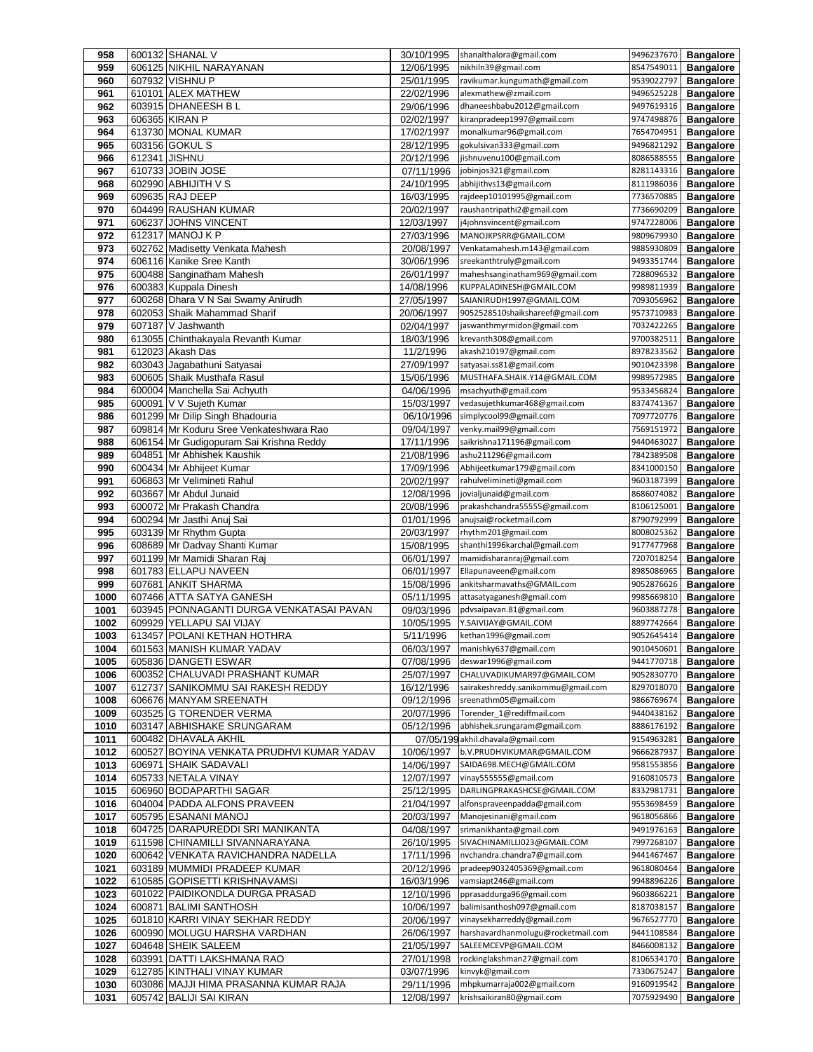| 958 | 600132 | SHANAL V | 30/10/1995 | shanalthalora@gmail.com | 9496237670 | Bangalore |
|---|---|---|---|---|---|---|
| 959 | 606125 | NIKHIL NARAYANAN | 12/06/1995 | nikhiln39@gmail.com | 8547549011 | Bangalore |
| 960 | 607932 | VISHNU P | 25/01/1995 | ravikumar.kungumath@gmail.com | 9539022797 | Bangalore |
| 961 | 610101 | ALEX MATHEW | 22/02/1996 | alexmathew@zmail.com | 9496525228 | Bangalore |
| 962 | 603915 | DHANEESH B L | 29/06/1996 | dhaneeshbabu2012@gmail.com | 9497619316 | Bangalore |
| 963 | 606365 | KIRAN P | 02/02/1997 | kiranpradeep1997@gmail.com | 9747498876 | Bangalore |
| 964 | 613730 | MONAL KUMAR | 17/02/1997 | monalkumar96@gmail.com | 7654704951 | Bangalore |
| 965 | 603156 | GOKUL S | 28/12/1995 | gokulsivan333@gmail.com | 9496821292 | Bangalore |
| 966 | 612341 | JISHNU | 20/12/1996 | jishnuvenu100@gmail.com | 8086588555 | Bangalore |
| 967 | 610733 | JOBIN JOSE | 07/11/1996 | jobinjos321@gmail.com | 8281143316 | Bangalore |
| 968 | 602990 | ABHIJITH V S | 24/10/1995 | abhijithvs13@gmail.com | 8111986036 | Bangalore |
| 969 | 609635 | RAJ DEEP | 16/03/1995 | rajdeep10101995@gmail.com | 7736570885 | Bangalore |
| 970 | 604499 | RAUSHAN KUMAR | 20/02/1997 | raushantripathi2@gmail.com | 7736690209 | Bangalore |
| 971 | 606237 | JOHNS VINCENT | 12/03/1997 | j4johnsvincent@gmail.com | 9747228006 | Bangalore |
| 972 | 612317 | MANOJ K P | 27/03/1996 | MANOJKPSRR@GMAIL.COM | 9809679930 | Bangalore |
| 973 | 602762 | Madisetty Venkata Mahesh | 20/08/1997 | Venkatamahesh.m143@gmail.com | 9885930809 | Bangalore |
| 974 | 606116 | Kanike Sree Kanth | 30/06/1996 | sreekanthtruly@gmail.com | 9493351744 | Bangalore |
| 975 | 600488 | Sanginatham Mahesh | 26/01/1997 | maheshsanginatham969@gmail.com | 7288096532 | Bangalore |
| 976 | 600383 | Kuppala Dinesh | 14/08/1996 | KUPPALADINESH@GMAIL.COM | 9989811939 | Bangalore |
| 977 | 600268 | Dhara V N Sai Swamy Anirudh | 27/05/1997 | SAIANIRUDH1997@GMAIL.COM | 7093056962 | Bangalore |
| 978 | 602053 | Shaik Mahammad Sharif | 20/06/1997 | 9052528510shaikshareef@gmail.com | 9573710983 | Bangalore |
| 979 | 607187 | V Jashwanth | 02/04/1997 | jaswanthmyrmidon@gmail.com | 7032422265 | Bangalore |
| 980 | 613055 | Chinthakayala Revanth Kumar | 18/03/1996 | krevanth308@gmail.com | 9700382511 | Bangalore |
| 981 | 612023 | Akash Das | 11/2/1996 | akash210197@gmail.com | 8978233562 | Bangalore |
| 982 | 603043 | Jagabathuni Satyasai | 27/09/1997 | satyasai.ss81@gmail.com | 9010423398 | Bangalore |
| 983 | 600605 | Shaik Musthafa Rasul | 15/06/1996 | MUSTHAFA.SHAIK.Y14@GMAIL.COM | 9989572985 | Bangalore |
| 984 | 600004 | Manchella Sai Achyuth | 04/06/1996 | msachyuth@gmail.com | 9533456824 | Bangalore |
| 985 | 600091 | V V Sujeth Kumar | 15/03/1997 | vedasujethkumar468@gmail.com | 8374741367 | Bangalore |
| 986 | 601299 | Mr Dilip Singh Bhadouria | 06/10/1996 | simplycool99@gmail.com | 7097720776 | Bangalore |
| 987 | 609814 | Mr Koduru Sree Venkateshwara Rao | 09/04/1997 | venky.mail99@gmail.com | 7569151972 | Bangalore |
| 988 | 606154 | Mr Gudigopuram Sai Krishna Reddy | 17/11/1996 | saikrishna171196@gmail.com | 9440463027 | Bangalore |
| 989 | 604851 | Mr Abhishek Kaushik | 21/08/1996 | ashu211296@gmail.com | 7842389508 | Bangalore |
| 990 | 600434 | Mr Abhijeet Kumar | 17/09/1996 | Abhijeetkumar179@gmail.com | 8341000150 | Bangalore |
| 991 | 606863 | Mr Velimineti Rahul | 20/02/1997 | rahulvelimineti@gmail.com | 9603187399 | Bangalore |
| 992 | 603667 | Mr Abdul Junaid | 12/08/1996 | jovialjunaid@gmail.com | 8686074082 | Bangalore |
| 993 | 600072 | Mr Prakash Chandra | 20/08/1996 | prakashchandra55555@gmail.com | 8106125001 | Bangalore |
| 994 | 600294 | Mr Jasthi Anuj Sai | 01/01/1996 | anujsai@rocketmail.com | 8790792999 | Bangalore |
| 995 | 603139 | Mr Rhythm Gupta | 20/03/1997 | rhythm201@gmail.com | 8008025362 | Bangalore |
| 996 | 608689 | Mr Dadvay Shanti Kumar | 15/08/1995 | shanthi1996karchal@gmail.com | 9177477968 | Bangalore |
| 997 | 601199 | Mr Mamidi Sharan Raj | 06/01/1997 | mamidisharanraj@gmail.com | 7207018254 | Bangalore |
| 998 | 601783 | ELLAPU NAVEEN | 06/01/1997 | Ellapunaveen@gmail.com | 8985086965 | Bangalore |
| 999 | 607681 | ANKIT SHARMA | 15/08/1996 | ankitsharmavaths@GMAIL.com | 9052876626 | Bangalore |
| 1000 | 607466 | ATTA SATYA GANESH | 05/11/1995 | attasatyaganesh@gmail.com | 9985669810 | Bangalore |
| 1001 | 603945 | PONNAGANTI DURGA VENKATASAI PAVAN | 09/03/1996 | pdvsaipavan.81@gmail.com | 9603887278 | Bangalore |
| 1002 | 609929 | YELLAPU SAI VIJAY | 10/05/1995 | Y.SAIVIJAY@GMAIL.COM | 8897742664 | Bangalore |
| 1003 | 613457 | POLANI KETHAN HOTHRA | 5/11/1996 | kethan1996@gmail.com | 9052645414 | Bangalore |
| 1004 | 601563 | MANISH KUMAR YADAV | 06/03/1997 | manishky637@gmail.com | 9010450601 | Bangalore |
| 1005 | 605836 | DANGETI ESWAR | 07/08/1996 | deswar1996@gmail.com | 9441770718 | Bangalore |
| 1006 | 600352 | CHALUVADI PRASHANT KUMAR | 25/07/1997 | CHALUVADIKUMAR97@GMAIL.COM | 9052830770 | Bangalore |
| 1007 | 612737 | SANIKOMMU SAI RAKESH REDDY | 16/12/1996 | sairakeshreddy.sanikommu@gmail.com | 8297018070 | Bangalore |
| 1008 | 606676 | MANYAM SREENATH | 09/12/1996 | sreenathm05@gmail.com | 9866769674 | Bangalore |
| 1009 | 603525 | G TORENDER VERMA | 20/07/1996 | Torender_1@rediffmail.com | 9440438162 | Bangalore |
| 1010 | 603147 | ABHISHAKE SRUNGARAM | 05/12/1996 | abhishek.srungaram@gmail.com | 8886176192 | Bangalore |
| 1011 | 600482 | DHAVALA AKHIL | 07/05/199 | akhil.dhavala@gmail.com | 9154963281 | Bangalore |
| 1012 | 600527 | BOYINA VENKATA PRUDHVI KUMAR YADAV | 10/06/1997 | b.V.PRUDHVIKUMAR@GMAIL.COM | 9666287937 | Bangalore |
| 1013 | 606971 | SHAIK SADAVALI | 14/06/1997 | SAIDA698.MECH@GMAIL.COM | 9581553856 | Bangalore |
| 1014 | 605733 | NETALA VINAY | 12/07/1997 | vinay555555@gmail.com | 9160810573 | Bangalore |
| 1015 | 606960 | BODAPARTHI SAGAR | 25/12/1995 | DARLINGPRAKASHCSE@GMAIL.COM | 8332981731 | Bangalore |
| 1016 | 604004 | PADDA ALFONS PRAVEEN | 21/04/1997 | alfonspraveenpadda@gmail.com | 9553698459 | Bangalore |
| 1017 | 605795 | ESANANI MANOJ | 20/03/1997 | Manojesinani@gmail.com | 9618056866 | Bangalore |
| 1018 | 604725 | DARAPUREDDI SRI MANIKANTA | 04/08/1997 | srimanikhanta@gmail.com | 9491976163 | Bangalore |
| 1019 | 611598 | CHINAMILLI SIVANNARAYANA | 26/10/1995 | SIVACHINAMILLI023@GMAIL.COM | 7997268107 | Bangalore |
| 1020 | 600642 | VENKATA RAVICHANDRA NADELLA | 17/11/1996 | nvchandra.chandra7@gmail.com | 9441467467 | Bangalore |
| 1021 | 603189 | MUMMIDI PRADEEP KUMAR | 20/12/1996 | pradeep9032405369@gmail.com | 9618080464 | Bangalore |
| 1022 | 610585 | GOPISETTI KRISHNAVAMSI | 16/03/1996 | vamsiapt246@gmail.com | 9948896226 | Bangalore |
| 1023 | 601022 | PAIDIKONDLA DURGA PRASAD | 12/10/1996 | pprasaddurga96@gmail.com | 9603866221 | Bangalore |
| 1024 | 600871 | BALIMI SANTHOSH | 10/06/1997 | balimisanthosh097@gmail.com | 8187038157 | Bangalore |
| 1025 | 601810 | KARRI VINAY SEKHAR REDDY | 20/06/1997 | vinaysekharreddy@gmail.com | 9676527770 | Bangalore |
| 1026 | 600990 | MOLUGU HARSHA VARDHAN | 26/06/1997 | harshavardhanmolugu@rocketmail.com | 9441108584 | Bangalore |
| 1027 | 604648 | SHEIK SALEEM | 21/05/1997 | SALEEMCEVP@GMAIL.COM | 8466008132 | Bangalore |
| 1028 | 603991 | DATTI LAKSHMANA RAO | 27/01/1998 | rockinglakshman27@gmail.com | 8106534170 | Bangalore |
| 1029 | 612785 | KINTHALI VINAY KUMAR | 03/07/1996 | kinvyk@gmail.com | 7330675247 | Bangalore |
| 1030 | 603086 | MAJJI HIMA PRASANNA KUMAR RAJA | 29/11/1996 | mhpkumarraja002@gmail.com | 9160919542 | Bangalore |
| 1031 | 605742 | BALIJI SAI KIRAN | 12/08/1997 | krishsaikiran80@gmail.com | 7075929490 | Bangalore |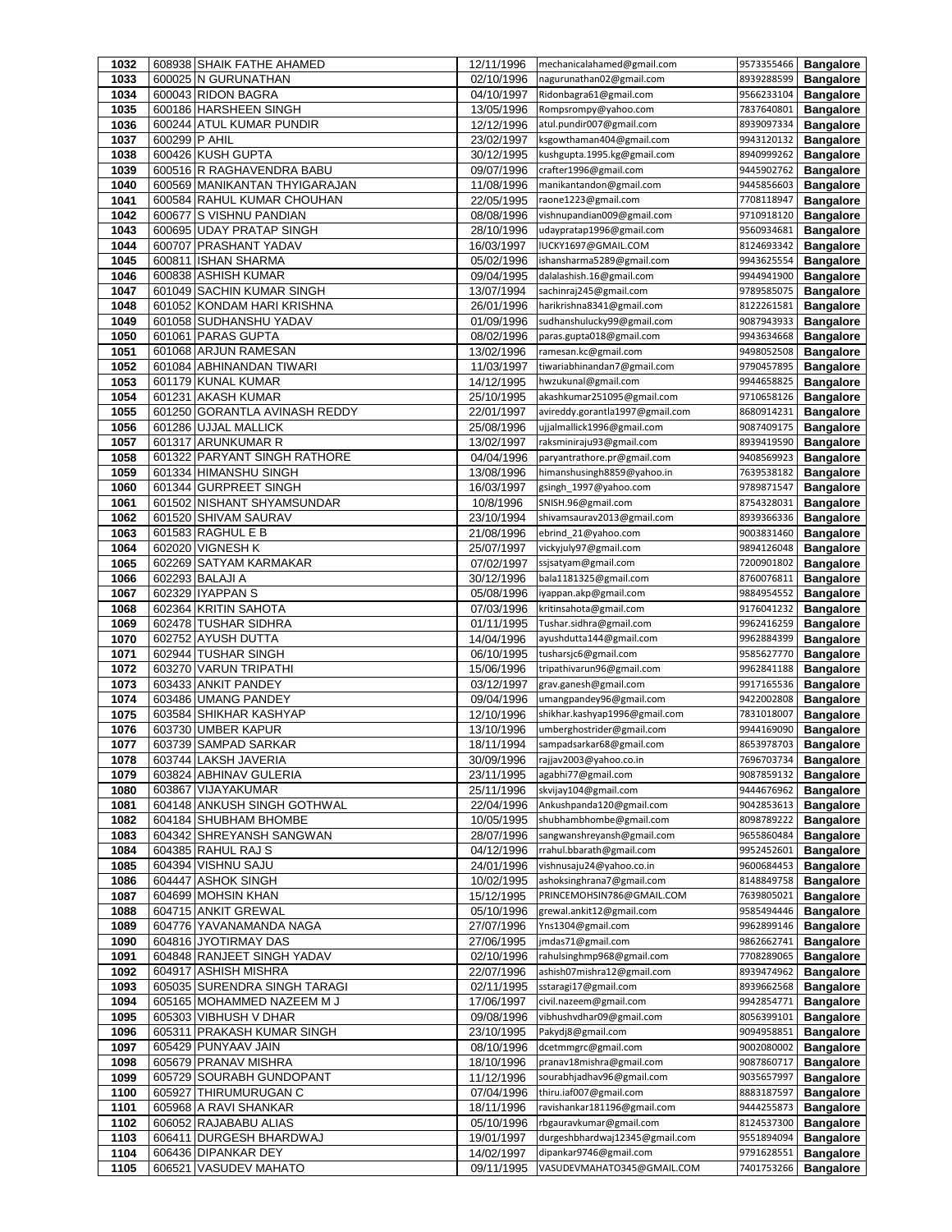| | | | | | | |
|---|---|---|---|---|---|---|
| 1032 | 608938 | SHAIK FATHE AHAMED | 12/11/1996 | mechanicalahamed@gmail.com | 9573355466 | **Bangalore** |
| 1033 | 600025 | N GURUNATHAN | 02/10/1996 | nagurunathan02@gmail.com | 8939288599 | **Bangalore** |
| 1034 | 600043 | RIDON BAGRA | 04/10/1997 | Ridonbagra61@gmail.com | 9566233104 | **Bangalore** |
| 1035 | 600186 | HARSHEEN SINGH | 13/05/1996 | Rompsrompy@yahoo.com | 7837640801 | **Bangalore** |
| 1036 | 600244 | ATUL KUMAR PUNDIR | 12/12/1996 | atul.pundir007@gmail.com | 8939097334 | **Bangalore** |
| 1037 | 600299 | P AHIL | 23/02/1997 | ksgowthaman404@gmail.com | 9943120132 | **Bangalore** |
| 1038 | 600426 | KUSH GUPTA | 30/12/1995 | kushgupta.1995.kg@gmail.com | 8940999262 | **Bangalore** |
| 1039 | 600516 | R RAGHAVENDRA BABU | 09/07/1996 | crafter1996@gmail.com | 9445902762 | **Bangalore** |
| 1040 | 600569 | MANIKANTAN THYIGARAJAN | 11/08/1996 | manikantandon@gmail.com | 9445856603 | **Bangalore** |
| 1041 | 600584 | RAHUL KUMAR CHOUHAN | 22/05/1995 | raone1223@gmail.com | 7708118947 | **Bangalore** |
| 1042 | 600677 | S VISHNU PANDIAN | 08/08/1996 | vishnupandian009@gmail.com | 9710918120 | **Bangalore** |
| 1043 | 600695 | UDAY PRATAP SINGH | 28/10/1996 | udaypratap1996@gmail.com | 9560934681 | **Bangalore** |
| 1044 | 600707 | PRASHANT YADAV | 16/03/1997 | lUCKY1697@GMAIL.COM | 8124693342 | **Bangalore** |
| 1045 | 600811 | ISHAN SHARMA | 05/02/1996 | ishansharma5289@gmail.com | 9943625554 | **Bangalore** |
| 1046 | 600838 | ASHISH KUMAR | 09/04/1995 | dalalashish.16@gmail.com | 9944941900 | **Bangalore** |
| 1047 | 601049 | SACHIN KUMAR SINGH | 13/07/1994 | sachinraj245@gmail.com | 9789585075 | **Bangalore** |
| 1048 | 601052 | KONDAM HARI KRISHNA | 26/01/1996 | harikrishna8341@gmail.com | 8122261581 | **Bangalore** |
| 1049 | 601058 | SUDHANSHU YADAV | 01/09/1996 | sudhanshulucky99@gmail.com | 9087943933 | **Bangalore** |
| 1050 | 601061 | PARAS GUPTA | 08/02/1996 | paras.gupta018@gmail.com | 9943634668 | **Bangalore** |
| 1051 | 601068 | ARJUN RAMESAN | 13/02/1996 | ramesan.kc@gmail.com | 9498052508 | **Bangalore** |
| 1052 | 601084 | ABHINANDAN TIWARI | 11/03/1997 | tiwariabhinandan7@gmail.com | 9790457895 | **Bangalore** |
| 1053 | 601179 | KUNAL KUMAR | 14/12/1995 | hwzukunal@gmail.com | 9944658825 | **Bangalore** |
| 1054 | 601231 | AKASH KUMAR | 25/10/1995 | akashkumar251095@gmail.com | 9710658126 | **Bangalore** |
| 1055 | 601250 | GORANTLA AVINASH REDDY | 22/01/1997 | avireddy.gorantla1997@gmail.com | 8680914231 | **Bangalore** |
| 1056 | 601286 | UJJAL MALLICK | 25/08/1996 | ujjalmallick1996@gmail.com | 9087409175 | **Bangalore** |
| 1057 | 601317 | ARUNKUMAR R | 13/02/1997 | raksminiraju93@gmail.com | 8939419590 | **Bangalore** |
| 1058 | 601322 | PARYANT SINGH RATHORE | 04/04/1996 | paryantrathore.pr@gmail.com | 9408569923 | **Bangalore** |
| 1059 | 601334 | HIMANSHU SINGH | 13/08/1996 | himanshusingh8859@yahoo.in | 7639538182 | **Bangalore** |
| 1060 | 601344 | GURPREET SINGH | 16/03/1997 | gsingh_1997@yahoo.com | 9789871547 | **Bangalore** |
| 1061 | 601502 | NISHANT SHYAMSUNDAR | 10/8/1996 | SNISH.96@gmail.com | 8754328031 | **Bangalore** |
| 1062 | 601520 | SHIVAM SAURAV | 23/10/1994 | shivamsaurav2013@gmail.com | 8939366336 | **Bangalore** |
| 1063 | 601583 | RAGHUL E B | 21/08/1996 | ebrind_21@yahoo.com | 9003831460 | **Bangalore** |
| 1064 | 602020 | VIGNESH K | 25/07/1997 | vickyjuly97@gmail.com | 9894126048 | **Bangalore** |
| 1065 | 602269 | SATYAM KARMAKAR | 07/02/1997 | ssjsatyam@gmail.com | 7200901802 | **Bangalore** |
| 1066 | 602293 | BALAJI A | 30/12/1996 | bala1181325@gmail.com | 8760076811 | **Bangalore** |
| 1067 | 602329 | IYAPPAN S | 05/08/1996 | iyappan.akp@gmail.com | 9884954552 | **Bangalore** |
| 1068 | 602364 | KRITIN SAHOTA | 07/03/1996 | kritinsahota@gmail.com | 9176041232 | **Bangalore** |
| 1069 | 602478 | TUSHAR SIDHRA | 01/11/1995 | Tushar.sidhra@gmail.com | 9962416259 | **Bangalore** |
| 1070 | 602752 | AYUSH DUTTA | 14/04/1996 | ayushdutta144@gmail.com | 9962884399 | **Bangalore** |
| 1071 | 602944 | TUSHAR SINGH | 06/10/1995 | tusharsjc6@gmail.com | 9585627770 | **Bangalore** |
| 1072 | 603270 | VARUN TRIPATHI | 15/06/1996 | tripathivarun96@gmail.com | 9962841188 | **Bangalore** |
| 1073 | 603433 | ANKIT PANDEY | 03/12/1997 | grav.ganesh@gmail.com | 9917165536 | **Bangalore** |
| 1074 | 603486 | UMANG PANDEY | 09/04/1996 | umangpandey96@gmail.com | 9422002808 | **Bangalore** |
| 1075 | 603584 | SHIKHAR KASHYAP | 12/10/1996 | shikhar.kashyap1996@gmail.com | 7831018007 | **Bangalore** |
| 1076 | 603730 | UMBER KAPUR | 13/10/1996 | umberghostrider@gmail.com | 9944169090 | **Bangalore** |
| 1077 | 603739 | SAMPAD SARKAR | 18/11/1994 | sampadsarkar68@gmail.com | 8653978703 | **Bangalore** |
| 1078 | 603744 | LAKSH JAVERIA | 30/09/1996 | rajjav2003@yahoo.co.in | 7696703734 | **Bangalore** |
| 1079 | 603824 | ABHINAV GULERIA | 23/11/1995 | agabhi77@gmail.com | 9087859132 | **Bangalore** |
| 1080 | 603867 | VIJAYAKUMAR | 25/11/1996 | skvijay104@gmail.com | 9444676962 | **Bangalore** |
| 1081 | 604148 | ANKUSH SINGH GOTHWAL | 22/04/1996 | Ankushpanda120@gmail.com | 9042853613 | **Bangalore** |
| 1082 | 604184 | SHUBHAM BHOMBE | 10/05/1995 | shubhambhombe@gmail.com | 8098789222 | **Bangalore** |
| 1083 | 604342 | SHREYANSH SANGWAN | 28/07/1996 | sangwanshreyansh@gmail.com | 9655860484 | **Bangalore** |
| 1084 | 604385 | RAHUL RAJ S | 04/12/1996 | rrahul.bbarath@gmail.com | 9952452601 | **Bangalore** |
| 1085 | 604394 | VISHNU SAJU | 24/01/1996 | vishnusaju24@yahoo.co.in | 9600684453 | **Bangalore** |
| 1086 | 604447 | ASHOK SINGH | 10/02/1995 | ashoksinghrana7@gmail.com | 8148849758 | **Bangalore** |
| 1087 | 604699 | MOHSIN KHAN | 15/12/1995 | PRINCEMOHSIN786@GMAIL.COM | 7639805021 | **Bangalore** |
| 1088 | 604715 | ANKIT GREWAL | 05/10/1996 | grewal.ankit12@gmail.com | 9585494446 | **Bangalore** |
| 1089 | 604776 | YAVANAMANDA NAGA | 27/07/1996 | Yns1304@gmail.com | 9962899146 | **Bangalore** |
| 1090 | 604816 | JYOTIRMAY DAS | 27/06/1995 | jmdas71@gmail.com | 9862662741 | **Bangalore** |
| 1091 | 604848 | RANJEET SINGH YADAV | 02/10/1996 | rahulsinghmp968@gmail.com | 7708289065 | **Bangalore** |
| 1092 | 604917 | ASHISH MISHRA | 22/07/1996 | ashish07mishra12@gmail.com | 8939474962 | **Bangalore** |
| 1093 | 605035 | SURENDRA SINGH TARAGI | 02/11/1995 | sstaragi17@gmail.com | 8939662568 | **Bangalore** |
| 1094 | 605165 | MOHAMMED NAZEEM M J | 17/06/1997 | civil.nazeem@gmail.com | 9942854771 | **Bangalore** |
| 1095 | 605303 | VIBHUSH V DHAR | 09/08/1996 | vibhushvdhar09@gmail.com | 8056399101 | **Bangalore** |
| 1096 | 605311 | PRAKASH KUMAR SINGH | 23/10/1995 | Pakydj8@gmail.com | 9094958851 | **Bangalore** |
| 1097 | 605429 | PUNYAAV JAIN | 08/10/1996 | dcetmmgrc@gmail.com | 9002080002 | **Bangalore** |
| 1098 | 605679 | PRANAV MISHRA | 18/10/1996 | pranav18mishra@gmail.com | 9087860717 | **Bangalore** |
| 1099 | 605729 | SOURABH GUNDOPANT | 11/12/1996 | sourabhjadhav96@gmail.com | 9035657997 | **Bangalore** |
| 1100 | 605927 | THIRUMURUGAN C | 07/04/1996 | thiru.iaf007@gmail.com | 8883187597 | **Bangalore** |
| 1101 | 605968 | A RAVI SHANKAR | 18/11/1996 | ravishankar181196@gmail.com | 9444255873 | **Bangalore** |
| 1102 | 606052 | RAJABABU ALIAS | 05/10/1996 | rbgauravkumar@gmail.com | 8124537300 | **Bangalore** |
| 1103 | 606411 | DURGESH BHARDWAJ | 19/01/1997 | durgeshbhardwaj12345@gmail.com | 9551894094 | **Bangalore** |
| 1104 | 606436 | DIPANKAR DEY | 14/02/1997 | dipankar9746@gmail.com | 9791628551 | **Bangalore** |
| 1105 | 606521 | VASUDEV MAHATO | 09/11/1995 | VASUDEVMAHATO345@GMAIL.COM | 7401753266 | **Bangalore** |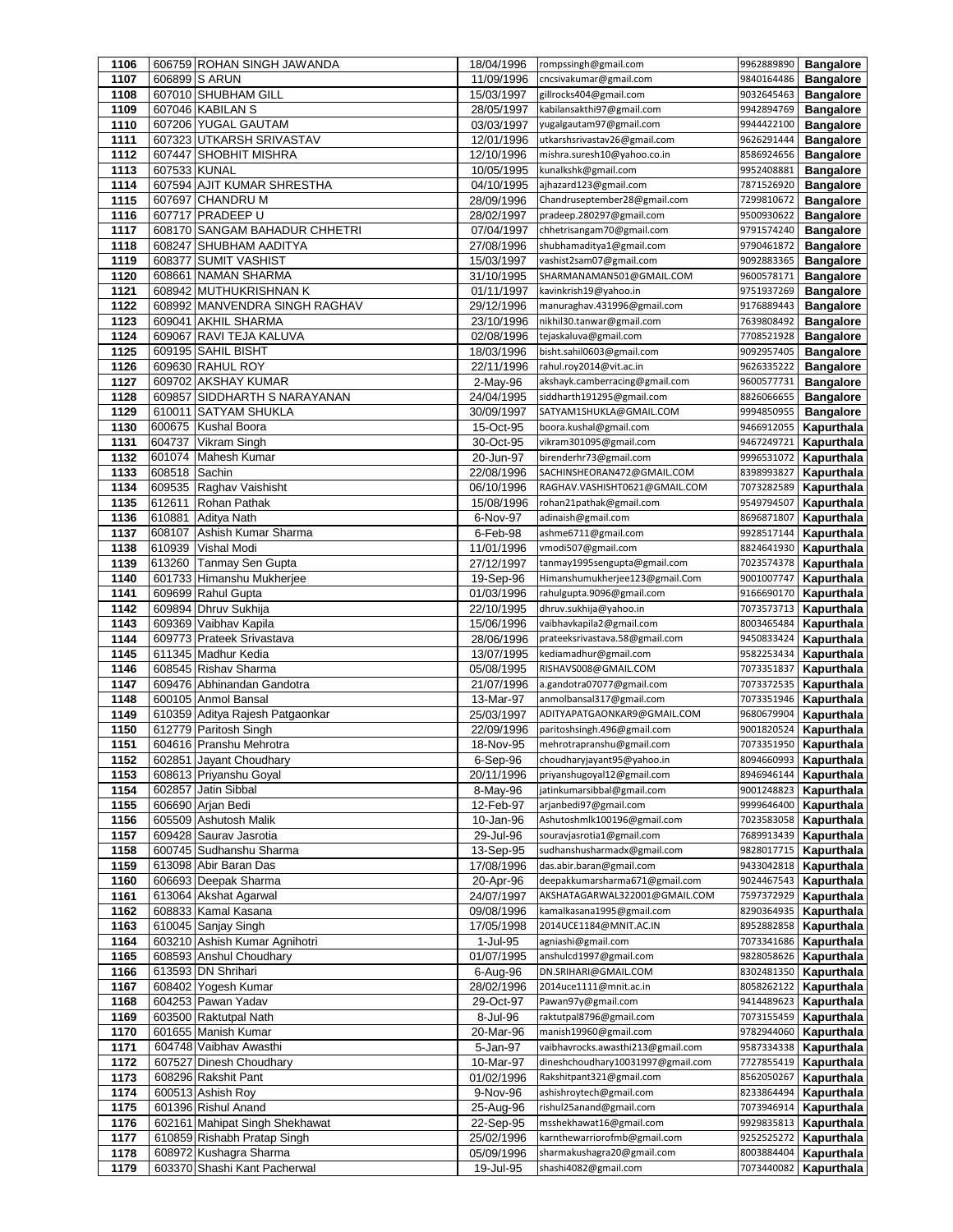| | | | | | | |
|---|---|---|---|---|---|---|
| 1106 | 606759 | ROHAN SINGH JAWANDA | 18/04/1996 | rompssingh@gmail.com | 9962889890 | Bangalore |
| 1107 | 606899 | S ARUN | 11/09/1996 | cncsivakumar@gmail.com | 9840164486 | Bangalore |
| 1108 | 607010 | SHUBHAM GILL | 15/03/1997 | gillrocks404@gmail.com | 9032645463 | Bangalore |
| 1109 | 607046 | KABILAN S | 28/05/1997 | kabilansakthi97@gmail.com | 9942894769 | Bangalore |
| 1110 | 607206 | YUGAL GAUTAM | 03/03/1997 | yugalgautam97@gmail.com | 9944422100 | Bangalore |
| 1111 | 607323 | UTKARSH SRIVASTAV | 12/01/1996 | utkarshsrivastav26@gmail.com | 9626291444 | Bangalore |
| 1112 | 607447 | SHOBHIT MISHRA | 12/10/1996 | mishra.suresh10@yahoo.co.in | 8586924656 | Bangalore |
| 1113 | 607533 | KUNAL | 10/05/1995 | kunalkshk@gmail.com | 9952408881 | Bangalore |
| 1114 | 607594 | AJIT KUMAR SHRESTHA | 04/10/1995 | ajhazard123@gmail.com | 7871526920 | Bangalore |
| 1115 | 607697 | CHANDRU M | 28/09/1996 | Chandruseptember28@gmail.com | 7299810672 | Bangalore |
| 1116 | 607717 | PRADEEP U | 28/02/1997 | pradeep.280297@gmail.com | 9500930622 | Bangalore |
| 1117 | 608170 | SANGAM BAHADUR CHHETRI | 07/04/1997 | chhetrisangam70@gmail.com | 9791574240 | Bangalore |
| 1118 | 608247 | SHUBHAM AADITYA | 27/08/1996 | shubhamaditya1@gmail.com | 9790461872 | Bangalore |
| 1119 | 608377 | SUMIT VASHIST | 15/03/1997 | vashist2sam07@gmail.com | 9092883365 | Bangalore |
| 1120 | 608661 | NAMAN SHARMA | 31/10/1995 | SHARMANAMAN501@GMAIL.COM | 9600578171 | Bangalore |
| 1121 | 608942 | MUTHUKRISHNAN K | 01/11/1997 | kavinkrish19@yahoo.in | 9751937269 | Bangalore |
| 1122 | 608992 | MANVENDRA SINGH RAGHAV | 29/12/1996 | manuraghav.431996@gmail.com | 9176889443 | Bangalore |
| 1123 | 609041 | AKHIL SHARMA | 23/10/1996 | nikhil30.tanwar@gmail.com | 7639808492 | Bangalore |
| 1124 | 609067 | RAVI TEJA KALUVA | 02/08/1996 | tejaskaluva@gmail.com | 7708521928 | Bangalore |
| 1125 | 609195 | SAHIL BISHT | 18/03/1996 | bisht.sahil0603@gmail.com | 9092957405 | Bangalore |
| 1126 | 609630 | RAHUL ROY | 22/11/1996 | rahul.roy2014@vit.ac.in | 9626335222 | Bangalore |
| 1127 | 609702 | AKSHAY KUMAR | 2-May-96 | akshayk.camberracing@gmail.com | 9600577731 | Bangalore |
| 1128 | 609857 | SIDDHARTH S NARAYANAN | 24/04/1995 | siddharth191295@gmail.com | 8826066655 | Bangalore |
| 1129 | 610011 | SATYAM SHUKLA | 30/09/1997 | SATYAM1SHUKLA@GMAIL.COM | 9994850955 | Bangalore |
| 1130 | 600675 | Kushal Boora | 15-Oct-95 | boora.kushal@gmail.com | 9466912055 | Kapurthala |
| 1131 | 604737 | Vikram Singh | 30-Oct-95 | vikram301095@gmail.com | 9467249721 | Kapurthala |
| 1132 | 601074 | Mahesh Kumar | 20-Jun-97 | birenderhr73@gmail.com | 9996531072 | Kapurthala |
| 1133 | 608518 | Sachin | 22/08/1996 | SACHINSHEORAN472@GMAIL.COM | 8398993827 | Kapurthala |
| 1134 | 609535 | Raghav Vaishisht | 06/10/1996 | RAGHAV.VASHISHT0621@GMAIL.COM | 7073282589 | Kapurthala |
| 1135 | 612611 | Rohan Pathak | 15/08/1996 | rohan21pathak@gmail.com | 9549794507 | Kapurthala |
| 1136 | 610881 | Aditya Nath | 6-Nov-97 | adinaish@gmail.com | 8696871807 | Kapurthala |
| 1137 | 608107 | Ashish Kumar Sharma | 6-Feb-98 | ashme6711@gmail.com | 9928517144 | Kapurthala |
| 1138 | 610939 | Vishal Modi | 11/01/1996 | vmodi507@gmail.com | 8824641930 | Kapurthala |
| 1139 | 613260 | Tanmay Sen Gupta | 27/12/1997 | tanmay1995sengupta@gmail.com | 7023574378 | Kapurthala |
| 1140 | 601733 | Himanshu Mukherjee | 19-Sep-96 | Himanshumukherjee123@gmail.Com | 9001007747 | Kapurthala |
| 1141 | 609699 | Rahul Gupta | 01/03/1996 | rahulgupta.9096@gmail.com | 9166690170 | Kapurthala |
| 1142 | 609894 | Dhruv Sukhija | 22/10/1995 | dhruv.sukhija@yahoo.in | 7073573713 | Kapurthala |
| 1143 | 609369 | Vaibhav Kapila | 15/06/1996 | vaibhavkapila2@gmail.com | 8003465484 | Kapurthala |
| 1144 | 609773 | Prateek Srivastava | 28/06/1996 | prateeksrivastava.58@gmail.com | 9450833424 | Kapurthala |
| 1145 | 611345 | Madhur Kedia | 13/07/1995 | kediamadhur@gmail.com | 9582253434 | Kapurthala |
| 1146 | 608545 | Rishav Sharma | 05/08/1995 | RISHAVS008@GMAIL.COM | 7073351837 | Kapurthala |
| 1147 | 609476 | Abhinandan Gandotra | 21/07/1996 | a.gandotra07077@gmail.com | 7073372535 | Kapurthala |
| 1148 | 600105 | Anmol Bansal | 13-Mar-97 | anmolbansal317@gmail.com | 7073351946 | Kapurthala |
| 1149 | 610359 | Aditya Rajesh Patgaonkar | 25/03/1997 | ADITYAPATGAONKAR9@GMAIL.COM | 9680679904 | Kapurthala |
| 1150 | 612779 | Paritosh Singh | 22/09/1996 | paritoshsingh.496@gmail.com | 9001820524 | Kapurthala |
| 1151 | 604616 | Pranshu Mehrotra | 18-Nov-95 | mehrotrapranshu@gmail.com | 7073351950 | Kapurthala |
| 1152 | 602851 | Jayant Choudhary | 6-Sep-96 | choudharyjayant95@yahoo.in | 8094660993 | Kapurthala |
| 1153 | 608613 | Priyanshu Goyal | 20/11/1996 | priyanshugoyal12@gmail.com | 8946946144 | Kapurthala |
| 1154 | 602857 | Jatin Sibbal | 8-May-96 | jatinkumarsibbal@gmail.com | 9001248823 | Kapurthala |
| 1155 | 606690 | Arjan Bedi | 12-Feb-97 | arjanbedi97@gmail.com | 9999646400 | Kapurthala |
| 1156 | 605509 | Ashutosh Malik | 10-Jan-96 | Ashutoshmlk100196@gmail.com | 7023583058 | Kapurthala |
| 1157 | 609428 | Saurav Jasrotia | 29-Jul-96 | souravjasrotia1@gmail.com | 7689913439 | Kapurthala |
| 1158 | 600745 | Sudhanshu Sharma | 13-Sep-95 | sudhanshusharmadx@gmail.com | 9828017715 | Kapurthala |
| 1159 | 613098 | Abir Baran Das | 17/08/1996 | das.abir.baran@gmail.com | 9433042818 | Kapurthala |
| 1160 | 606693 | Deepak Sharma | 20-Apr-96 | deepakkumarsharma671@gmail.com | 9024467543 | Kapurthala |
| 1161 | 613064 | Akshat Agarwal | 24/07/1997 | AKSHATAGARWAL322001@GMAIL.COM | 7597372929 | Kapurthala |
| 1162 | 608833 | Kamal Kasana | 09/08/1996 | kamalkasana1995@gmail.com | 8290364935 | Kapurthala |
| 1163 | 610045 | Sanjay Singh | 17/05/1998 | 2014UCE1184@MNIT.AC.IN | 8952882858 | Kapurthala |
| 1164 | 603210 | Ashish Kumar Agnihotri | 1-Jul-95 | agniashi@gmail.com | 7073341686 | Kapurthala |
| 1165 | 608593 | Anshul Choudhary | 01/07/1995 | anshulcd1997@gmail.com | 9828058626 | Kapurthala |
| 1166 | 613593 | DN Shrihari | 6-Aug-96 | DN.SRIHARI@GMAIL.COM | 8302481350 | Kapurthala |
| 1167 | 608402 | Yogesh Kumar | 28/02/1996 | 2014uce1111@mnit.ac.in | 8058262122 | Kapurthala |
| 1168 | 604253 | Pawan Yadav | 29-Oct-97 | Pawan97y@gmail.com | 9414489623 | Kapurthala |
| 1169 | 603500 | Raktutpal Nath | 8-Jul-96 | raktutpal8796@gmail.com | 7073155459 | Kapurthala |
| 1170 | 601655 | Manish Kumar | 20-Mar-96 | manish19960@gmail.com | 9782944060 | Kapurthala |
| 1171 | 604748 | Vaibhav Awasthi | 5-Jan-97 | vaibhavrocks.awasthi213@gmail.com | 9587334338 | Kapurthala |
| 1172 | 607527 | Dinesh Choudhary | 10-Mar-97 | dineshchoudhary10031997@gmail.com | 7727855419 | Kapurthala |
| 1173 | 608296 | Rakshit Pant | 01/02/1996 | Rakshitpant321@gmail.com | 8562050267 | Kapurthala |
| 1174 | 600513 | Ashish Roy | 9-Nov-96 | ashishroytech@gmail.com | 8233864494 | Kapurthala |
| 1175 | 601396 | Rishul Anand | 25-Aug-96 | rishul25anand@gmail.com | 7073946914 | Kapurthala |
| 1176 | 602161 | Mahipat Singh Shekhawat | 22-Sep-95 | msshekhawat16@gmail.com | 9929835813 | Kapurthala |
| 1177 | 610859 | Rishabh Pratap Singh | 25/02/1996 | karnthewarriorofmb@gmail.com | 9252525272 | Kapurthala |
| 1178 | 608972 | Kushagra Sharma | 05/09/1996 | sharmakushagra20@gmail.com | 8003884404 | Kapurthala |
| 1179 | 603370 | Shashi Kant Pacherwal | 19-Jul-95 | shashi4082@gmail.com | 7073440082 | Kapurthala |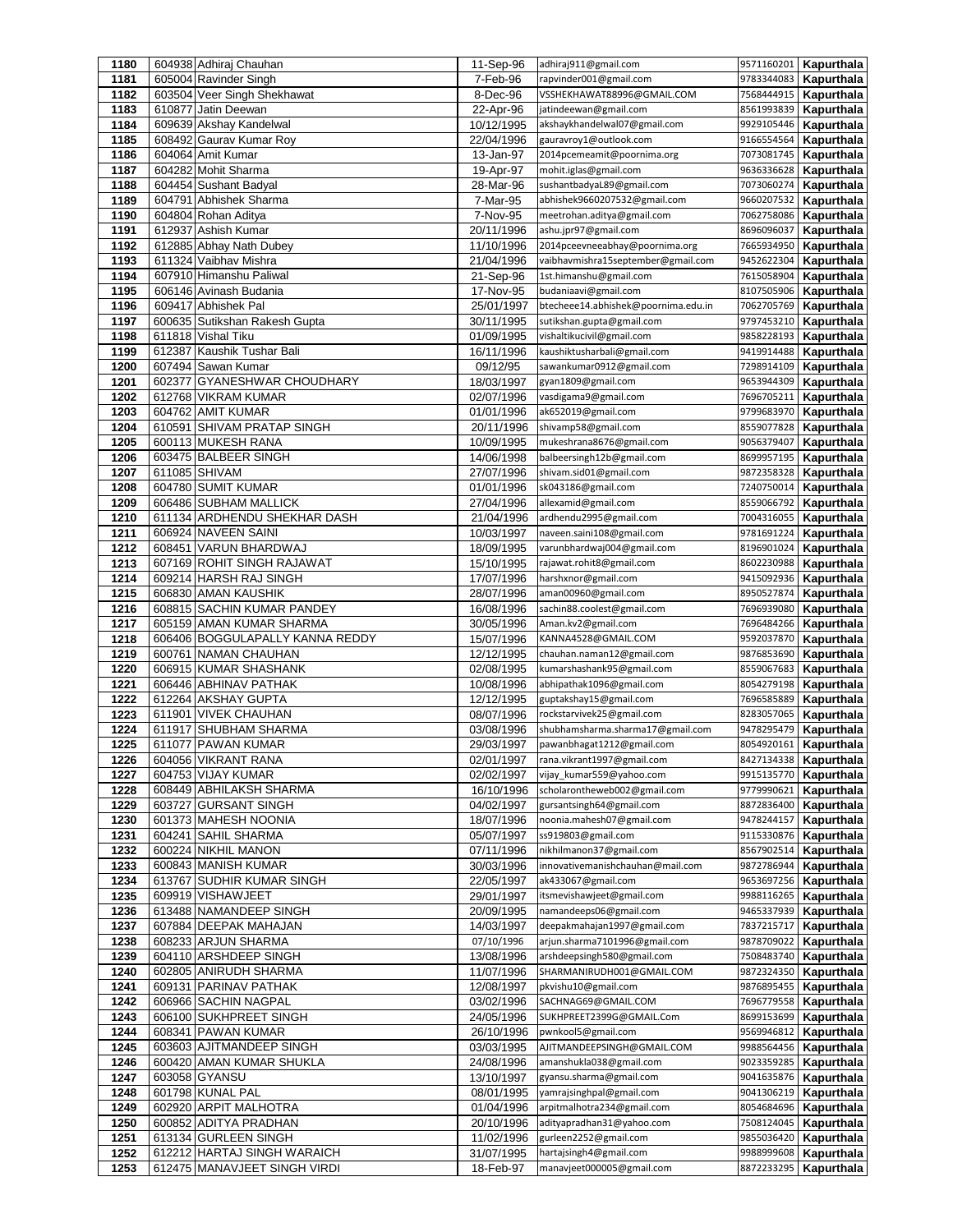| 1180 | 604938 | Adhiraj Chauhan | 11-Sep-96 | adhiraj911@gmail.com | 9571160201 | Kapurthala |
|---|---|---|---|---|---|---|
| 1181 | 605004 | Ravinder Singh | 7-Feb-96 | rapvinder001@gmail.com | 9783344083 | Kapurthala |
| 1182 | 603504 | Veer Singh Shekhawat | 8-Dec-96 | VSSHEKHAWAT88996@GMAIL.COM | 7568444915 | Kapurthala |
| 1183 | 610877 | Jatin Deewan | 22-Apr-96 | jatindeewan@gmail.com | 8561993839 | Kapurthala |
| 1184 | 609639 | Akshay Kandelwal | 10/12/1995 | akshaykhandelwal07@gmail.com | 9929105446 | Kapurthala |
| 1185 | 608492 | Gaurav Kumar Roy | 22/04/1996 | gauravroy1@outlook.com | 9166554564 | Kapurthala |
| 1186 | 604064 | Amit Kumar | 13-Jan-97 | 2014pcemeamit@poornima.org | 7073081745 | Kapurthala |
| 1187 | 604282 | Mohit Sharma | 19-Apr-97 | mohit.iglas@gmail.com | 9636336628 | Kapurthala |
| 1188 | 604454 | Sushant Badyal | 28-Mar-96 | sushantbadyaL89@gmail.com | 7073060274 | Kapurthala |
| 1189 | 604791 | Abhishek Sharma | 7-Mar-95 | abhishek9660207532@gmail.com | 9660207532 | Kapurthala |
| 1190 | 604804 | Rohan Aditya | 7-Nov-95 | meetrohan.aditya@gmail.com | 7062758086 | Kapurthala |
| 1191 | 612937 | Ashish Kumar | 20/11/1996 | ashu.jpr97@gmail.com | 8696096037 | Kapurthala |
| 1192 | 612885 | Abhay Nath Dubey | 11/10/1996 | 2014pceevneeabhay@poornima.org | 7665934950 | Kapurthala |
| 1193 | 611324 | Vaibhav Mishra | 21/04/1996 | vaibhavmishra15september@gmail.com | 9452622304 | Kapurthala |
| 1194 | 607910 | Himanshu Paliwal | 21-Sep-96 | 1st.himanshu@gmail.com | 7615058904 | Kapurthala |
| 1195 | 606146 | Avinash Budania | 17-Nov-95 | budaniaavi@gmail.com | 8107505906 | Kapurthala |
| 1196 | 609417 | Abhishek Pal | 25/01/1997 | btecheee14.abhishek@poornima.edu.in | 7062705769 | Kapurthala |
| 1197 | 600635 | Sutikshan Rakesh Gupta | 30/11/1995 | sutikshan.gupta@gmail.com | 9797453210 | Kapurthala |
| 1198 | 611818 | Vishal Tiku | 01/09/1995 | vishaltikucivil@gmail.com | 9858228193 | Kapurthala |
| 1199 | 612387 | Kaushik Tushar Bali | 16/11/1996 | kaushiktusharbali@gmail.com | 9419914488 | Kapurthala |
| 1200 | 607494 | Sawan Kumar | 09/12/95 | sawankumar0912@gmail.com | 7298914109 | Kapurthala |
| 1201 | 602377 | GYANESHWAR CHOUDHARY | 18/03/1997 | gyan1809@gmail.com | 9653944309 | Kapurthala |
| 1202 | 612768 | VIKRAM KUMAR | 02/07/1996 | vasdigama9@gmail.com | 7696705211 | Kapurthala |
| 1203 | 604762 | AMIT KUMAR | 01/01/1996 | ak652019@gmail.com | 9799683970 | Kapurthala |
| 1204 | 610591 | SHIVAM PRATAP SINGH | 20/11/1996 | shivamp58@gmail.com | 8559077828 | Kapurthala |
| 1205 | 600113 | MUKESH RANA | 10/09/1995 | mukeshrana8676@gmail.com | 9056379407 | Kapurthala |
| 1206 | 603475 | BALBEER SINGH | 14/06/1998 | balbeersingh12b@gmail.com | 8699957195 | Kapurthala |
| 1207 | 611085 | SHIVAM | 27/07/1996 | shivam.sid01@gmail.com | 9872358328 | Kapurthala |
| 1208 | 604780 | SUMIT KUMAR | 01/01/1996 | sk043186@gmail.com | 7240750014 | Kapurthala |
| 1209 | 606486 | SUBHAM MALLICK | 27/04/1996 | allexamid@gmail.com | 8559066792 | Kapurthala |
| 1210 | 611134 | ARDHENDU SHEKHAR DASH | 21/04/1996 | ardhendu2995@gmail.com | 7004316055 | Kapurthala |
| 1211 | 606924 | NAVEEN SAINI | 10/03/1997 | naveen.saini108@gmail.com | 9781691224 | Kapurthala |
| 1212 | 608451 | VARUN BHARDWAJ | 18/09/1995 | varunbhardwaj004@gmail.com | 8196901024 | Kapurthala |
| 1213 | 607169 | ROHIT SINGH RAJAWAT | 15/10/1995 | rajawat.rohit8@gmail.com | 8602230988 | Kapurthala |
| 1214 | 609214 | HARSH RAJ SINGH | 17/07/1996 | harshxnor@gmail.com | 9415092936 | Kapurthala |
| 1215 | 606830 | AMAN KAUSHIK | 28/07/1996 | aman00960@gmail.com | 8950527874 | Kapurthala |
| 1216 | 608815 | SACHIN KUMAR PANDEY | 16/08/1996 | sachin88.coolest@gmail.com | 7696939080 | Kapurthala |
| 1217 | 605159 | AMAN KUMAR SHARMA | 30/05/1996 | Aman.kv2@gmail.com | 7696484266 | Kapurthala |
| 1218 | 606406 | BOGGULAPALLY KANNA REDDY | 15/07/1996 | KANNA4528@GMAIL.COM | 9592037870 | Kapurthala |
| 1219 | 600761 | NAMAN CHAUHAN | 12/12/1995 | chauhan.naman12@gmail.com | 9876853690 | Kapurthala |
| 1220 | 606915 | KUMAR SHASHANK | 02/08/1995 | kumarshashank95@gmail.com | 8559067683 | Kapurthala |
| 1221 | 606446 | ABHINAV PATHAK | 10/08/1996 | abhipathak1096@gmail.com | 8054279198 | Kapurthala |
| 1222 | 612264 | AKSHAY GUPTA | 12/12/1995 | guptakshay15@gmail.com | 7696585889 | Kapurthala |
| 1223 | 611901 | VIVEK CHAUHAN | 08/07/1996 | rockstarvivek25@gmail.com | 8283057065 | Kapurthala |
| 1224 | 611917 | SHUBHAM SHARMA | 03/08/1996 | shubhamsharma.sharma17@gmail.com | 9478295479 | Kapurthala |
| 1225 | 611077 | PAWAN KUMAR | 29/03/1997 | pawanbhagat1212@gmail.com | 8054920161 | Kapurthala |
| 1226 | 604056 | VIKRANT RANA | 02/01/1997 | rana.vikrant1997@gmail.com | 8427134338 | Kapurthala |
| 1227 | 604753 | VIJAY KUMAR | 02/02/1997 | vijay_kumar559@yahoo.com | 9915135770 | Kapurthala |
| 1228 | 608449 | ABHILAKSH SHARMA | 16/10/1996 | scholarontheweb002@gmail.com | 9779990621 | Kapurthala |
| 1229 | 603727 | GURSANT SINGH | 04/02/1997 | gursantsingh64@gmail.com | 8872836400 | Kapurthala |
| 1230 | 601373 | MAHESH NOONIA | 18/07/1996 | noonia.mahesh07@gmail.com | 9478244157 | Kapurthala |
| 1231 | 604241 | SAHIL SHARMA | 05/07/1997 | ss919803@gmail.com | 9115330876 | Kapurthala |
| 1232 | 600224 | NIKHIL MANON | 07/11/1996 | nikhilmanon37@gmail.com | 8567902514 | Kapurthala |
| 1233 | 600843 | MANISH KUMAR | 30/03/1996 | innovativemanishchauhan@mail.com | 9872786944 | Kapurthala |
| 1234 | 613767 | SUDHIR KUMAR SINGH | 22/05/1997 | ak433067@gmail.com | 9653697256 | Kapurthala |
| 1235 | 609919 | VISHAWJEET | 29/01/1997 | itsmevishawjeet@gmail.com | 9988116265 | Kapurthala |
| 1236 | 613488 | NAMANDEEP SINGH | 20/09/1995 | namandeeps06@gmail.com | 9465337939 | Kapurthala |
| 1237 | 607884 | DEEPAK MAHAJAN | 14/03/1997 | deepakmahajan1997@gmail.com | 7837215717 | Kapurthala |
| 1238 | 608233 | ARJUN SHARMA | 07/10/1996 | arjun.sharma7101996@gmail.com | 9878709022 | Kapurthala |
| 1239 | 604110 | ARSHDEEP SINGH | 13/08/1996 | arshdeepsingh580@gmail.com | 7508483740 | Kapurthala |
| 1240 | 602805 | ANIRUDH SHARMA | 11/07/1996 | SHARMANIRUDH001@GMAIL.COM | 9872324350 | Kapurthala |
| 1241 | 609131 | PARINAV PATHAK | 12/08/1997 | pkvishu10@gmail.com | 9876895455 | Kapurthala |
| 1242 | 606966 | SACHIN NAGPAL | 03/02/1996 | SACHNAG69@GMAIL.COM | 7696779558 | Kapurthala |
| 1243 | 606100 | SUKHPREET SINGH | 24/05/1996 | SUKHPREET2399G@GMAIL.Com | 8699153699 | Kapurthala |
| 1244 | 608341 | PAWAN KUMAR | 26/10/1996 | pwnkool5@gmail.com | 9569946812 | Kapurthala |
| 1245 | 603603 | AJITMANDEEP SINGH | 03/03/1995 | AJITMANDEEPSINGH@GMAIL.COM | 9988564456 | Kapurthala |
| 1246 | 600420 | AMAN KUMAR SHUKLA | 24/08/1996 | amanshukla038@gmail.com | 9023359285 | Kapurthala |
| 1247 | 603058 | GYANSU | 13/10/1997 | gyansu.sharma@gmail.com | 9041635876 | Kapurthala |
| 1248 | 601798 | KUNAL PAL | 08/01/1995 | yamrajsinghpal@gmail.com | 9041306219 | Kapurthala |
| 1249 | 602920 | ARPIT MALHOTRA | 01/04/1996 | arpitmalhotra234@gmail.com | 8054684696 | Kapurthala |
| 1250 | 600852 | ADITYA PRADHAN | 20/10/1996 | adityapradhan31@yahoo.com | 7508124045 | Kapurthala |
| 1251 | 613134 | GURLEEN SINGH | 11/02/1996 | gurleen2252@gmail.com | 9855036420 | Kapurthala |
| 1252 | 612212 | HARTAJ SINGH WARAICH | 31/07/1995 | hartajsingh4@gmail.com | 9988999608 | Kapurthala |
| 1253 | 612475 | MANAVJEET SINGH VIRDI | 18-Feb-97 | manavjeet000005@gmail.com | 8872233295 | Kapurthala |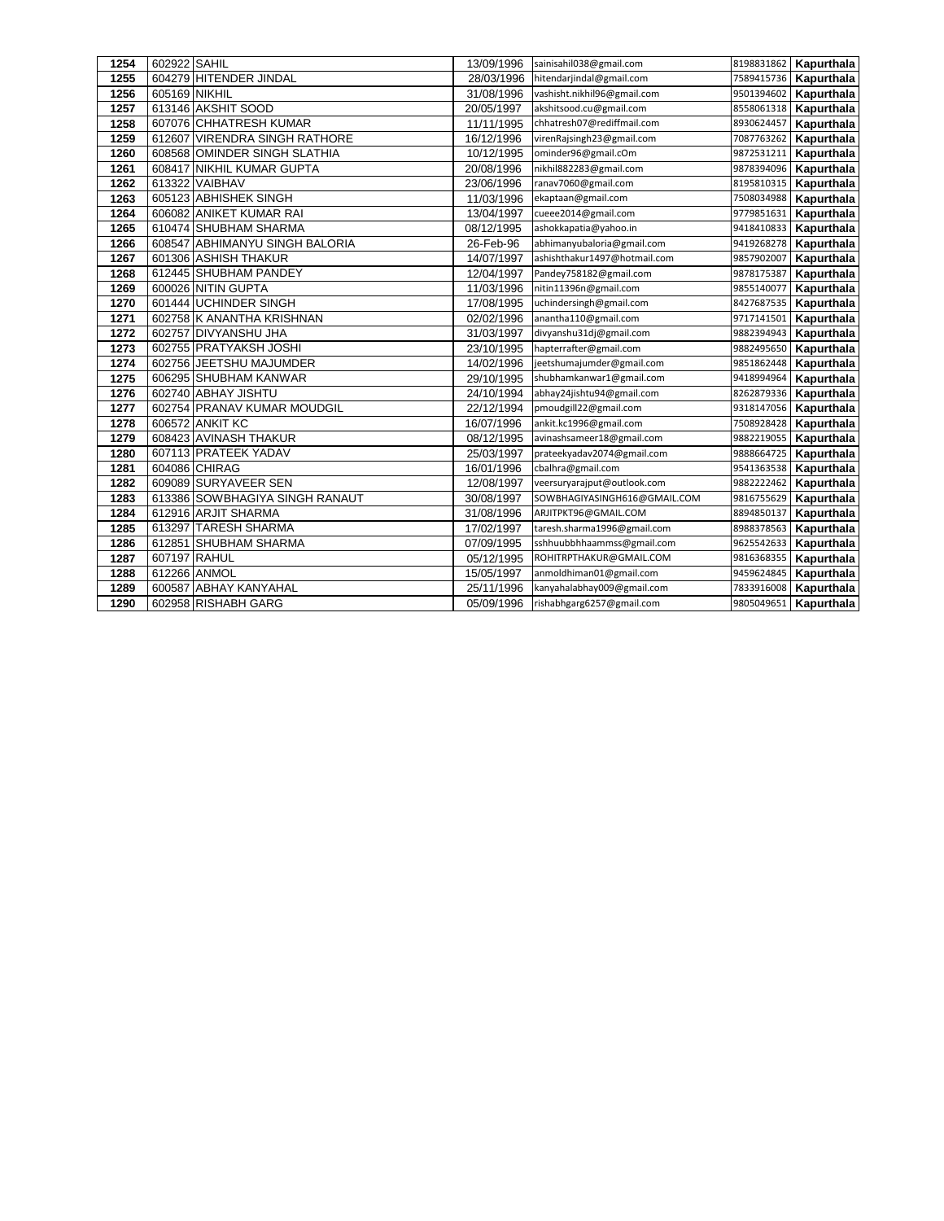| | | | | | | |
|---|---|---|---|---|---|---|
| 1254 | 602922 | SAHIL | 13/09/1996 | sainisahil038@gmail.com | 8198831862 | Kapurthala |
| 1255 | 604279 | HITENDER JINDAL | 28/03/1996 | hitendarjindal@gmail.com | 7589415736 | Kapurthala |
| 1256 | 605169 | NIKHIL | 31/08/1996 | vashisht.nikhil96@gmail.com | 9501394602 | Kapurthala |
| 1257 | 613146 | AKSHIT SOOD | 20/05/1997 | akshitsood.cu@gmail.com | 8558061318 | Kapurthala |
| 1258 | 607076 | CHHATRESH KUMAR | 11/11/1995 | chhatresh07@rediffmail.com | 8930624457 | Kapurthala |
| 1259 | 612607 | VIRENDRA SINGH RATHORE | 16/12/1996 | virenRajsingh23@gmail.com | 7087763262 | Kapurthala |
| 1260 | 608568 | OMINDER SINGH SLATHIA | 10/12/1995 | ominder96@gmail.cOm | 9872531211 | Kapurthala |
| 1261 | 608417 | NIKHIL KUMAR GUPTA | 20/08/1996 | nikhil882283@gmail.com | 9878394096 | Kapurthala |
| 1262 | 613322 | VAIBHAV | 23/06/1996 | ranav7060@gmail.com | 8195810315 | Kapurthala |
| 1263 | 605123 | ABHISHEK SINGH | 11/03/1996 | ekaptaan@gmail.com | 7508034988 | Kapurthala |
| 1264 | 606082 | ANIKET KUMAR RAI | 13/04/1997 | cueee2014@gmail.com | 9779851631 | Kapurthala |
| 1265 | 610474 | SHUBHAM SHARMA | 08/12/1995 | ashokkapatia@yahoo.in | 9418410833 | Kapurthala |
| 1266 | 608547 | ABHIMANYU SINGH BALORIA | 26-Feb-96 | abhimanyubaloria@gmail.com | 9419268278 | Kapurthala |
| 1267 | 601306 | ASHISH THAKUR | 14/07/1997 | ashishthakur1497@hotmail.com | 9857902007 | Kapurthala |
| 1268 | 612445 | SHUBHAM PANDEY | 12/04/1997 | Pandey758182@gmail.com | 9878175387 | Kapurthala |
| 1269 | 600026 | NITIN GUPTA | 11/03/1996 | nitin11396n@gmail.com | 9855140077 | Kapurthala |
| 1270 | 601444 | UCHINDER SINGH | 17/08/1995 | uchindersingh@gmail.com | 8427687535 | Kapurthala |
| 1271 | 602758 | K ANANTHA KRISHNAN | 02/02/1996 | anantha110@gmail.com | 9717141501 | Kapurthala |
| 1272 | 602757 | DIVYANSHU JHA | 31/03/1997 | divyanshu31dj@gmail.com | 9882394943 | Kapurthala |
| 1273 | 602755 | PRATYAKSH JOSHI | 23/10/1995 | hapterrafter@gmail.com | 9882495650 | Kapurthala |
| 1274 | 602756 | JEETSHU MAJUMDER | 14/02/1996 | jeetshumajumder@gmail.com | 9851862448 | Kapurthala |
| 1275 | 606295 | SHUBHAM KANWAR | 29/10/1995 | shubhamkanwar1@gmail.com | 9418994964 | Kapurthala |
| 1276 | 602740 | ABHAY JISHTU | 24/10/1994 | abhay24jishtu94@gmail.com | 8262879336 | Kapurthala |
| 1277 | 602754 | PRANAV KUMAR MOUDGIL | 22/12/1994 | pmoudgill22@gmail.com | 9318147056 | Kapurthala |
| 1278 | 606572 | ANKIT KC | 16/07/1996 | ankit.kc1996@gmail.com | 7508928428 | Kapurthala |
| 1279 | 608423 | AVINASH THAKUR | 08/12/1995 | avinashsameer18@gmail.com | 9882219055 | Kapurthala |
| 1280 | 607113 | PRATEEK YADAV | 25/03/1997 | prateekyadav2074@gmail.com | 9888664725 | Kapurthala |
| 1281 | 604086 | CHIRAG | 16/01/1996 | cbalhra@gmail.com | 9541363538 | Kapurthala |
| 1282 | 609089 | SURYAVEER SEN | 12/08/1997 | veersuryarajput@outlook.com | 9882222462 | Kapurthala |
| 1283 | 613386 | SOWBHAGIYA SINGH RANAUT | 30/08/1997 | SOWBHAGIYASINGH616@GMAIL.COM | 9816755629 | Kapurthala |
| 1284 | 612916 | ARJIT SHARMA | 31/08/1996 | ARJITPKT96@GMAIL.COM | 8894850137 | Kapurthala |
| 1285 | 613297 | TARESH SHARMA | 17/02/1997 | taresh.sharma1996@gmail.com | 8988378563 | Kapurthala |
| 1286 | 612851 | SHUBHAM SHARMA | 07/09/1995 | sshhuubbhhaammss@gmail.com | 9625542633 | Kapurthala |
| 1287 | 607197 | RAHUL | 05/12/1995 | ROHITRPTHAKUR@GMAIL.COM | 9816368355 | Kapurthala |
| 1288 | 612266 | ANMOL | 15/05/1997 | anmoldhiman01@gmail.com | 9459624845 | Kapurthala |
| 1289 | 600587 | ABHAY KANYAHAL | 25/11/1996 | kanyahalabhay009@gmail.com | 7833916008 | Kapurthala |
| 1290 | 602958 | RISHABH GARG | 05/09/1996 | rishabhgarg6257@gmail.com | 9805049651 | Kapurthala |